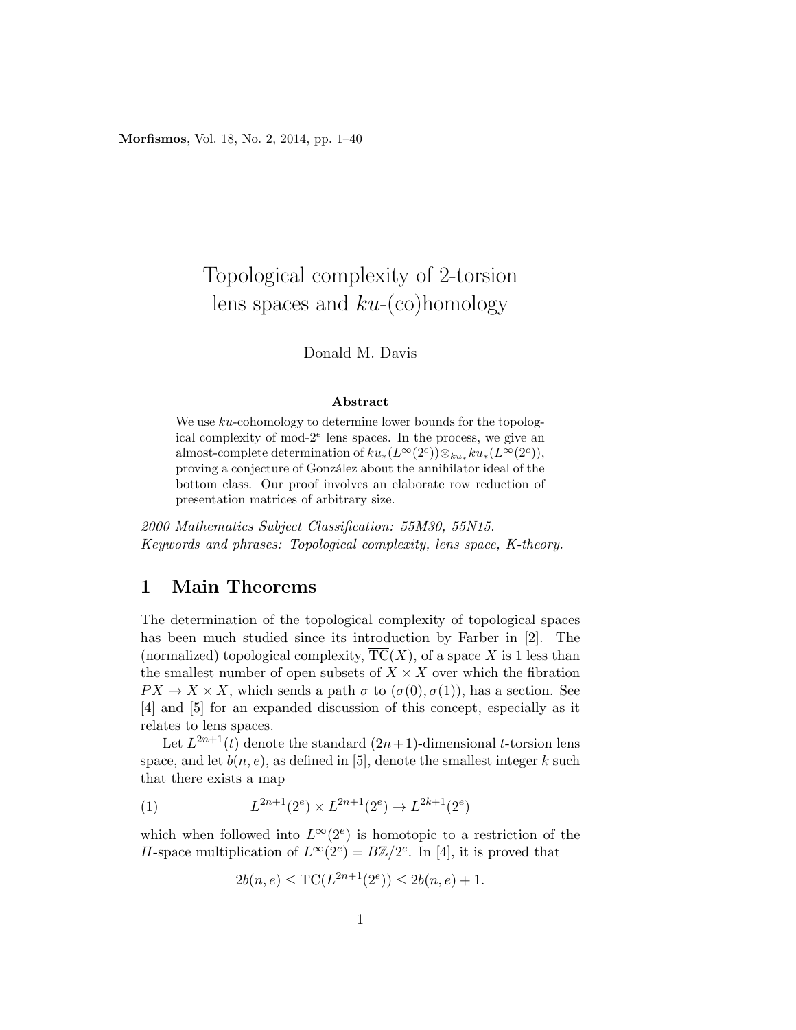# Topological complexity of 2-torsion lens spaces and $ku$-(co)homology

Donald M. Davis

**Abstract**

We use $ku$-cohomology to determine lower bounds for the topological complexity of mod-$2^e$ lens spaces. In the process, we give an almost-complete determination of $ku_*(L^\infty(2^e)) \otimes_{ku_*} ku_*(L^\infty(2^e))$, proving a conjecture of González about the annihilator ideal of the bottom class. Our proof involves an elaborate row reduction of presentation matrices of arbitrary size.

*2000 Mathematics Subject Classification: 55M30, 55N15.*
*Keywords and phrases: Topological complexity, lens space, K-theory.*

## 1 Main Theorems

The determination of the topological complexity of topological spaces has been much studied since its introduction by Farber in [2]. The (normalized) topological complexity, $\overline{\mathrm{TC}}(X)$, of a space $X$ is 1 less than the smallest number of open subsets of $X \times X$ over which the fibration $PX \to X \times X$, which sends a path $\sigma$ to $(\sigma(0), \sigma(1))$, has a section. See [4] and [5] for an expanded discussion of this concept, especially as it relates to lens spaces.

Let $L^{2n+1}(t)$ denote the standard $(2n+1)$-dimensional $t$-torsion lens space, and let $b(n, e)$, as defined in [5], denote the smallest integer $k$ such that there exists a map

$$L^{2n+1}(2^e) \times L^{2n+1}(2^e) \to L^{2k+1}(2^e) \tag{1}$$

which when followed into $L^\infty(2^e)$ is homotopic to a restriction of the $H$-space multiplication of $L^\infty(2^e) = B\mathbb{Z}/2^e$. In [4], it is proved that

$$2b(n, e) \le \overline{\mathrm{TC}}(L^{2n+1}(2^e)) \le 2b(n, e) + 1.$$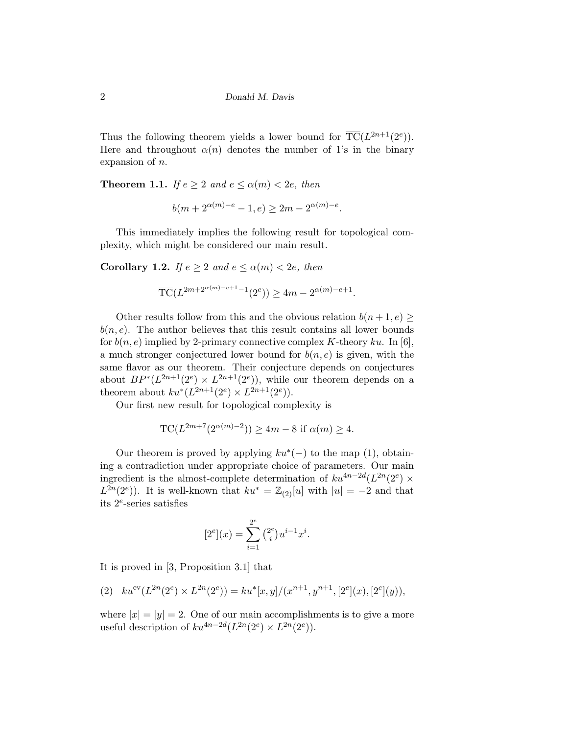Thus the following theorem yields a lower bound for $\overline{\mathrm{TC}}(L^{2n+1}(2^e))$. Here and throughout $\alpha(n)$ denotes the number of 1's in the binary expansion of $n$.

**Theorem 1.1.** *If $e \geq 2$ and $e \leq \alpha(m) < 2e$, then*

$$b(m + 2^{\alpha(m)-e} - 1, e) \geq 2m - 2^{\alpha(m)-e}.$$

This immediately implies the following result for topological complexity, which might be considered our main result.

**Corollary 1.2.** *If $e \geq 2$ and $e \leq \alpha(m) < 2e$, then*

$$\overline{\mathrm{TC}}(L^{2m+2^{\alpha(m)-e+1}-1}(2^e)) \geq 4m - 2^{\alpha(m)-e+1}.$$

Other results follow from this and the obvious relation $b(n+1, e) \geq b(n, e)$. The author believes that this result contains all lower bounds for $b(n, e)$ implied by 2-primary connective complex $K$-theory $ku$. In [6], a much stronger conjectured lower bound for $b(n, e)$ is given, with the same flavor as our theorem. Their conjecture depends on conjectures about $BP^*(L^{2n+1}(2^e) \times L^{2n+1}(2^e))$, while our theorem depends on a theorem about $ku^*(L^{2n+1}(2^e) \times L^{2n+1}(2^e))$.

Our first new result for topological complexity is

$$\overline{\mathrm{TC}}(L^{2m+7}(2^{\alpha(m)-2})) \geq 4m - 8 \text{ if } \alpha(m) \geq 4.$$

Our theorem is proved by applying $ku^*(-)$ to the map (1), obtaining a contradiction under appropriate choice of parameters. Our main ingredient is the almost-complete determination of $ku^{4n-2d}(L^{2n}(2^e) \times L^{2n}(2^e))$. It is well-known that $ku^* = \mathbb{Z}_{(2)}[u]$ with $|u| = -2$ and that its $2^e$-series satisfies

$$[2^e](x) = \sum_{i=1}^{2^e} \tbinom{2^e}{i} u^{i-1} x^i.$$

It is proved in [3, Proposition 3.1] that

$$\text{(2)} \quad ku^{\mathrm{ev}}(L^{2n}(2^e) \times L^{2n}(2^e)) = ku^*[x, y]/(x^{n+1}, y^{n+1}, [2^e](x), [2^e](y)),$$

where $|x| = |y| = 2$. One of our main accomplishments is to give a more useful description of $ku^{4n-2d}(L^{2n}(2^e) \times L^{2n}(2^e))$.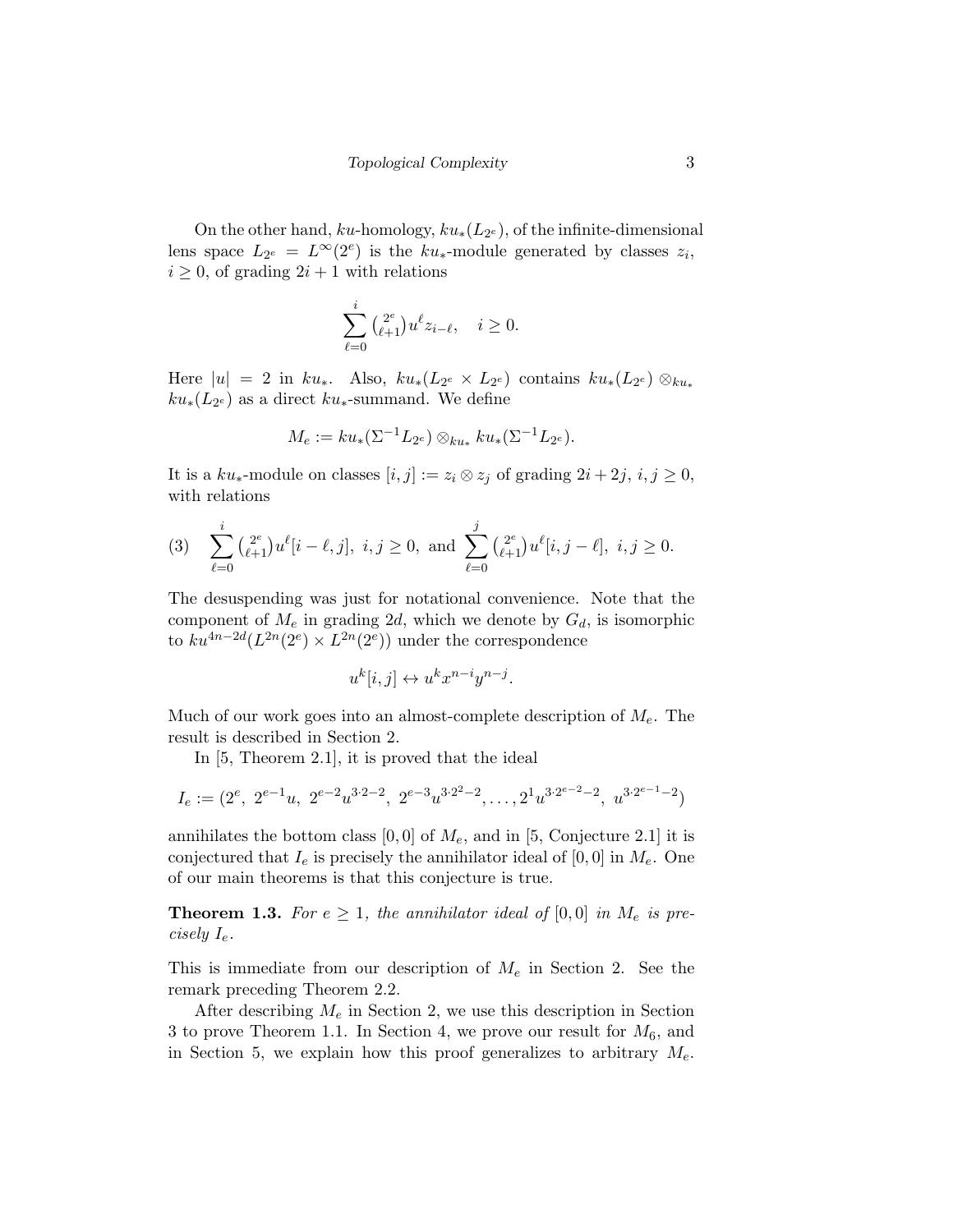On the other hand, $ku$-homology, $ku_*(L_{2^e})$, of the infinite-dimensional lens space $L_{2^e} = L^\infty(2^e)$ is the $ku_*$-module generated by classes $z_i$, $i \ge 0$, of grading $2i+1$ with relations

$$\sum_{\ell=0}^{i} \tbinom{2^e}{\ell+1} u^\ell z_{i-\ell}, \quad i \ge 0.$$

Here $|u| = 2$ in $ku_*$. Also, $ku_*(L_{2^e} \times L_{2^e})$ contains $ku_*(L_{2^e}) \otimes_{ku_*} ku_*(L_{2^e})$ as a direct $ku_*$-summand. We define

$$M_e := ku_*(\Sigma^{-1}L_{2^e}) \otimes_{ku_*} ku_*(\Sigma^{-1}L_{2^e}).$$

It is a $ku_*$-module on classes $[i,j] := z_i \otimes z_j$ of grading $2i+2j$, $i,j \ge 0$, with relations

$$\text{(3)} \quad \sum_{\ell=0}^{i} \tbinom{2^e}{\ell+1} u^\ell [i-\ell, j],\ i,j \ge 0, \text{ and } \sum_{\ell=0}^{j} \tbinom{2^e}{\ell+1} u^\ell [i, j-\ell],\ i,j \ge 0.$$

The desuspending was just for notational convenience. Note that the component of $M_e$ in grading $2d$, which we denote by $G_d$, is isomorphic to $ku^{4n-2d}(L^{2n}(2^e) \times L^{2n}(2^e))$ under the correspondence

$$u^k[i,j] \leftrightarrow u^k x^{n-i} y^{n-j}.$$

Much of our work goes into an almost-complete description of $M_e$. The result is described in Section 2.

In [5, Theorem 2.1], it is proved that the ideal

$$I_e := (2^e,\ 2^{e-1}u,\ 2^{e-2}u^{3\cdot 2-2},\ 2^{e-3}u^{3\cdot 2^2-2}, \ldots, 2^1 u^{3\cdot 2^{e-2}-2},\ u^{3\cdot 2^{e-1}-2})$$

annihilates the bottom class $[0,0]$ of $M_e$, and in [5, Conjecture 2.1] it is conjectured that $I_e$ is precisely the annihilator ideal of $[0,0]$ in $M_e$. One of our main theorems is that this conjecture is true.

**Theorem 1.3.** *For $e \ge 1$, the annihilator ideal of $[0,0]$ in $M_e$ is precisely $I_e$.*

This is immediate from our description of $M_e$ in Section 2. See the remark preceding Theorem 2.2.

After describing $M_e$ in Section 2, we use this description in Section 3 to prove Theorem 1.1. In Section 4, we prove our result for $M_6$, and in Section 5, we explain how this proof generalizes to arbitrary $M_e$.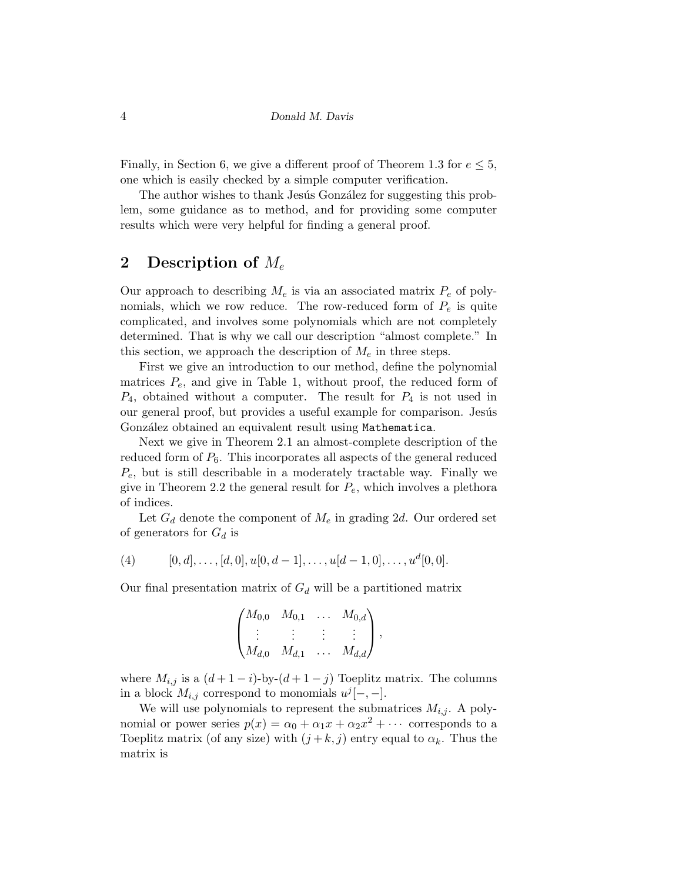Finally, in Section 6, we give a different proof of Theorem 1.3 for $e \le 5$, one which is easily checked by a simple computer verification.

The author wishes to thank Jesús González for suggesting this problem, some guidance as to method, and for providing some computer results which were very helpful for finding a general proof.

## 2 Description of $M_e$

Our approach to describing $M_e$ is via an associated matrix $P_e$ of polynomials, which we row reduce. The row-reduced form of $P_e$ is quite complicated, and involves some polynomials which are not completely determined. That is why we call our description "almost complete." In this section, we approach the description of $M_e$ in three steps.

First we give an introduction to our method, define the polynomial matrices $P_e$, and give in Table 1, without proof, the reduced form of $P_4$, obtained without a computer. The result for $P_4$ is not used in our general proof, but provides a useful example for comparison. Jesús González obtained an equivalent result using `Mathematica`.

Next we give in Theorem 2.1 an almost-complete description of the reduced form of $P_6$. This incorporates all aspects of the general reduced $P_e$, but is still describable in a moderately tractable way. Finally we give in Theorem 2.2 the general result for $P_e$, which involves a plethora of indices.

Let $G_d$ denote the component of $M_e$ in grading $2d$. Our ordered set of generators for $G_d$ is

$$[0, d], \dots, [d, 0], u[0, d-1], \dots, u[d-1, 0], \dots, u^d[0, 0]. \tag{4}$$

Our final presentation matrix of $G_d$ will be a partitioned matrix

$$\begin{pmatrix} M_{0,0} & M_{0,1} & \dots & M_{0,d} \\ \vdots & \vdots & \vdots & \vdots \\ M_{d,0} & M_{d,1} & \dots & M_{d,d} \end{pmatrix},$$

where $M_{i,j}$ is a $(d+1-i)$-by-$(d+1-j)$ Toeplitz matrix. The columns in a block $M_{i,j}$ correspond to monomials $u^j[-,-]$.

We will use polynomials to represent the submatrices $M_{i,j}$. A polynomial or power series $p(x) = \alpha_0 + \alpha_1 x + \alpha_2 x^2 + \cdots$ corresponds to a Toeplitz matrix (of any size) with $(j+k, j)$ entry equal to $\alpha_k$. Thus the matrix is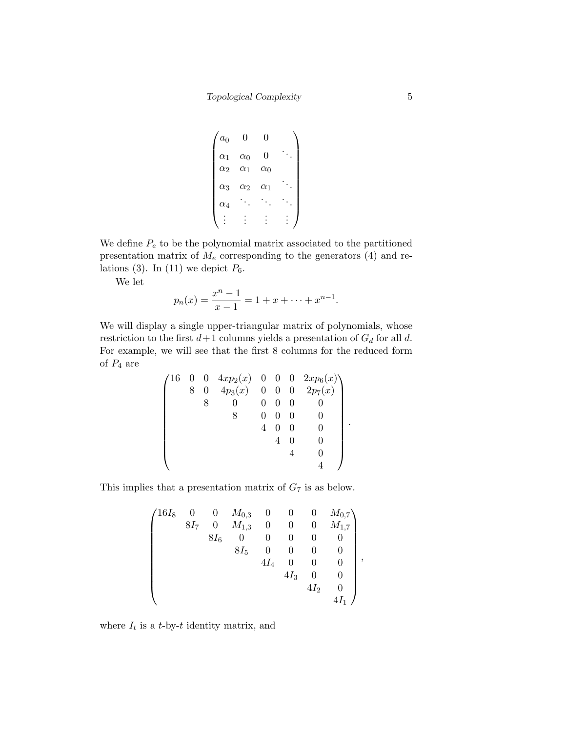$$\begin{pmatrix} a_0 & 0 & 0 & \\ \alpha_1 & \alpha_0 & 0 & \ddots \\ \alpha_2 & \alpha_1 & \alpha_0 & \\ \alpha_3 & \alpha_2 & \alpha_1 & \ddots \\ \alpha_4 & \ddots & \ddots & \ddots \\ \vdots & \vdots & \vdots & \vdots \end{pmatrix}$$

We define $P_e$ to be the polynomial matrix associated to the partitioned presentation matrix of $M_e$ corresponding to the generators (4) and relations (3). In (11) we depict $P_6$.

We let

$$p_n(x) = \frac{x^n - 1}{x - 1} = 1 + x + \cdots + x^{n-1}.$$

We will display a single upper-triangular matrix of polynomials, whose restriction to the first $d+1$ columns yields a presentation of $G_d$ for all $d$. For example, we will see that the first 8 columns for the reduced form of $P_4$ are

$$\begin{pmatrix} 16 & 0 & 0 & 4xp_2(x) & 0 & 0 & 0 & 2xp_6(x) \\ & 8 & 0 & 4p_3(x) & 0 & 0 & 0 & 2p_7(x) \\ & & 8 & 0 & 0 & 0 & 0 & 0 \\ & & & 8 & 0 & 0 & 0 & 0 \\ & & & & 4 & 0 & 0 & 0 \\ & & & & & 4 & 0 & 0 \\ & & & & & & 4 & 0 \\ & & & & & & & 4 \end{pmatrix}.$$

This implies that a presentation matrix of $G_7$ is as below.

$$\begin{pmatrix} 16I_8 & 0 & 0 & M_{0,3} & 0 & 0 & 0 & M_{0,7} \\ & 8I_7 & 0 & M_{1,3} & 0 & 0 & 0 & M_{1,7} \\ & & 8I_6 & 0 & 0 & 0 & 0 & 0 \\ & & & 8I_5 & 0 & 0 & 0 & 0 \\ & & & & 4I_4 & 0 & 0 & 0 \\ & & & & & 4I_3 & 0 & 0 \\ & & & & & & 4I_2 & 0 \\ & & & & & & & 4I_1 \end{pmatrix},$$

where $I_t$ is a $t$-by-$t$ identity matrix, and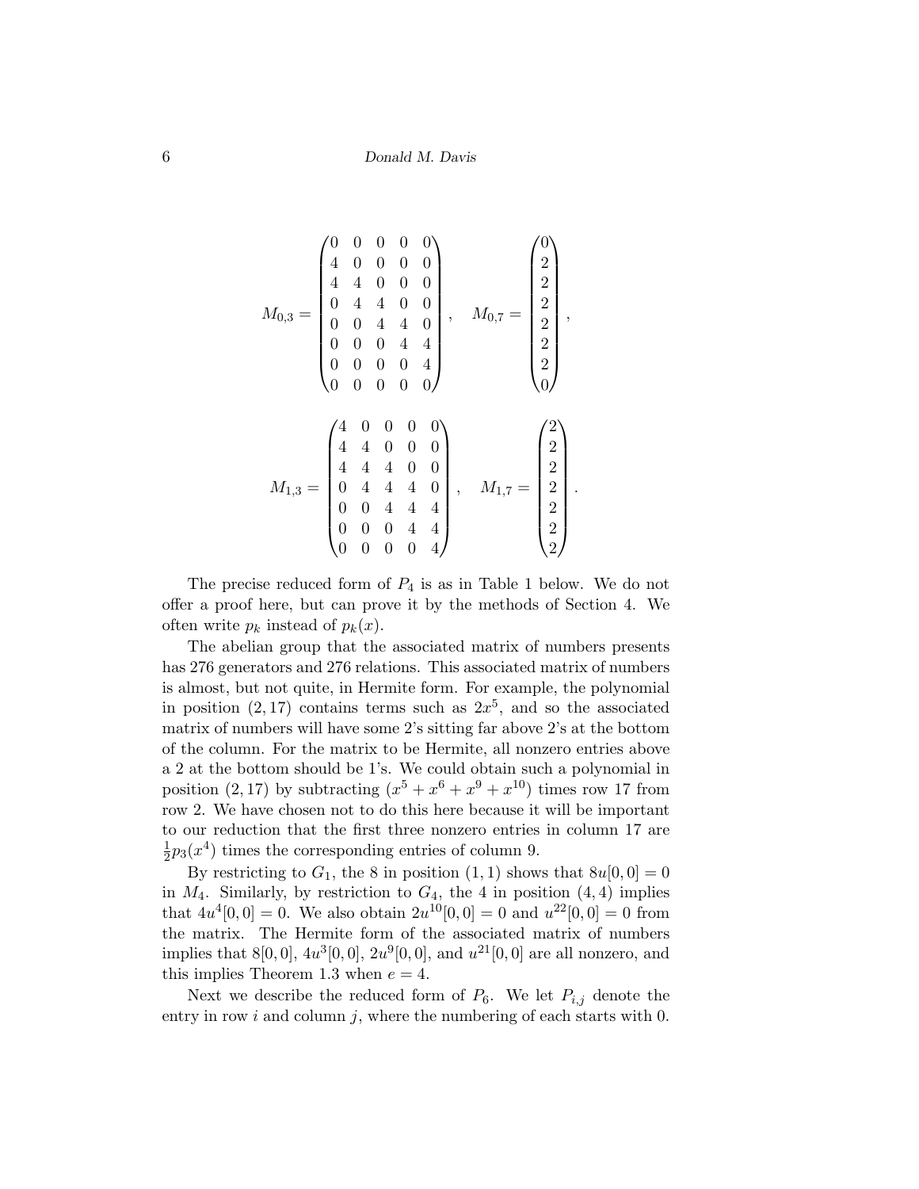$$M_{0,3} = \begin{pmatrix} 0 & 0 & 0 & 0 & 0 \\ 4 & 0 & 0 & 0 & 0 \\ 4 & 4 & 0 & 0 & 0 \\ 0 & 4 & 4 & 0 & 0 \\ 0 & 0 & 4 & 4 & 0 \\ 0 & 0 & 0 & 4 & 4 \\ 0 & 0 & 0 & 0 & 4 \\ 0 & 0 & 0 & 0 & 0 \end{pmatrix}, \quad M_{0,7} = \begin{pmatrix} 0 \\ 2 \\ 2 \\ 2 \\ 2 \\ 2 \\ 2 \\ 0 \end{pmatrix},$$

$$M_{1,3} = \begin{pmatrix} 4 & 0 & 0 & 0 & 0 \\ 4 & 4 & 0 & 0 & 0 \\ 4 & 4 & 4 & 0 & 0 \\ 0 & 4 & 4 & 4 & 0 \\ 0 & 0 & 4 & 4 & 4 \\ 0 & 0 & 0 & 4 & 4 \\ 0 & 0 & 0 & 0 & 4 \end{pmatrix}, \quad M_{1,7} = \begin{pmatrix} 2 \\ 2 \\ 2 \\ 2 \\ 2 \\ 2 \\ 2 \end{pmatrix}.$$

The precise reduced form of $P_4$ is as in Table 1 below. We do not offer a proof here, but can prove it by the methods of Section 4. We often write $p_k$ instead of $p_k(x)$.

The abelian group that the associated matrix of numbers presents has 276 generators and 276 relations. This associated matrix of numbers is almost, but not quite, in Hermite form. For example, the polynomial in position $(2,17)$ contains terms such as $2x^5$, and so the associated matrix of numbers will have some 2's sitting far above 2's at the bottom of the column. For the matrix to be Hermite, all nonzero entries above a 2 at the bottom should be 1's. We could obtain such a polynomial in position $(2,17)$ by subtracting $(x^5+x^6+x^9+x^{10})$ times row 17 from row 2. We have chosen not to do this here because it will be important to our reduction that the first three nonzero entries in column 17 are $\frac{1}{2}p_3(x^4)$ times the corresponding entries of column 9.

By restricting to $G_1$, the 8 in position $(1,1)$ shows that $8u[0,0]=0$ in $M_4$. Similarly, by restriction to $G_4$, the 4 in position $(4,4)$ implies that $4u^4[0,0]=0$. We also obtain $2u^{10}[0,0]=0$ and $u^{22}[0,0]=0$ from the matrix. The Hermite form of the associated matrix of numbers implies that $8[0,0]$, $4u^3[0,0]$, $2u^9[0,0]$, and $u^{21}[0,0]$ are all nonzero, and this implies Theorem 1.3 when $e=4$.

Next we describe the reduced form of $P_6$. We let $P_{i,j}$ denote the entry in row $i$ and column $j$, where the numbering of each starts with 0.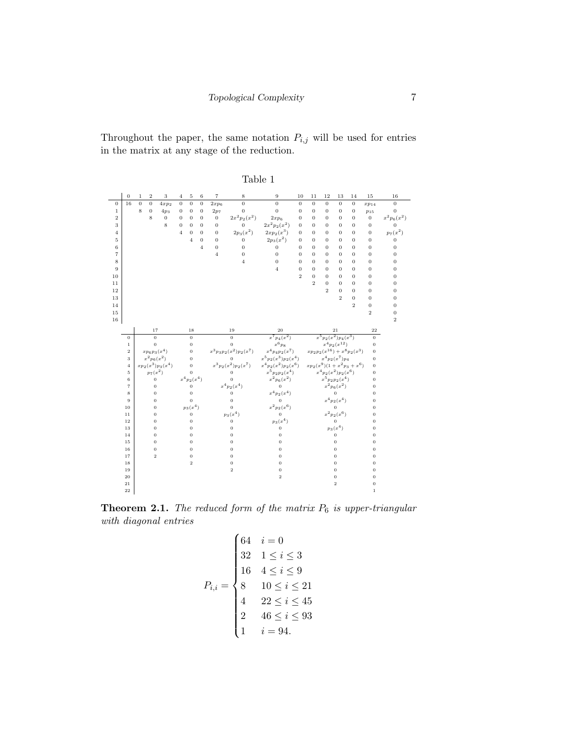Throughout the paper, the same notation $P_{i,j}$ will be used for entries in the matrix at any stage of the reduction.

Table 1

| | 0 | 1 | 2 | 3 | 4 | 5 | 6 | 7 | 8 | 9 | 10 | 11 | 12 | 13 | 14 | 15 | 16 |
|---|---|---|---|---|---|---|---|---|---|---|---|---|---|---|---|---|---|
| 0 | 16 | 0 | 0 | $4xp_2$ | 0 | 0 | 0 | $2xp_6$ | 0 | 0 | 0 | 0 | 0 | 0 | 0 | $xp_{14}$ | 0 |
| 1 | | 8 | 0 | $4p_3$ | 0 | 0 | 0 | $2p_7$ | 0 | 0 | 0 | 0 | 0 | 0 | 0 | $p_{15}$ | 0 |
| 2 | | | 8 | 0 | 0 | 0 | 0 | 0 | $2x^2p_2(x^2)$ | $2xp_6$ | 0 | 0 | 0 | 0 | 0 | 0 | $x^2p_6(x^2)$ |
| 3 | | | | 8 | 0 | 0 | 0 | 0 | 0 | $2x^2p_2(x^2)$ | 0 | 0 | 0 | 0 | 0 | 0 | 0 |
| 4 | | | | | 4 | 0 | 0 | 0 | $2p_3(x^2)$ | $2xp_2(x^3)$ | 0 | 0 | 0 | 0 | 0 | 0 | $p_7(x^2)$ |
| 5 | | | | | | 4 | 0 | 0 | 0 | $2p_3(x^2)$ | 0 | 0 | 0 | 0 | 0 | 0 | 0 |
| 6 | | | | | | | 4 | 0 | 0 | 0 | 0 | 0 | 0 | 0 | 0 | 0 | 0 |
| 7 | | | | | | | | 4 | 0 | 0 | 0 | 0 | 0 | 0 | 0 | 0 | 0 |
| 8 | | | | | | | | | 4 | 0 | 0 | 0 | 0 | 0 | 0 | 0 | 0 |
| 9 | | | | | | | | | | 4 | 0 | 0 | 0 | 0 | 0 | 0 | 0 |
| 10 | | | | | | | | | | | 2 | 0 | 0 | 0 | 0 | 0 | 0 |
| 11 | | | | | | | | | | | | 2 | 0 | 0 | 0 | 0 | 0 |
| 12 | | | | | | | | | | | | | 2 | 0 | 0 | 0 | 0 |
| 13 | | | | | | | | | | | | | | 2 | 0 | 0 | 0 |
| 14 | | | | | | | | | | | | | | | 2 | 0 | 0 |
| 15 | | | | | | | | | | | | | | | | 2 | 0 |
| 16 | | | | | | | | | | | | | | | | | 2 |

| | 17 | 18 | 19 | 20 | 21 | 22 |
|---|---|---|---|---|---|---|
| 0 | 0 | 0 | 0 | $x^7p_4(x^2)$ | $x^5p_2(x^2)p_4(x^3)$ | 0 |
| 1 | 0 | 0 | 0 | $x^6p_8$ | $x^4p_2(x^{12})$ | 0 |
| 2 | $xp_6p_3(x^4)$ | 0 | $x^3p_3p_2(x^2)p_2(x^7)$ | $x^4p_4p_2(x^7)$ | $xp_2p_2(x^{16})+x^8p_2(x^3)$ | 0 |
| 3 | $x^2p_6(x^2)$ | 0 | 0 | $x^5p_2(x^3)p_2(x^4)$ | $x^4p_2(x^7)p_4$ | 0 |
| 4 | $xp_2(x^3)p_3(x^4)$ | 0 | $x^3p_2(x^2)p_2(x^7)$ | $x^4p_2(x^2)p_2(x^6)$ | $xp_2(x^9)(1+x^2p_3+x^6)$ | 0 |
| 5 | $p_7(x^2)$ | 0 | 0 | $x^5p_2p_2(x^4)$ | $x^4p_2(x^2)p_2(x^6)$ | 0 |
| 6 | 0 | $x^4p_2(x^4)$ | 0 | $x^2p_6(x^2)$ | $x^5p_2p_2(x^4)$ | 0 |
| 7 | 0 | 0 | $x^4p_2(x^4)$ | 0 | $x^2p_6(x^2)$ | 0 |
| 8 | 0 | 0 | 0 | $x^4p_2(x^4)$ | 0 | 0 |
| 9 | 0 | 0 | 0 | 0 | $x^4p_2(x^4)$ | 0 |
| 10 | 0 | $p_3(x^4)$ | 0 | $x^2p_2(x^6)$ | 0 | 0 |
| 11 | 0 | 0 | $p_3(x^4)$ | 0 | $x^2p_2(x^6)$ | 0 |
| 12 | 0 | 0 | 0 | $p_3(x^4)$ | 0 | 0 |
| 13 | 0 | 0 | 0 | 0 | $p_3(x^4)$ | 0 |
| 14 | 0 | 0 | 0 | 0 | 0 | 0 |
| 15 | 0 | 0 | 0 | 0 | 0 | 0 |
| 16 | 0 | 0 | 0 | 0 | 0 | 0 |
| 17 | 2 | 0 | 0 | 0 | 0 | 0 |
| 18 | | 2 | 0 | 0 | 0 | 0 |
| 19 | | | 2 | 0 | 0 | 0 |
| 20 | | | | 2 | 0 | 0 |
| 21 | | | | | 2 | 0 |
| 22 | | | | | | 1 |

**Theorem 2.1.** *The reduced form of the matrix $P_6$ is upper-triangular with diagonal entries*

$$P_{i,i} = \begin{cases} 64 & i = 0 \\ 32 & 1 \le i \le 3 \\ 16 & 4 \le i \le 9 \\ 8 & 10 \le i \le 21 \\ 4 & 22 \le i \le 45 \\ 2 & 46 \le i \le 93 \\ 1 & i = 94. \end{cases}$$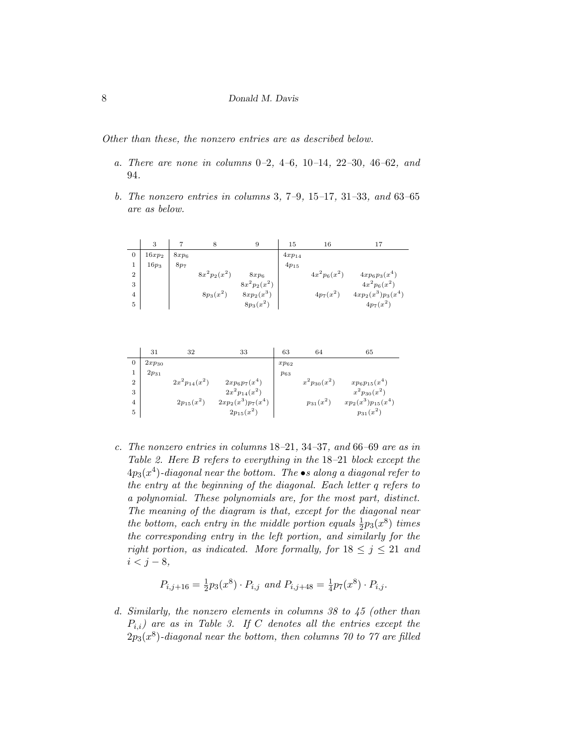*Other than these, the nonzero entries are as described below.*

*a. There are none in columns* 0–2*,* 4–6*,* 10–14*,* 22–30*,* 46–62*, and* 94*.*

*b. The nonzero entries in columns* 3*,* 7–9*,* 15–17*,* 31–33*, and* 63–65 *are as below.*

| | 3 | 7 | 8 | 9 | 15 | 16 | 17 |
|---|---|---|---|---|---|---|---|
| 0 | $16xp_2$ | $8xp_6$ | | | $4xp_{14}$ | | |
| 1 | $16p_3$ | $8p_7$ | | | $4p_{15}$ | | |
| 2 | | | $8x^2p_2(x^2)$ | $8xp_6$ | | $4x^2p_6(x^2)$ | $4xp_6p_3(x^4)$ |
| 3 | | | | $8x^2p_2(x^2)$ | | | $4x^2p_6(x^2)$ |
| 4 | | | $8p_3(x^2)$ | $8xp_2(x^3)$ | | $4p_7(x^2)$ | $4xp_2(x^3)p_3(x^4)$ |
| 5 | | | | $8p_3(x^2)$ | | | $4p_7(x^2)$ |

| | 31 | 32 | 33 | 63 | 64 | 65 |
|---|---|---|---|---|---|---|
| 0 | $2xp_{30}$ | | | $xp_{62}$ | | |
| 1 | $2p_{31}$ | | | $p_{63}$ | | |
| 2 | | $2x^2p_{14}(x^2)$ | $2xp_6p_7(x^4)$ | | $x^2p_{30}(x^2)$ | $xp_6p_{15}(x^4)$ |
| 3 | | | $2x^2p_{14}(x^2)$ | | | $x^2p_{30}(x^2)$ |
| 4 | | $2p_{15}(x^2)$ | $2xp_2(x^3)p_7(x^4)$ | | $p_{31}(x^2)$ | $xp_2(x^3)p_{15}(x^4)$ |
| 5 | | | $2p_{15}(x^2)$ | | | $p_{31}(x^2)$ |

*c. The nonzero entries in columns* 18–21*,* 34–37*, and* 66–69 *are as in Table 2. Here B refers to everything in the* 18–21 *block except the* $4p_3(x^4)$*-diagonal near the bottom. The* $\bullet$*s along a diagonal refer to the entry at the beginning of the diagonal. Each letter q refers to a polynomial. These polynomials are, for the most part, distinct. The meaning of the diagram is that, except for the diagonal near the bottom, each entry in the middle portion equals* $\frac{1}{2}p_3(x^8)$ *times the corresponding entry in the left portion, and similarly for the right portion, as indicated. More formally, for* $18 \le j \le 21$ *and* $i < j - 8$*,*

$$P_{i,j+16} = \tfrac{1}{2}p_3(x^8) \cdot P_{i,j} \text{ and } P_{i,j+48} = \tfrac{1}{4}p_7(x^8) \cdot P_{i,j}.$$

*d. Similarly, the nonzero elements in columns 38 to 45 (other than* $P_{i,i}$*) are as in Table 3. If C denotes all the entries except the* $2p_3(x^8)$*-diagonal near the bottom, then columns 70 to 77 are filled*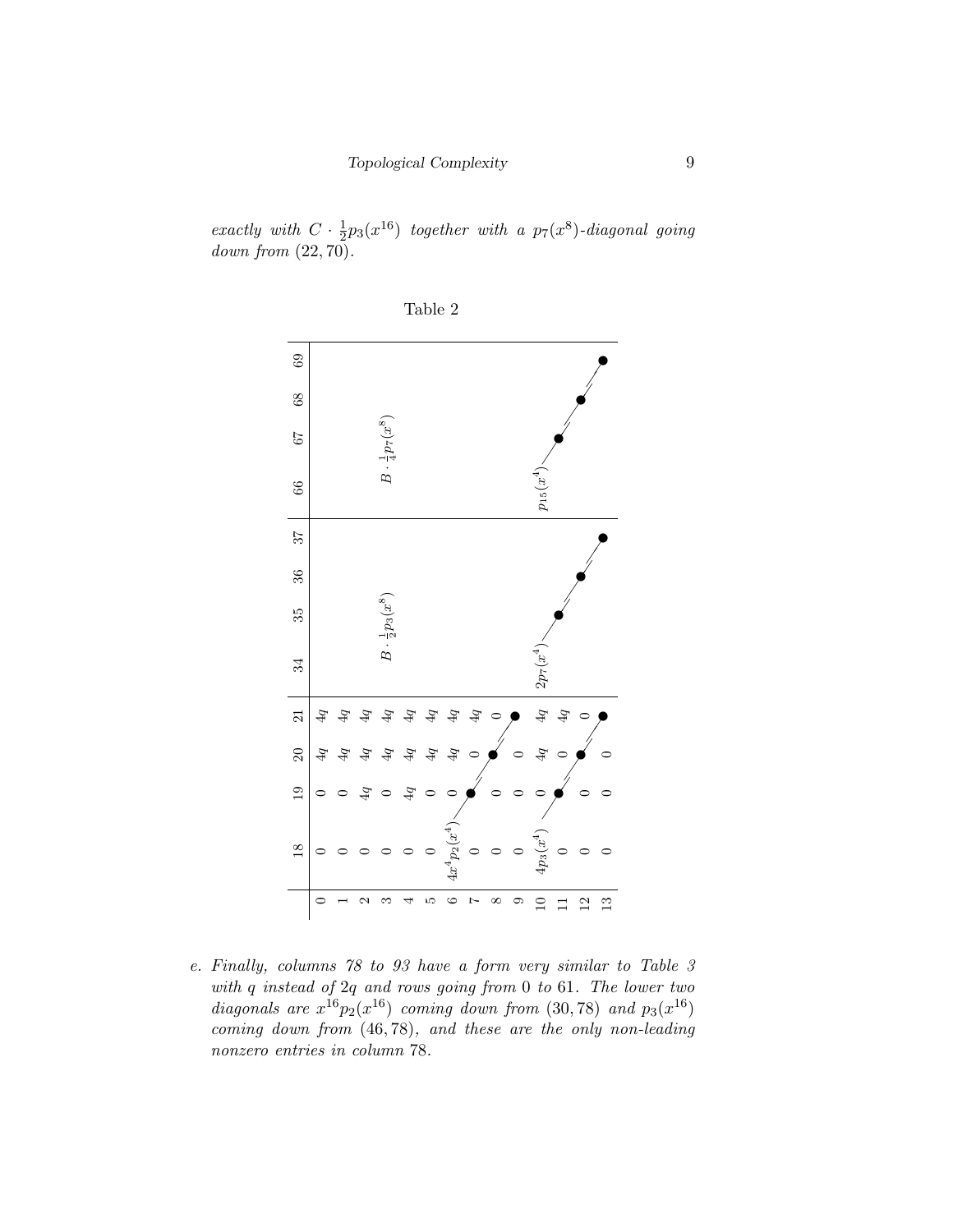*exactly with $C \cdot \frac{1}{2}p_3(x^{16})$ together with a $p_7(x^8)$-diagonal going down from $(22, 70)$.*

Table 2

| | 18 | 19 | 20 | 21 | 34 | 35 | 36 | 37 | 66 | 67 | 68 | 69 |
|---|---|---|---|---|---|---|---|---|---|---|---|---|
| 0 | 0 | 0 | $4q$ | $4q$ | | | | | | | | |
| 1 | 0 | 0 | $4q$ | $4q$ | | | | | | | | |
| 2 | 0 | $4q$ | $4q$ | $4q$ | | | | | | | | |
| 3 | 0 | 0 | $4q$ | $4q$ | $B \cdot \frac{1}{2}p_3(x^8)$ | | | | $B \cdot \frac{1}{4}p_7(x^8)$ | | | |
| 4 | 0 | $4q$ | $4q$ | $4q$ | | | | | | | | |
| 5 | 0 | 0 | $4q$ | $4q$ | | | | | | | | |
| 6 | $4x^4p_2(x^4)$ | 0 | $4q$ | $4q$ | | | | | | | | |
| 7 | 0 | ● | 0 | $4q$ | | | | | | | | |
| 8 | 0 | 0 | ● | 0 | | | | | | | | |
| 9 | 0 | 0 | 0 | ● | | | | | | | | |
| 10 | $4p_3(x^4)$ | 0 | $4q$ | $4q$ | $2p_7(x^4)$ | | | | $p_{15}(x^4)$ | | | |
| 11 | 0 | ● | 0 | $4q$ | | ● | | | | ● | | |
| 12 | 0 | 0 | ● | 0 | | | ● | | | | ● | |
| 13 | 0 | 0 | 0 | ● | | | | ● | | | | ● |

*e. Finally, columns 78 to 93 have a form very similar to Table 3 with $q$ instead of $2q$ and rows going from 0 to 61. The lower two diagonals are $x^{16}p_2(x^{16})$ coming down from $(30, 78)$ and $p_3(x^{16})$ coming down from $(46, 78)$, and these are the only non-leading nonzero entries in column 78.*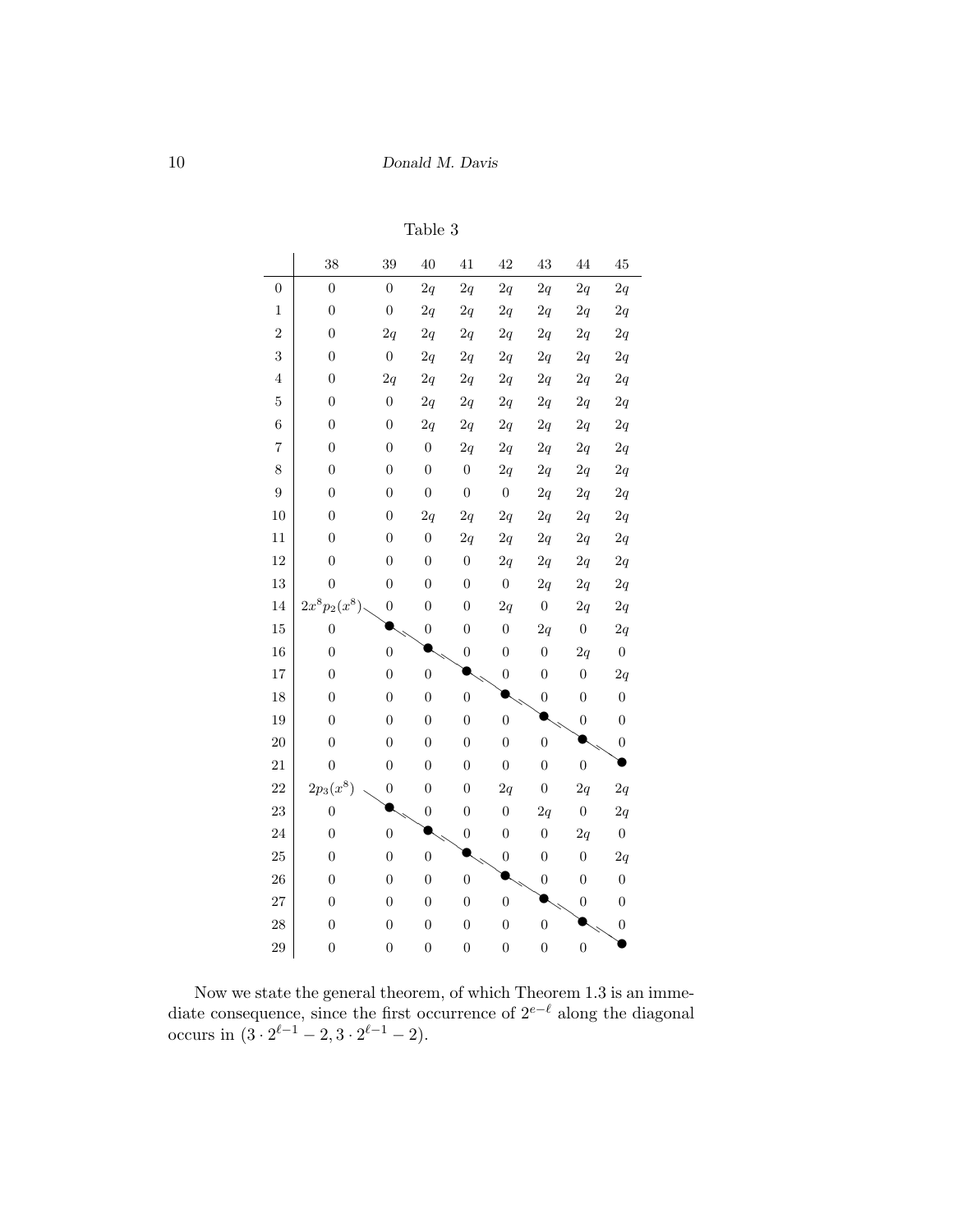Table 3

| | 38 | 39 | 40 | 41 | 42 | 43 | 44 | 45 |
|---|---|---|---|---|---|---|---|---|
| 0 | 0 | 0 | $2q$ | $2q$ | $2q$ | $2q$ | $2q$ | $2q$ |
| 1 | 0 | 0 | $2q$ | $2q$ | $2q$ | $2q$ | $2q$ | $2q$ |
| 2 | 0 | $2q$ | $2q$ | $2q$ | $2q$ | $2q$ | $2q$ | $2q$ |
| 3 | 0 | 0 | $2q$ | $2q$ | $2q$ | $2q$ | $2q$ | $2q$ |
| 4 | 0 | $2q$ | $2q$ | $2q$ | $2q$ | $2q$ | $2q$ | $2q$ |
| 5 | 0 | 0 | $2q$ | $2q$ | $2q$ | $2q$ | $2q$ | $2q$ |
| 6 | 0 | 0 | $2q$ | $2q$ | $2q$ | $2q$ | $2q$ | $2q$ |
| 7 | 0 | 0 | 0 | $2q$ | $2q$ | $2q$ | $2q$ | $2q$ |
| 8 | 0 | 0 | 0 | 0 | $2q$ | $2q$ | $2q$ | $2q$ |
| 9 | 0 | 0 | 0 | 0 | 0 | $2q$ | $2q$ | $2q$ |
| 10 | 0 | 0 | $2q$ | $2q$ | $2q$ | $2q$ | $2q$ | $2q$ |
| 11 | 0 | 0 | 0 | $2q$ | $2q$ | $2q$ | $2q$ | $2q$ |
| 12 | 0 | 0 | 0 | 0 | $2q$ | $2q$ | $2q$ | $2q$ |
| 13 | 0 | 0 | 0 | 0 | 0 | $2q$ | $2q$ | $2q$ |
| 14 | $2x^8p_2(x^8)$ | 0 | 0 | 0 | $2q$ | 0 | $2q$ | $2q$ |
| 15 | 0 | ● | 0 | 0 | 0 | $2q$ | 0 | $2q$ |
| 16 | 0 | 0 | ● | 0 | 0 | 0 | $2q$ | 0 |
| 17 | 0 | 0 | 0 | ● | 0 | 0 | 0 | $2q$ |
| 18 | 0 | 0 | 0 | 0 | ● | 0 | 0 | 0 |
| 19 | 0 | 0 | 0 | 0 | 0 | ● | 0 | 0 |
| 20 | 0 | 0 | 0 | 0 | 0 | 0 | ● | 0 |
| 21 | 0 | 0 | 0 | 0 | 0 | 0 | 0 | ● |
| 22 | $2p_3(x^8)$ | 0 | 0 | 0 | $2q$ | 0 | $2q$ | $2q$ |
| 23 | 0 | ● | 0 | 0 | 0 | $2q$ | 0 | $2q$ |
| 24 | 0 | 0 | ● | 0 | 0 | 0 | $2q$ | 0 |
| 25 | 0 | 0 | 0 | ● | 0 | 0 | 0 | $2q$ |
| 26 | 0 | 0 | 0 | 0 | ● | 0 | 0 | 0 |
| 27 | 0 | 0 | 0 | 0 | 0 | ● | 0 | 0 |
| 28 | 0 | 0 | 0 | 0 | 0 | 0 | ● | 0 |
| 29 | 0 | 0 | 0 | 0 | 0 | 0 | 0 | ● |

Now we state the general theorem, of which Theorem 1.3 is an immediate consequence, since the first occurrence of $2^{e-\ell}$ along the diagonal occurs in $(3 \cdot 2^{\ell-1} - 2, 3 \cdot 2^{\ell-1} - 2)$.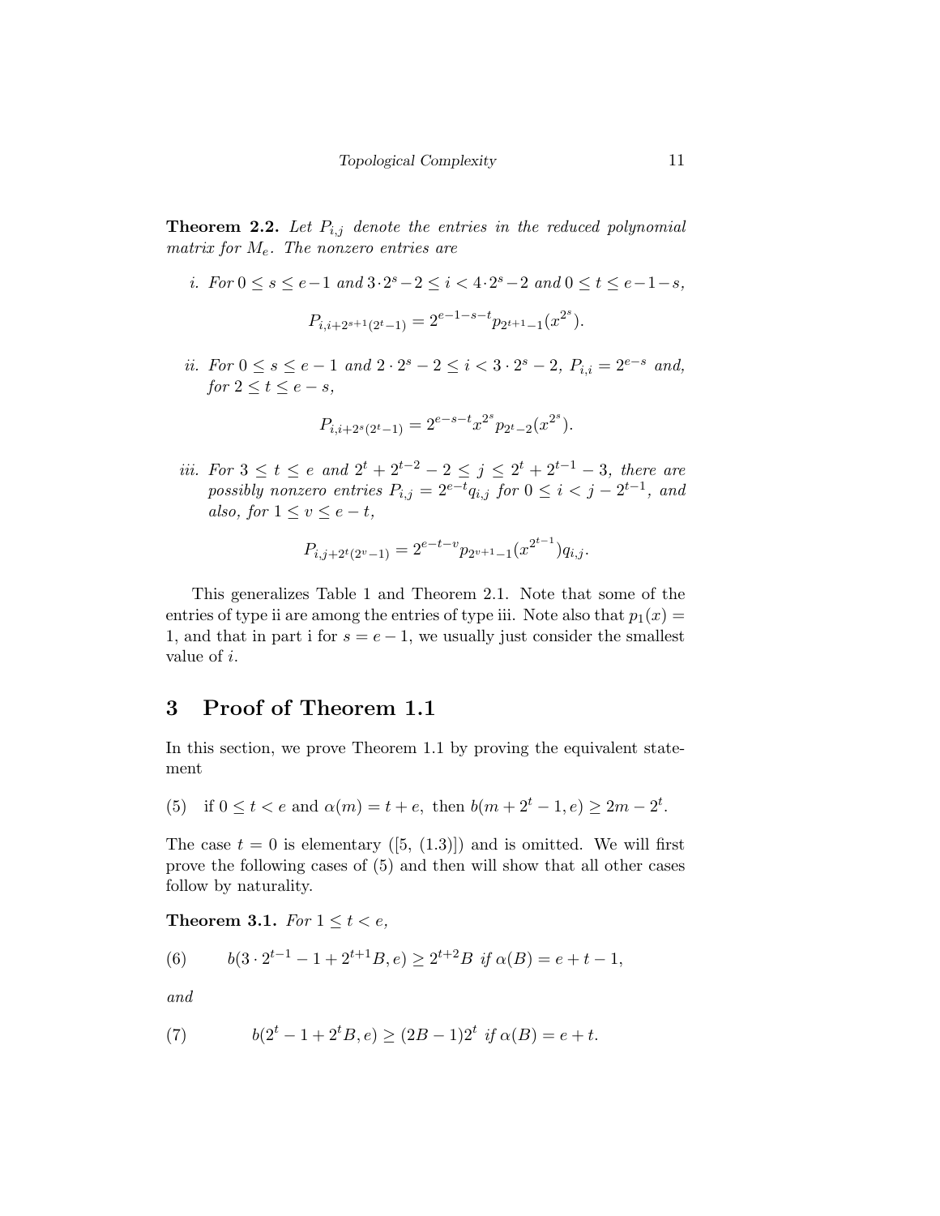**Theorem 2.2.** *Let $P_{i,j}$ denote the entries in the reduced polynomial matrix for $M_e$. The nonzero entries are*

*i. For $0 \le s \le e-1$ and $3\cdot 2^s - 2 \le i < 4\cdot 2^s - 2$ and $0 \le t \le e-1-s$,*

$$P_{i,i+2^{s+1}(2^t-1)} = 2^{e-1-s-t} p_{2^{t+1}-1}(x^{2^s}).$$

*ii. For $0 \le s \le e-1$ and $2\cdot 2^s - 2 \le i < 3\cdot 2^s - 2$, $P_{i,i} = 2^{e-s}$ and, for $2 \le t \le e-s$,*

$$P_{i,i+2^s(2^t-1)} = 2^{e-s-t} x^{2^s} p_{2^t-2}(x^{2^s}).$$

*iii. For $3 \le t \le e$ and $2^t + 2^{t-2} - 2 \le j \le 2^t + 2^{t-1} - 3$, there are possibly nonzero entries $P_{i,j} = 2^{e-t} q_{i,j}$ for $0 \le i < j - 2^{t-1}$, and also, for $1 \le v \le e-t$,*

$$P_{i,j+2^t(2^v-1)} = 2^{e-t-v} p_{2^{v+1}-1}(x^{2^{t-1}}) q_{i,j}.$$

This generalizes Table 1 and Theorem 2.1. Note that some of the entries of type ii are among the entries of type iii. Note also that $p_1(x) = 1$, and that in part i for $s = e-1$, we usually just consider the smallest value of $i$.

## 3 Proof of Theorem 1.1

In this section, we prove Theorem 1.1 by proving the equivalent statement

(5) if $0 \le t < e$ and $\alpha(m) = t + e$, then $b(m + 2^t - 1, e) \ge 2m - 2^t$.

The case $t = 0$ is elementary ([5, (1.3)]) and is omitted. We will first prove the following cases of (5) and then will show that all other cases follow by naturality.

**Theorem 3.1.** *For $1 \le t < e$,*

(6) $\qquad b(3\cdot 2^{t-1} - 1 + 2^{t+1}B, e) \ge 2^{t+2}B$ *if* $\alpha(B) = e + t - 1$,

*and*

(7) $\qquad b(2^t - 1 + 2^t B, e) \ge (2B-1)2^t$ *if* $\alpha(B) = e + t$.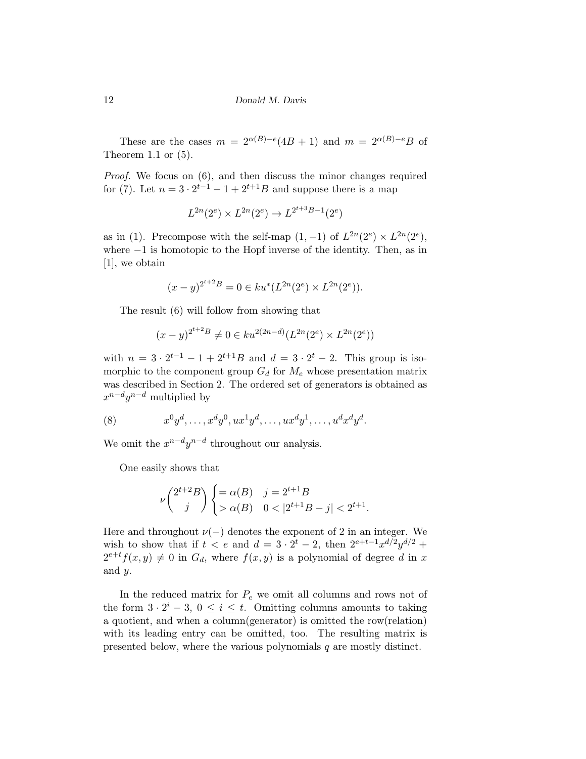These are the cases $m = 2^{\alpha(B)-e}(4B+1)$ and $m = 2^{\alpha(B)-e}B$ of Theorem 1.1 or (5).

*Proof.* We focus on (6), and then discuss the minor changes required for (7). Let $n = 3 \cdot 2^{t-1} - 1 + 2^{t+1}B$ and suppose there is a map

$$L^{2n}(2^e) \times L^{2n}(2^e) \to L^{2^{t+3}B-1}(2^e)$$

as in (1). Precompose with the self-map $(1, -1)$ of $L^{2n}(2^e) \times L^{2n}(2^e)$, where $-1$ is homotopic to the Hopf inverse of the identity. Then, as in [1], we obtain

$$(x-y)^{2^{t+2}B} = 0 \in ku^*(L^{2n}(2^e) \times L^{2n}(2^e)).$$

The result (6) will follow from showing that

$$(x-y)^{2^{t+2}B} \neq 0 \in ku^{2(2n-d)}(L^{2n}(2^e) \times L^{2n}(2^e))$$

with $n = 3 \cdot 2^{t-1} - 1 + 2^{t+1}B$ and $d = 3 \cdot 2^t - 2$. This group is isomorphic to the component group $G_d$ for $M_e$ whose presentation matrix was described in Section 2. The ordered set of generators is obtained as $x^{n-d}y^{n-d}$ multiplied by

$$x^0y^d, \ldots, x^dy^0, ux^1y^d, \ldots, ux^dy^1, \ldots, u^dx^dy^d. \tag{8}$$

We omit the $x^{n-d}y^{n-d}$ throughout our analysis.

One easily shows that

$$\nu\binom{2^{t+2}B}{j} \begin{cases} = \alpha(B) & j = 2^{t+1}B \\ > \alpha(B) & 0 < |2^{t+1}B - j| < 2^{t+1}. \end{cases}$$

Here and throughout $\nu(-)$ denotes the exponent of 2 in an integer. We wish to show that if $t < e$ and $d = 3 \cdot 2^t - 2$, then $2^{e+t-1}x^{d/2}y^{d/2} + 2^{e+t}f(x,y) \neq 0$ in $G_d$, where $f(x,y)$ is a polynomial of degree $d$ in $x$ and $y$.

In the reduced matrix for $P_e$ we omit all columns and rows not of the form $3 \cdot 2^i - 3$, $0 \leq i \leq t$. Omitting columns amounts to taking a quotient, and when a column(generator) is omitted the row(relation) with its leading entry can be omitted, too. The resulting matrix is presented below, where the various polynomials $q$ are mostly distinct.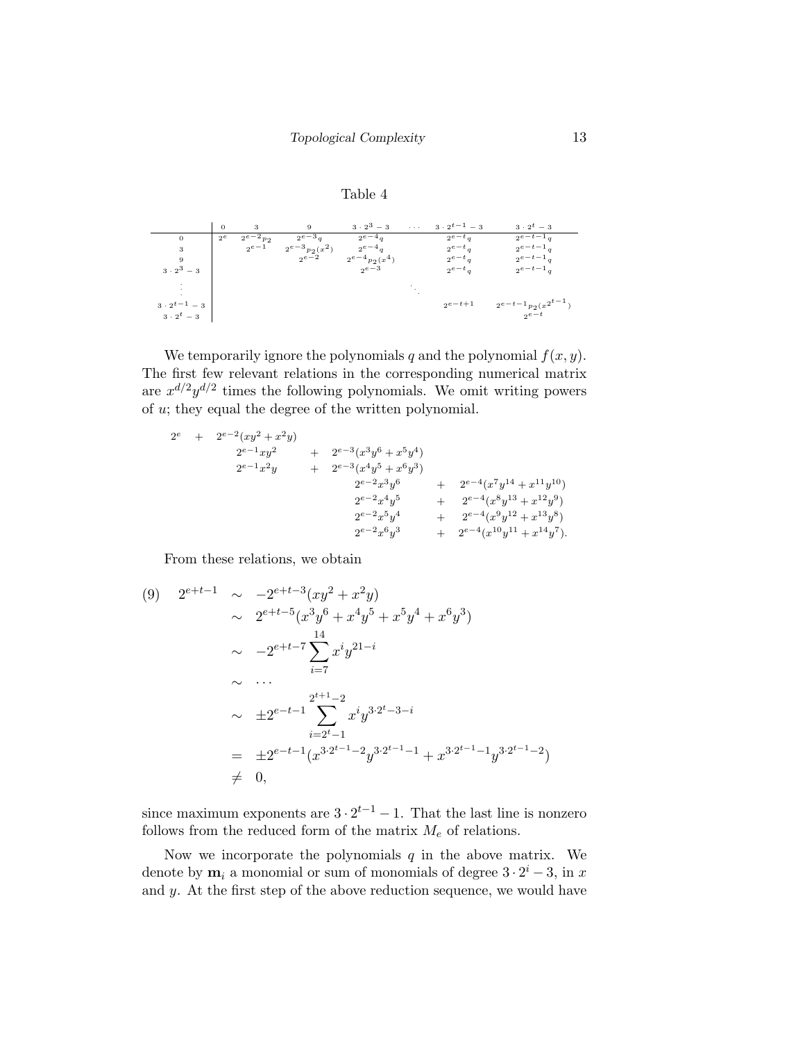Table 4

| | 0 | 3 | 9 | $3\cdot 2^3-3$ | $\cdots$ | $3\cdot 2^{t-1}-3$ | $3\cdot 2^t-3$ |
|---|---|---|---|---|---|---|---|
| 0 | $2^e$ | $2^{e-2}p_2$ | $2^{e-3}q$ | $2^{e-4}q$ | | $2^{e-t}q$ | $2^{e-t-1}q$ |
| 3 | | $2^{e-1}$ | $2^{e-3}p_2(x^2)$ | $2^{e-4}q$ | | $2^{e-t}q$ | $2^{e-t-1}q$ |
| 9 | | | $2^{e-2}$ | $2^{e-4}p_2(x^4)$ | | $2^{e-t}q$ | $2^{e-t-1}q$ |
| $3\cdot 2^3-3$ | | | | $2^{e-3}$ | | $2^{e-t}q$ | $2^{e-t-1}q$ |
| $\vdots$ | | | | | $\ddots$ | | |
| $3\cdot 2^{t-1}-3$ | | | | | | $2^{e-t+1}$ | $2^{e-t-1}p_2(x^{2^{t-1}})$ |
| $3\cdot 2^t-3$ | | | | | | | $2^{e-t}$ |

We temporarily ignore the polynomials $q$ and the polynomial $f(x,y)$. The first few relevant relations in the corresponding numerical matrix are $x^{d/2}y^{d/2}$ times the following polynomials. We omit writing powers of $u$; they equal the degree of the written polynomial.

$$
\begin{array}{llllll}
2^e + 2^{e-2}(xy^2+x^2y) & & & & & \\
& 2^{e-1}xy^2 & + & 2^{e-3}(x^3y^6+x^5y^4) & & \\
& 2^{e-1}x^2y & + & 2^{e-3}(x^4y^5+x^6y^3) & & \\
& & & 2^{e-2}x^3y^6 & + & 2^{e-4}(x^7y^{14}+x^{11}y^{10}) \\
& & & 2^{e-2}x^4y^5 & + & 2^{e-4}(x^8y^{13}+x^{12}y^9) \\
& & & 2^{e-2}x^5y^4 & + & 2^{e-4}(x^9y^{12}+x^{13}y^8) \\
& & & 2^{e-2}x^6y^3 & + & 2^{e-4}(x^{10}y^{11}+x^{14}y^7).
\end{array}
$$

From these relations, we obtain

$$
\begin{aligned}
(9)\quad 2^{e+t-1} &\sim -2^{e+t-3}(xy^2+x^2y) \\
&\sim 2^{e+t-5}(x^3y^6+x^4y^5+x^5y^4+x^6y^3) \\
&\sim -2^{e+t-7}\sum_{i=7}^{14} x^iy^{21-i} \\
&\sim \cdots \\
&\sim \pm 2^{e-t-1}\sum_{i=2^t-1}^{2^{t+1}-2} x^iy^{3\cdot 2^t-3-i} \\
&= \pm 2^{e-t-1}(x^{3\cdot 2^{t-1}-2}y^{3\cdot 2^{t-1}-1}+x^{3\cdot 2^{t-1}-1}y^{3\cdot 2^{t-1}-2}) \\
&\neq 0,
\end{aligned}
$$

since maximum exponents are $3\cdot 2^{t-1}-1$. That the last line is nonzero follows from the reduced form of the matrix $M_e$ of relations.

Now we incorporate the polynomials $q$ in the above matrix. We denote by $\mathbf{m}_i$ a monomial or sum of monomials of degree $3\cdot 2^i-3$, in $x$ and $y$. At the first step of the above reduction sequence, we would have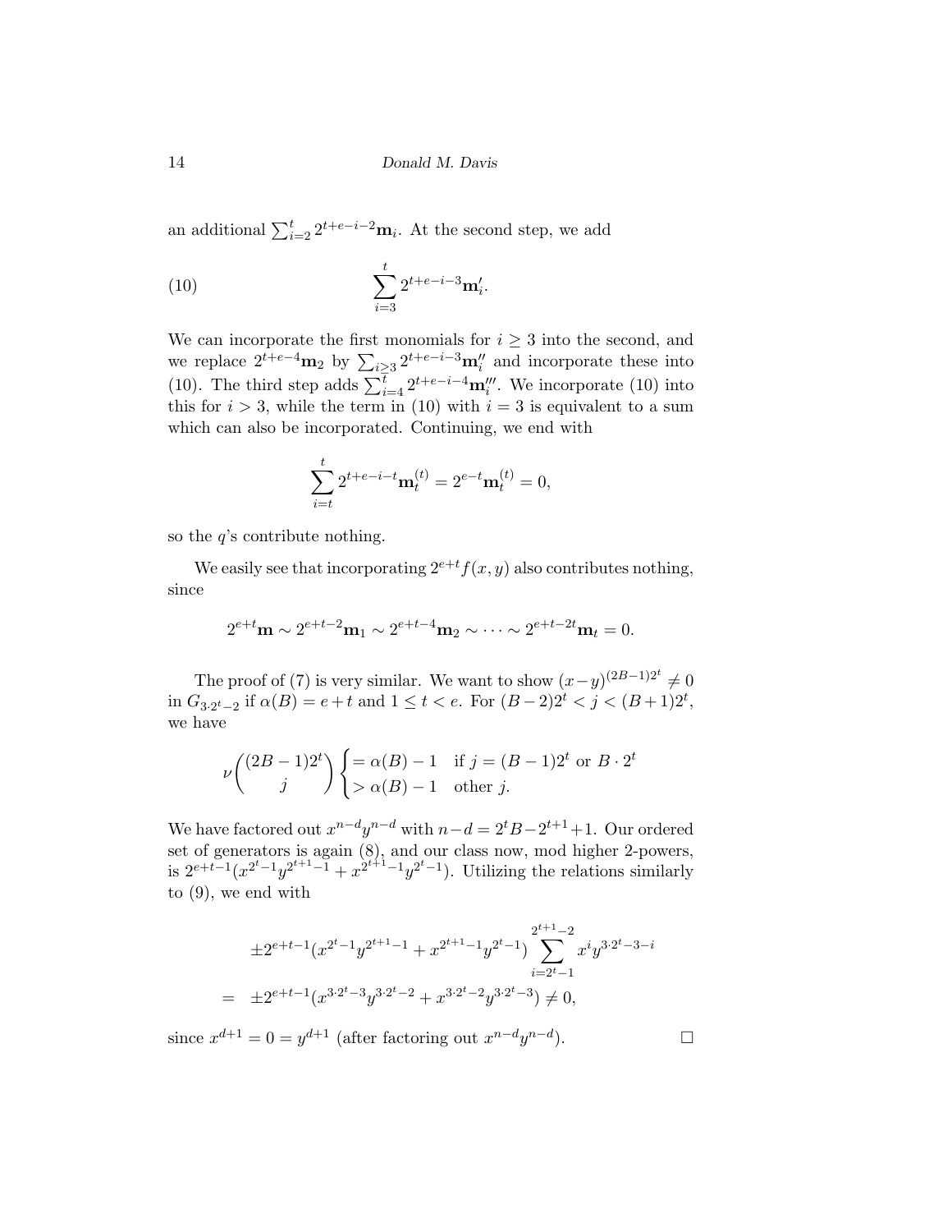an additional $\sum_{i=2}^{t} 2^{t+e-i-2}\mathbf{m}_i$. At the second step, we add

$$\sum_{i=3}^{t} 2^{t+e-i-3}\mathbf{m}_i'. \tag{10}$$

We can incorporate the first monomials for $i \geq 3$ into the second, and we replace $2^{t+e-4}\mathbf{m}_2$ by $\sum_{i\geq 3} 2^{t+e-i-3}\mathbf{m}_i''$ and incorporate these into (10). The third step adds $\sum_{i=4}^{t} 2^{t+e-i-4}\mathbf{m}_i'''$. We incorporate (10) into this for $i > 3$, while the term in (10) with $i = 3$ is equivalent to a sum which can also be incorporated. Continuing, we end with

$$\sum_{i=t}^{t} 2^{t+e-i-t}\mathbf{m}_t^{(t)} = 2^{e-t}\mathbf{m}_t^{(t)} = 0,$$

so the $q$'s contribute nothing.

We easily see that incorporating $2^{e+t}f(x,y)$ also contributes nothing, since

$$2^{e+t}\mathbf{m} \sim 2^{e+t-2}\mathbf{m}_1 \sim 2^{e+t-4}\mathbf{m}_2 \sim \cdots \sim 2^{e+t-2t}\mathbf{m}_t = 0.$$

The proof of (7) is very similar. We want to show $(x-y)^{(2B-1)2^t} \neq 0$ in $G_{3\cdot 2^t-2}$ if $\alpha(B) = e+t$ and $1 \leq t < e$. For $(B-2)2^t < j < (B+1)2^t$, we have

$$\nu\binom{(2B-1)2^t}{j}\begin{cases} = \alpha(B)-1 & \text{if } j = (B-1)2^t \text{ or } B\cdot 2^t \\ > \alpha(B)-1 & \text{other } j. \end{cases}$$

We have factored out $x^{n-d}y^{n-d}$ with $n-d = 2^tB - 2^{t+1}+1$. Our ordered set of generators is again (8), and our class now, mod higher 2-powers, is $2^{e+t-1}(x^{2^t-1}y^{2^{t+1}-1} + x^{2^{t+1}-1}y^{2^t-1})$. Utilizing the relations similarly to (9), we end with

$$\begin{aligned}
&\pm 2^{e+t-1}(x^{2^t-1}y^{2^{t+1}-1} + x^{2^{t+1}-1}y^{2^t-1})\sum_{i=2^t-1}^{2^{t+1}-2} x^i y^{3\cdot 2^t-3-i} \\
= \quad &\pm 2^{e+t-1}(x^{3\cdot 2^t-3}y^{3\cdot 2^t-2} + x^{3\cdot 2^t-2}y^{3\cdot 2^t-3}) \neq 0,
\end{aligned}$$

since $x^{d+1} = 0 = y^{d+1}$ (after factoring out $x^{n-d}y^{n-d}$). $\square$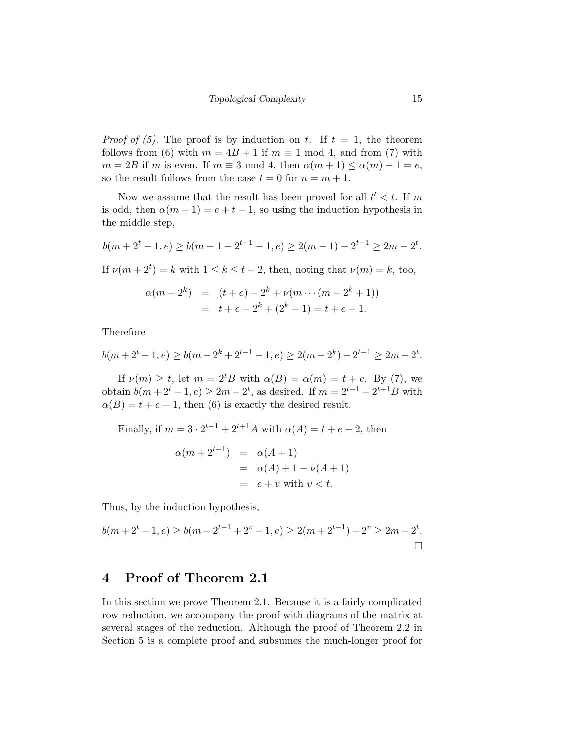*Proof of (5).* The proof is by induction on $t$. If $t = 1$, the theorem follows from (6) with $m = 4B + 1$ if $m \equiv 1 \bmod 4$, and from (7) with $m = 2B$ if $m$ is even. If $m \equiv 3 \bmod 4$, then $\alpha(m + 1) \leq \alpha(m) - 1 = e$, so the result follows from the case $t = 0$ for $n = m + 1$.

Now we assume that the result has been proved for all $t' < t$. If $m$ is odd, then $\alpha(m - 1) = e + t - 1$, so using the induction hypothesis in the middle step,

$$b(m + 2^t - 1, e) \geq b(m - 1 + 2^{t-1} - 1, e) \geq 2(m - 1) - 2^{t-1} \geq 2m - 2^t.$$

If $\nu(m + 2^t) = k$ with $1 \leq k \leq t - 2$, then, noting that $\nu(m) = k$, too,

$$\begin{aligned} \alpha(m - 2^k) &= (t + e) - 2^k + \nu(m \cdots (m - 2^k + 1)) \\ &= t + e - 2^k + (2^k - 1) = t + e - 1. \end{aligned}$$

Therefore

$$b(m + 2^t - 1, e) \geq b(m - 2^k + 2^{t-1} - 1, e) \geq 2(m - 2^k) - 2^{t-1} \geq 2m - 2^t.$$

If $\nu(m) \geq t$, let $m = 2^t B$ with $\alpha(B) = \alpha(m) = t + e$. By (7), we obtain $b(m + 2^t - 1, e) \geq 2m - 2^t$, as desired. If $m = 2^{t-1} + 2^{t+1} B$ with $\alpha(B) = t + e - 1$, then (6) is exactly the desired result.

Finally, if $m = 3 \cdot 2^{t-1} + 2^{t+1} A$ with $\alpha(A) = t + e - 2$, then

$$\begin{aligned} \alpha(m + 2^{t-1}) &= \alpha(A + 1) \\ &= \alpha(A) + 1 - \nu(A + 1) \\ &= e + v \text{ with } v < t. \end{aligned}$$

Thus, by the induction hypothesis,

$$b(m + 2^t - 1, e) \geq b(m + 2^{t-1} + 2^v - 1, e) \geq 2(m + 2^{t-1}) - 2^v \geq 2m - 2^t.$$

□

## 4 Proof of Theorem 2.1

In this section we prove Theorem 2.1. Because it is a fairly complicated row reduction, we accompany the proof with diagrams of the matrix at several stages of the reduction. Although the proof of Theorem 2.2 in Section 5 is a complete proof and subsumes the much-longer proof for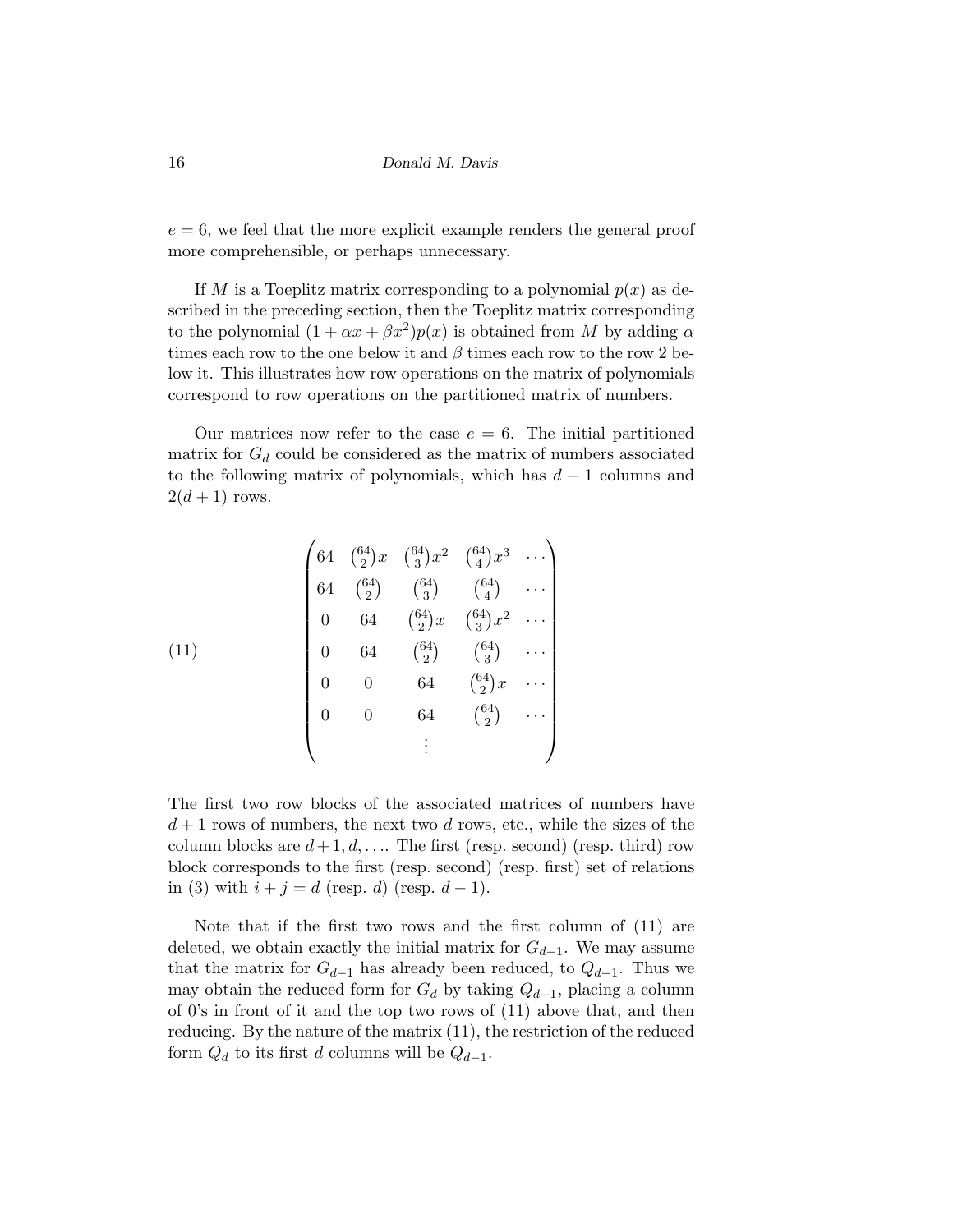$e = 6$, we feel that the more explicit example renders the general proof more comprehensible, or perhaps unnecessary.

If $M$ is a Toeplitz matrix corresponding to a polynomial $p(x)$ as described in the preceding section, then the Toeplitz matrix corresponding to the polynomial $(1 + \alpha x + \beta x^2)p(x)$ is obtained from $M$ by adding $\alpha$ times each row to the one below it and $\beta$ times each row to the row 2 below it. This illustrates how row operations on the matrix of polynomials correspond to row operations on the partitioned matrix of numbers.

Our matrices now refer to the case $e = 6$. The initial partitioned matrix for $G_d$ could be considered as the matrix of numbers associated to the following matrix of polynomials, which has $d + 1$ columns and $2(d + 1)$ rows.

$$
\begin{pmatrix}
64 & \binom{64}{2}x & \binom{64}{3}x^2 & \binom{64}{4}x^3 & \cdots \\
64 & \binom{64}{2} & \binom{64}{3} & \binom{64}{4} & \cdots \\
0 & 64 & \binom{64}{2}x & \binom{64}{3}x^2 & \cdots \\
0 & 64 & \binom{64}{2} & \binom{64}{3} & \cdots \\
0 & 0 & 64 & \binom{64}{2}x & \cdots \\
0 & 0 & 64 & \binom{64}{2} & \cdots \\
 & & \vdots & &
\end{pmatrix}
\tag{11}
$$

The first two row blocks of the associated matrices of numbers have $d + 1$ rows of numbers, the next two $d$ rows, etc., while the sizes of the column blocks are $d + 1, d, \ldots$. The first (resp. second) (resp. third) row block corresponds to the first (resp. second) (resp. first) set of relations in (3) with $i + j = d$ (resp. $d$) (resp. $d - 1$).

Note that if the first two rows and the first column of (11) are deleted, we obtain exactly the initial matrix for $G_{d-1}$. We may assume that the matrix for $G_{d-1}$ has already been reduced, to $Q_{d-1}$. Thus we may obtain the reduced form for $G_d$ by taking $Q_{d-1}$, placing a column of 0's in front of it and the top two rows of (11) above that, and then reducing. By the nature of the matrix (11), the restriction of the reduced form $Q_d$ to its first $d$ columns will be $Q_{d-1}$.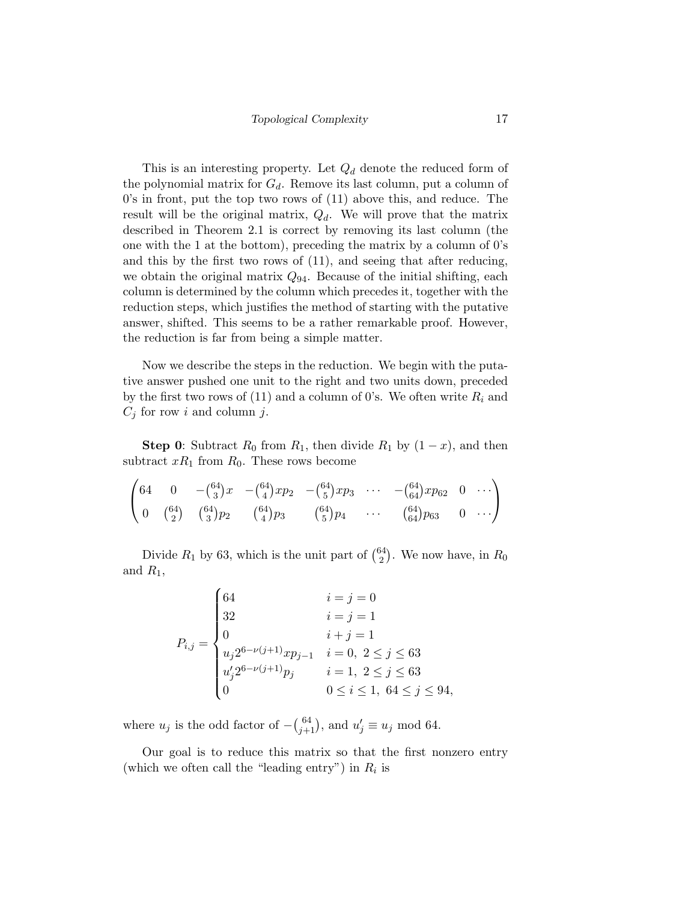This is an interesting property. Let $Q_d$ denote the reduced form of the polynomial matrix for $G_d$. Remove its last column, put a column of 0's in front, put the top two rows of (11) above this, and reduce. The result will be the original matrix, $Q_d$. We will prove that the matrix described in Theorem 2.1 is correct by removing its last column (the one with the 1 at the bottom), preceding the matrix by a column of 0's and this by the first two rows of (11), and seeing that after reducing, we obtain the original matrix $Q_{94}$. Because of the initial shifting, each column is determined by the column which precedes it, together with the reduction steps, which justifies the method of starting with the putative answer, shifted. This seems to be a rather remarkable proof. However, the reduction is far from being a simple matter.

Now we describe the steps in the reduction. We begin with the putative answer pushed one unit to the right and two units down, preceded by the first two rows of (11) and a column of 0's. We often write $R_i$ and $C_j$ for row $i$ and column $j$.

**Step 0**: Subtract $R_0$ from $R_1$, then divide $R_1$ by $(1-x)$, and then subtract $xR_1$ from $R_0$. These rows become

$$\begin{pmatrix} 64 & 0 & -\binom{64}{3}x & -\binom{64}{4}xp_2 & -\binom{64}{5}xp_3 & \cdots & -\binom{64}{64}xp_{62} & 0 & \cdots \\ 0 & \binom{64}{2} & \binom{64}{3}p_2 & \binom{64}{4}p_3 & \binom{64}{5}p_4 & \cdots & \binom{64}{64}p_{63} & 0 & \cdots \end{pmatrix}$$

Divide $R_1$ by 63, which is the unit part of $\binom{64}{2}$. We now have, in $R_0$ and $R_1$,

$$P_{i,j} = \begin{cases} 64 & i=j=0 \\ 32 & i=j=1 \\ 0 & i+j=1 \\ u_j 2^{6-\nu(j+1)}xp_{j-1} & i=0,\ 2\le j\le 63 \\ u_j' 2^{6-\nu(j+1)}p_j & i=1,\ 2\le j\le 63 \\ 0 & 0\le i\le 1,\ 64\le j\le 94, \end{cases}$$

where $u_j$ is the odd factor of $-\binom{64}{j+1}$, and $u_j' \equiv u_j \bmod 64$.

Our goal is to reduce this matrix so that the first nonzero entry (which we often call the "leading entry") in $R_i$ is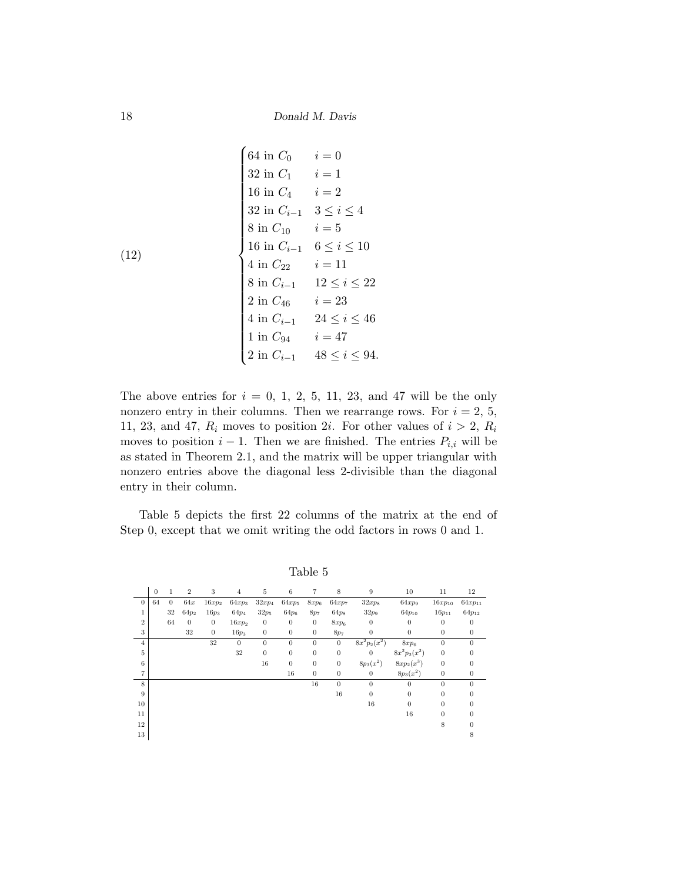$$
(12) \qquad \begin{cases} 64 \text{ in } C_0 & i=0 \\ 32 \text{ in } C_1 & i=1 \\ 16 \text{ in } C_4 & i=2 \\ 32 \text{ in } C_{i-1} & 3\le i\le 4 \\ 8 \text{ in } C_{10} & i=5 \\ 16 \text{ in } C_{i-1} & 6\le i\le 10 \\ 4 \text{ in } C_{22} & i=11 \\ 8 \text{ in } C_{i-1} & 12\le i\le 22 \\ 2 \text{ in } C_{46} & i=23 \\ 4 \text{ in } C_{i-1} & 24\le i\le 46 \\ 1 \text{ in } C_{94} & i=47 \\ 2 \text{ in } C_{i-1} & 48\le i\le 94. \end{cases}
$$

The above entries for $i = 0$, 1, 2, 5, 11, 23, and 47 will be the only nonzero entry in their columns. Then we rearrange rows. For $i = 2$, 5, 11, 23, and 47, $R_i$ moves to position $2i$. For other values of $i > 2$, $R_i$ moves to position $i-1$. Then we are finished. The entries $P_{i,i}$ will be as stated in Theorem 2.1, and the matrix will be upper triangular with nonzero entries above the diagonal less 2-divisible than the diagonal entry in their column.

Table 5 depicts the first 22 columns of the matrix at the end of Step 0, except that we omit writing the odd factors in rows 0 and 1.

Table 5

| | 0 | 1 | 2 | 3 | 4 | 5 | 6 | 7 | 8 | 9 | 10 | 11 | 12 |
|---|---|---|---|---|---|---|---|---|---|---|---|---|---|
| 0 | 64 | 0 | $64x$ | $16xp_2$ | $64xp_3$ | $32xp_4$ | $64xp_5$ | $8xp_6$ | $64xp_7$ | $32xp_8$ | $64xp_9$ | $16xp_{10}$ | $64xp_{11}$ |
| 1 | | 32 | $64p_2$ | $16p_3$ | $64p_4$ | $32p_5$ | $64p_6$ | $8p_7$ | $64p_8$ | $32p_9$ | $64p_{10}$ | $16p_{11}$ | $64p_{12}$ |
| 2 | | 64 | 0 | 0 | $16xp_2$ | 0 | 0 | 0 | $8xp_6$ | 0 | 0 | 0 | 0 |
| 3 | | | 32 | 0 | $16p_3$ | 0 | 0 | 0 | $8p_7$ | 0 | 0 | 0 | 0 |
| 4 | | | | 32 | 0 | 0 | 0 | 0 | 0 | $8x^2p_2(x^2)$ | $8xp_6$ | 0 | 0 |
| 5 | | | | | 32 | 0 | 0 | 0 | 0 | 0 | $8x^2p_2(x^2)$ | 0 | 0 |
| 6 | | | | | | 16 | 0 | 0 | 0 | $8p_3(x^2)$ | $8xp_2(x^3)$ | 0 | 0 |
| 7 | | | | | | | 16 | 0 | 0 | 0 | $8p_3(x^2)$ | 0 | 0 |
| 8 | | | | | | | | 16 | 0 | 0 | 0 | 0 | 0 |
| 9 | | | | | | | | | 16 | 0 | 0 | 0 | 0 |
| 10 | | | | | | | | | | 16 | 0 | 0 | 0 |
| 11 | | | | | | | | | | | 16 | 0 | 0 |
| 12 | | | | | | | | | | | | 8 | 0 |
| 13 | | | | | | | | | | | | | 8 |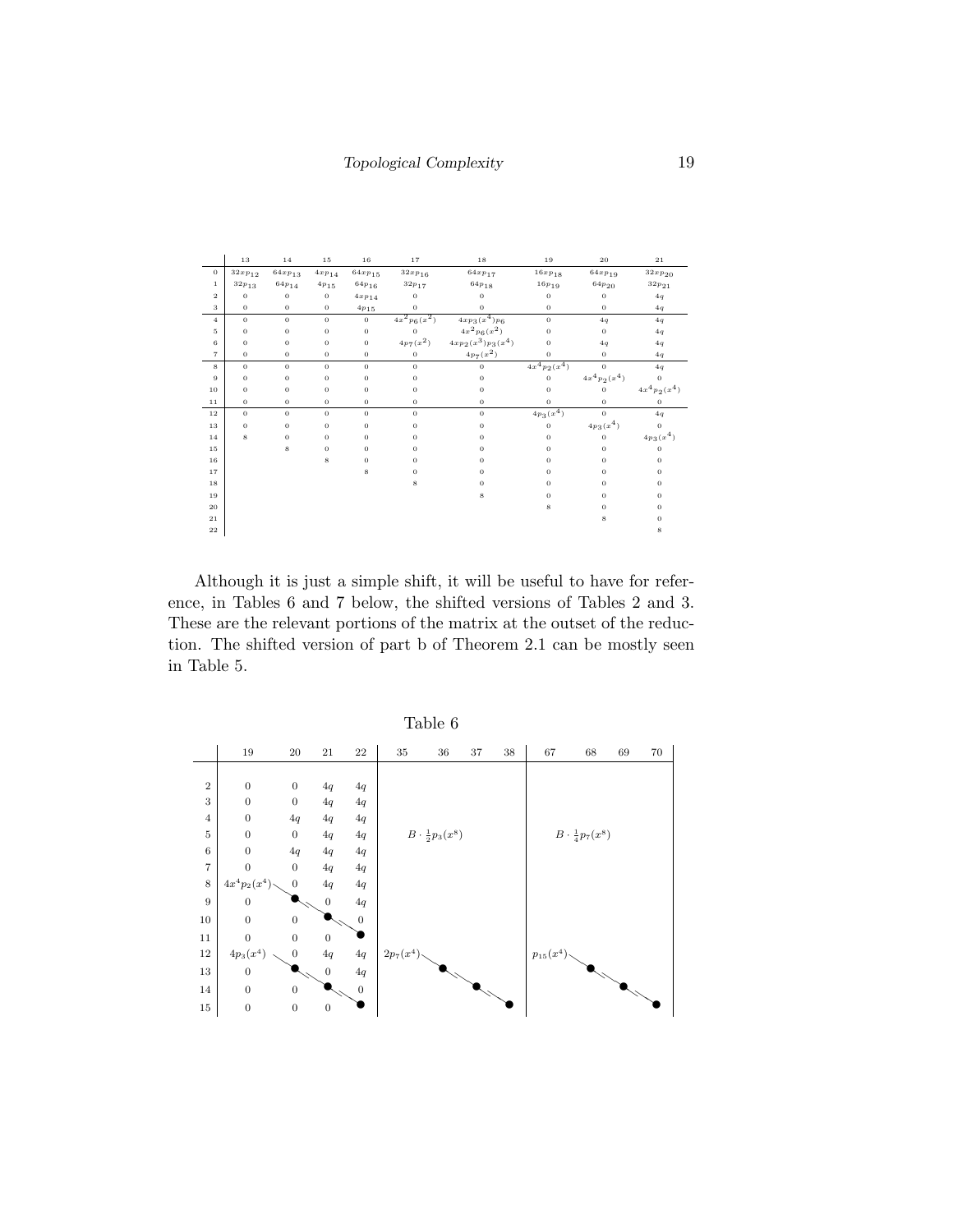|  | 13 | 14 | 15 | 16 | 17 | 18 | 19 | 20 | 21 |
|---|---|---|---|---|---|---|---|---|---|
| 0 | $32xp_{12}$ | $64xp_{13}$ | $4xp_{14}$ | $64xp_{15}$ | $32xp_{16}$ | $64xp_{17}$ | $16xp_{18}$ | $64xp_{19}$ | $32xp_{20}$ |
| 1 | $32p_{13}$ | $64p_{14}$ | $4p_{15}$ | $64p_{16}$ | $32p_{17}$ | $64p_{18}$ | $16p_{19}$ | $64p_{20}$ | $32p_{21}$ |
| 2 | 0 | 0 | 0 | $4xp_{14}$ | 0 | 0 | 0 | 0 | $4q$ |
| 3 | 0 | 0 | 0 | $4p_{15}$ | 0 | 0 | 0 | 0 | $4q$ |
| 4 | 0 | 0 | 0 | 0 | $4x^2p_6(x^2)$ | $4xp_3(x^4)p_6$ | 0 | $4q$ | $4q$ |
| 5 | 0 | 0 | 0 | 0 | 0 | $4x^2p_6(x^2)$ | 0 | 0 | $4q$ |
| 6 | 0 | 0 | 0 | 0 | $4p_7(x^2)$ | $4xp_2(x^3)p_3(x^4)$ | 0 | $4q$ | $4q$ |
| 7 | 0 | 0 | 0 | 0 | 0 | $4p_7(x^2)$ | 0 | 0 | $4q$ |
| 8 | 0 | 0 | 0 | 0 | 0 | 0 | $4x^4p_2(x^4)$ | 0 | $4q$ |
| 9 | 0 | 0 | 0 | 0 | 0 | 0 | 0 | $4x^4p_2(x^4)$ | 0 |
| 10 | 0 | 0 | 0 | 0 | 0 | 0 | 0 | 0 | $4x^4p_2(x^4)$ |
| 11 | 0 | 0 | 0 | 0 | 0 | 0 | 0 | 0 | 0 |
| 12 | 0 | 0 | 0 | 0 | 0 | 0 | $4p_3(x^4)$ | 0 | $4q$ |
| 13 | 0 | 0 | 0 | 0 | 0 | 0 | 0 | $4p_3(x^4)$ | 0 |
| 14 | 8 | 0 | 0 | 0 | 0 | 0 | 0 | 0 | $4p_3(x^4)$ |
| 15 |  | 8 | 0 | 0 | 0 | 0 | 0 | 0 | 0 |
| 16 |  |  | 8 | 0 | 0 | 0 | 0 | 0 | 0 |
| 17 |  |  |  | 8 | 0 | 0 | 0 | 0 | 0 |
| 18 |  |  |  |  | 8 | 0 | 0 | 0 | 0 |
| 19 |  |  |  |  |  | 8 | 0 | 0 | 0 |
| 20 |  |  |  |  |  |  | 8 | 0 | 0 |
| 21 |  |  |  |  |  |  |  | 8 | 0 |
| 22 |  |  |  |  |  |  |  |  | 8 |

Although it is just a simple shift, it will be useful to have for reference, in Tables 6 and 7 below, the shifted versions of Tables 2 and 3. These are the relevant portions of the matrix at the outset of the reduction. The shifted version of part b of Theorem 2.1 can be mostly seen in Table 5.

Table 6

|  | 19 | 20 | 21 | 22 | 35 | 36 | 37 | 38 | 67 | 68 | 69 | 70 |
|---|---|---|---|---|---|---|---|---|---|---|---|---|
| 2 | 0 | 0 | $4q$ | $4q$ |  |  |  |  |  |  |  |  |
| 3 | 0 | 0 | $4q$ | $4q$ |  |  |  |  |  |  |  |  |
| 4 | 0 | $4q$ | $4q$ | $4q$ |  |  |  |  |  |  |  |  |
| 5 | 0 | 0 | $4q$ | $4q$ |  | $B\cdot\frac{1}{2}p_3(x^8)$ |  |  |  | $B\cdot\frac{1}{4}p_7(x^8)$ |  |  |
| 6 | 0 | $4q$ | $4q$ | $4q$ |  |  |  |  |  |  |  |  |
| 7 | 0 | 0 | $4q$ | $4q$ |  |  |  |  |  |  |  |  |
| 8 | $4x^4p_2(x^4)$ | 0 | $4q$ | $4q$ |  |  |  |  |  |  |  |  |
| 9 | 0 | ● | 0 | $4q$ |  |  |  |  |  |  |  |  |
| 10 | 0 | 0 | ● | 0 |  |  |  |  |  |  |  |  |
| 11 | 0 | 0 | 0 | ● |  |  |  |  |  |  |  |  |
| 12 | $4p_3(x^4)$ | 0 | $4q$ | $4q$ | $2p_7(x^4)$ |  |  |  | $p_{15}(x^4)$ |  |  |  |
| 13 | 0 | ● | 0 | $4q$ |  | ● |  |  |  | ● |  |  |
| 14 | 0 | 0 | ● | 0 |  |  | ● |  |  |  | ● |  |
| 15 | 0 | 0 | 0 | ● |  |  |  | ● |  |  |  | ● |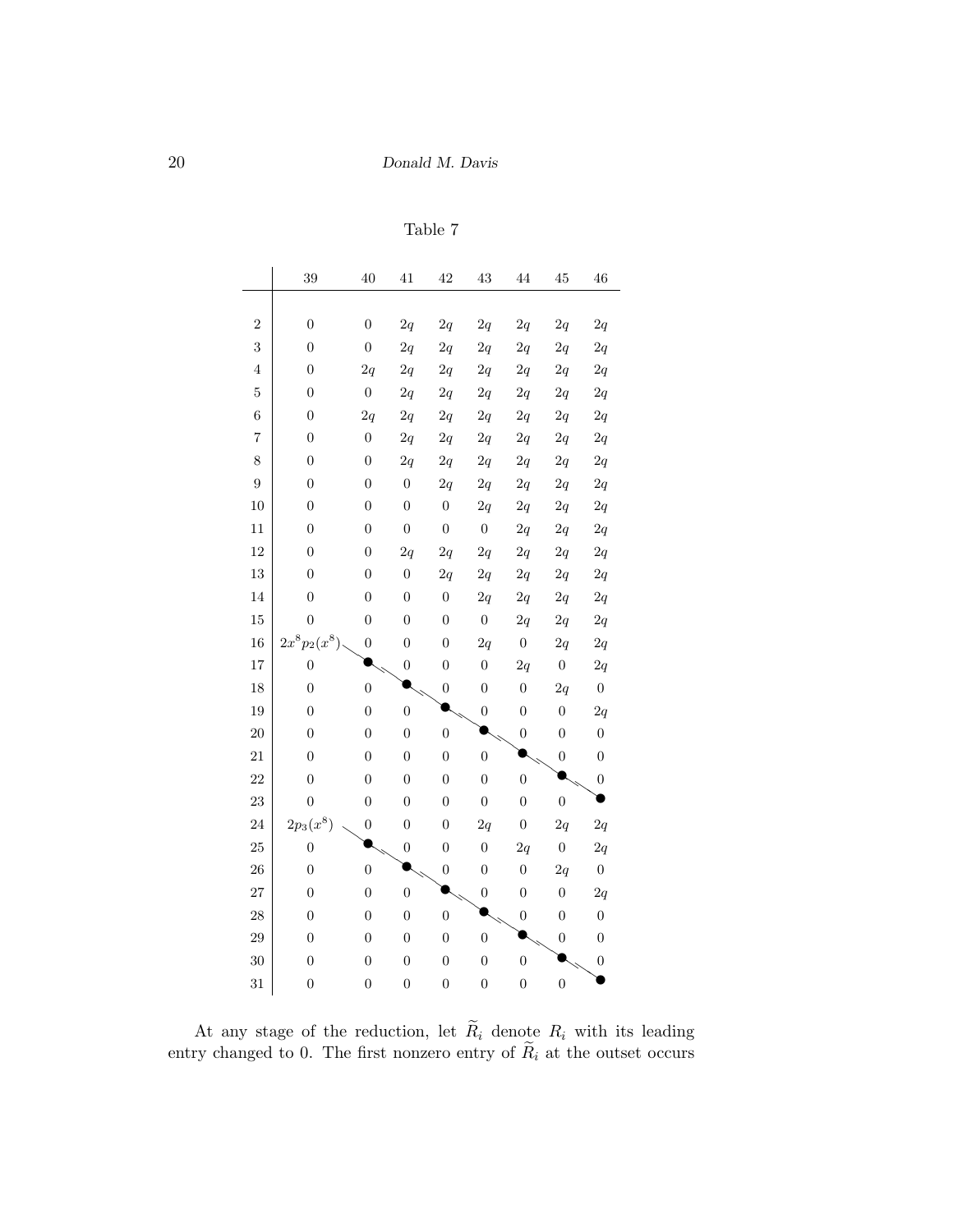Table 7

|  | 39 | 40 | 41 | 42 | 43 | 44 | 45 | 46 |
|---|---|---|---|---|---|---|---|---|
| 2 | 0 | 0 | $2q$ | $2q$ | $2q$ | $2q$ | $2q$ | $2q$ |
| 3 | 0 | 0 | $2q$ | $2q$ | $2q$ | $2q$ | $2q$ | $2q$ |
| 4 | 0 | $2q$ | $2q$ | $2q$ | $2q$ | $2q$ | $2q$ | $2q$ |
| 5 | 0 | 0 | $2q$ | $2q$ | $2q$ | $2q$ | $2q$ | $2q$ |
| 6 | 0 | $2q$ | $2q$ | $2q$ | $2q$ | $2q$ | $2q$ | $2q$ |
| 7 | 0 | 0 | $2q$ | $2q$ | $2q$ | $2q$ | $2q$ | $2q$ |
| 8 | 0 | 0 | $2q$ | $2q$ | $2q$ | $2q$ | $2q$ | $2q$ |
| 9 | 0 | 0 | 0 | $2q$ | $2q$ | $2q$ | $2q$ | $2q$ |
| 10 | 0 | 0 | 0 | 0 | $2q$ | $2q$ | $2q$ | $2q$ |
| 11 | 0 | 0 | 0 | 0 | 0 | $2q$ | $2q$ | $2q$ |
| 12 | 0 | 0 | $2q$ | $2q$ | $2q$ | $2q$ | $2q$ | $2q$ |
| 13 | 0 | 0 | 0 | $2q$ | $2q$ | $2q$ | $2q$ | $2q$ |
| 14 | 0 | 0 | 0 | 0 | $2q$ | $2q$ | $2q$ | $2q$ |
| 15 | 0 | 0 | 0 | 0 | 0 | $2q$ | $2q$ | $2q$ |
| 16 | $2x^8p_2(x^8)$ | 0 | 0 | 0 | $2q$ | 0 | $2q$ | $2q$ |
| 17 | 0 | ● | 0 | 0 | 0 | $2q$ | 0 | $2q$ |
| 18 | 0 | 0 | ● | 0 | 0 | 0 | $2q$ | 0 |
| 19 | 0 | 0 | 0 | ● | 0 | 0 | 0 | $2q$ |
| 20 | 0 | 0 | 0 | 0 | ● | 0 | 0 | 0 |
| 21 | 0 | 0 | 0 | 0 | 0 | ● | 0 | 0 |
| 22 | 0 | 0 | 0 | 0 | 0 | 0 | ● | 0 |
| 23 | 0 | 0 | 0 | 0 | 0 | 0 | 0 | ● |
| 24 | $2p_3(x^8)$ | 0 | 0 | 0 | $2q$ | 0 | $2q$ | $2q$ |
| 25 | 0 | ● | 0 | 0 | 0 | $2q$ | 0 | $2q$ |
| 26 | 0 | 0 | ● | 0 | 0 | 0 | $2q$ | 0 |
| 27 | 0 | 0 | 0 | ● | 0 | 0 | 0 | $2q$ |
| 28 | 0 | 0 | 0 | 0 | ● | 0 | 0 | 0 |
| 29 | 0 | 0 | 0 | 0 | 0 | ● | 0 | 0 |
| 30 | 0 | 0 | 0 | 0 | 0 | 0 | ● | 0 |
| 31 | 0 | 0 | 0 | 0 | 0 | 0 | 0 | ● |

At any stage of the reduction, let $\widetilde{R}_i$ denote $R_i$ with its leading entry changed to 0. The first nonzero entry of $\widetilde{R}_i$ at the outset occurs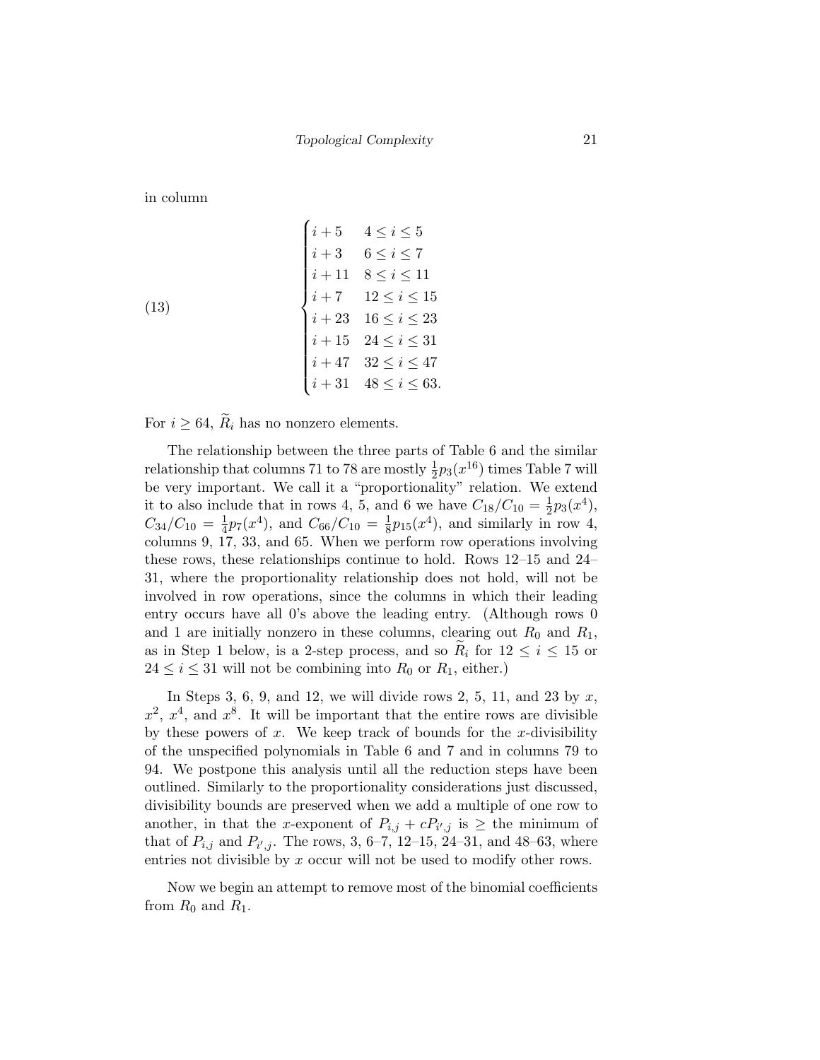in column

$$
\begin{cases}
i+5 & 4 \le i \le 5 \\
i+3 & 6 \le i \le 7 \\
i+11 & 8 \le i \le 11 \\
i+7 & 12 \le i \le 15 \\
i+23 & 16 \le i \le 23 \\
i+15 & 24 \le i \le 31 \\
i+47 & 32 \le i \le 47 \\
i+31 & 48 \le i \le 63.
\end{cases} \tag{13}
$$

For $i \ge 64$, $\widetilde{R}_i$ has no nonzero elements.

The relationship between the three parts of Table 6 and the similar relationship that columns 71 to 78 are mostly $\frac{1}{2}p_3(x^{16})$ times Table 7 will be very important. We call it a "proportionality" relation. We extend it to also include that in rows 4, 5, and 6 we have $C_{18}/C_{10} = \frac{1}{2}p_3(x^4)$, $C_{34}/C_{10} = \frac{1}{4}p_7(x^4)$, and $C_{66}/C_{10} = \frac{1}{8}p_{15}(x^4)$, and similarly in row 4, columns 9, 17, 33, and 65. When we perform row operations involving these rows, these relationships continue to hold. Rows 12–15 and 24–31, where the proportionality relationship does not hold, will not be involved in row operations, since the columns in which their leading entry occurs have all 0's above the leading entry. (Although rows 0 and 1 are initially nonzero in these columns, clearing out $R_0$ and $R_1$, as in Step 1 below, is a 2-step process, and so $\widetilde{R}_i$ for $12 \le i \le 15$ or $24 \le i \le 31$ will not be combining into $R_0$ or $R_1$, either.)

In Steps 3, 6, 9, and 12, we will divide rows 2, 5, 11, and 23 by $x$, $x^2$, $x^4$, and $x^8$. It will be important that the entire rows are divisible by these powers of $x$. We keep track of bounds for the $x$-divisibility of the unspecified polynomials in Table 6 and 7 and in columns 79 to 94. We postpone this analysis until all the reduction steps have been outlined. Similarly to the proportionality considerations just discussed, divisibility bounds are preserved when we add a multiple of one row to another, in that the $x$-exponent of $P_{i,j} + cP_{i',j}$ is $\ge$ the minimum of that of $P_{i,j}$ and $P_{i',j}$. The rows, 3, 6–7, 12–15, 24–31, and 48–63, where entries not divisible by $x$ occur will not be used to modify other rows.

Now we begin an attempt to remove most of the binomial coefficients from $R_0$ and $R_1$.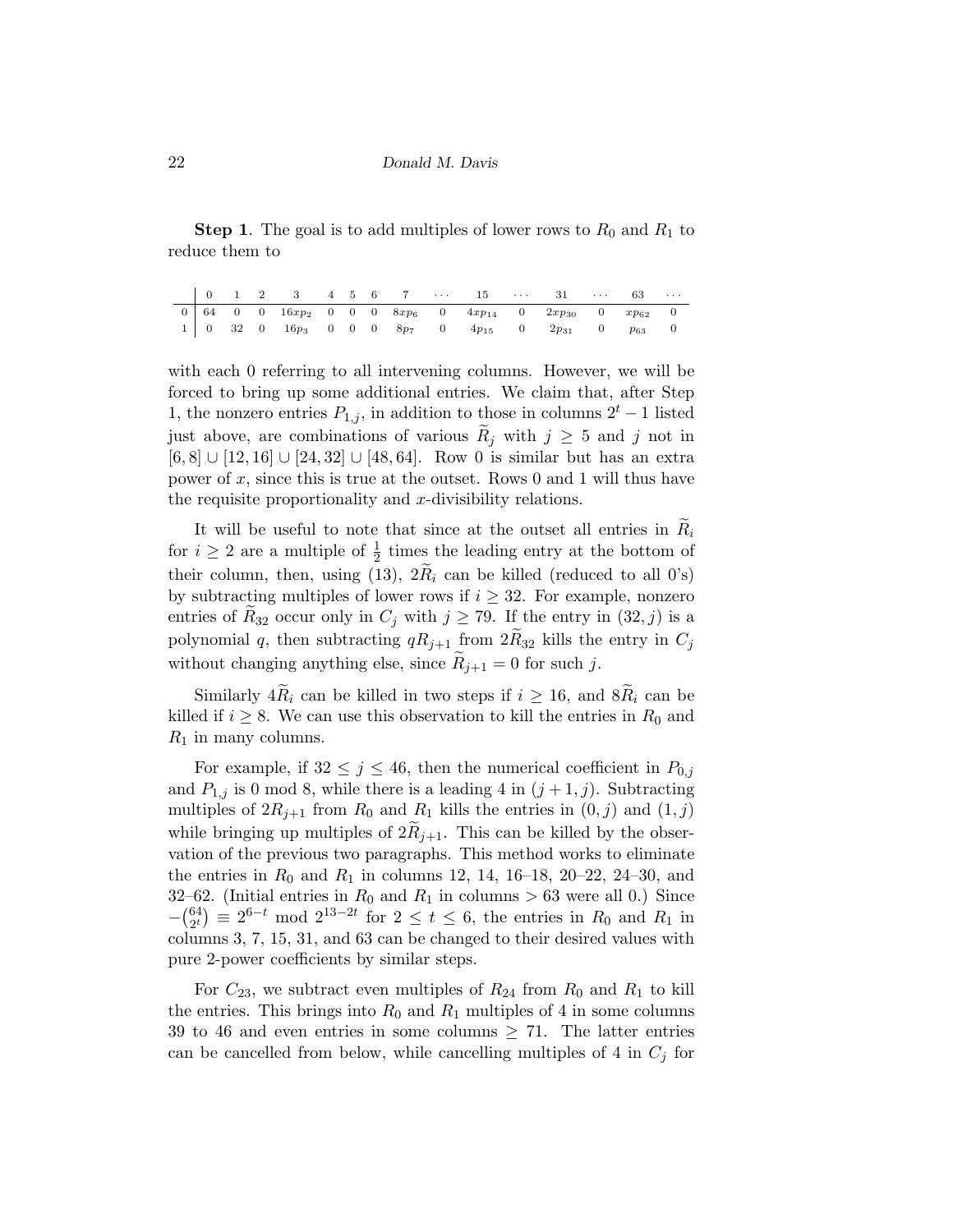**Step 1**. The goal is to add multiples of lower rows to $R_0$ and $R_1$ to reduce them to

| | 0 | 1 | 2 | 3 | 4 | 5 | 6 | 7 | $\cdots$ | 15 | $\cdots$ | 31 | $\cdots$ | 63 | $\cdots$ |
|---|---|---|---|---|---|---|---|---|---|---|---|---|---|---|---|
| 0 | 64 | 0 | 0 | $16xp_2$ | 0 | 0 | 0 | $8xp_6$ | 0 | $4xp_{14}$ | 0 | $2xp_{30}$ | 0 | $xp_{62}$ | 0 |
| 1 | 0 | 32 | 0 | $16p_3$ | 0 | 0 | 0 | $8p_7$ | 0 | $4p_{15}$ | 0 | $2p_{31}$ | 0 | $p_{63}$ | 0 |

with each 0 referring to all intervening columns. However, we will be forced to bring up some additional entries. We claim that, after Step 1, the nonzero entries $P_{1,j}$, in addition to those in columns $2^t-1$ listed just above, are combinations of various $\widetilde{R}_j$ with $j \geq 5$ and $j$ not in $[6,8] \cup [12,16] \cup [24,32] \cup [48,64]$. Row 0 is similar but has an extra power of $x$, since this is true at the outset. Rows 0 and 1 will thus have the requisite proportionality and $x$-divisibility relations.

It will be useful to note that since at the outset all entries in $\widetilde{R}_i$ for $i \geq 2$ are a multiple of $\frac{1}{2}$ times the leading entry at the bottom of their column, then, using (13), $2\widetilde{R}_i$ can be killed (reduced to all 0's) by subtracting multiples of lower rows if $i \geq 32$. For example, nonzero entries of $\widetilde{R}_{32}$ occur only in $C_j$ with $j \geq 79$. If the entry in $(32,j)$ is a polynomial $q$, then subtracting $qR_{j+1}$ from $2\widetilde{R}_{32}$ kills the entry in $C_j$ without changing anything else, since $\widetilde{R}_{j+1} = 0$ for such $j$.

Similarly $4\widetilde{R}_i$ can be killed in two steps if $i \geq 16$, and $8\widetilde{R}_i$ can be killed if $i \geq 8$. We can use this observation to kill the entries in $R_0$ and $R_1$ in many columns.

For example, if $32 \leq j \leq 46$, then the numerical coefficient in $P_{0,j}$ and $P_{1,j}$ is 0 mod 8, while there is a leading 4 in $(j+1,j)$. Subtracting multiples of $2R_{j+1}$ from $R_0$ and $R_1$ kills the entries in $(0,j)$ and $(1,j)$ while bringing up multiples of $2\widetilde{R}_{j+1}$. This can be killed by the observation of the previous two paragraphs. This method works to eliminate the entries in $R_0$ and $R_1$ in columns 12, 14, 16–18, 20–22, 24–30, and 32–62. (Initial entries in $R_0$ and $R_1$ in columns $> 63$ were all 0.) Since $-\binom{64}{2^t} \equiv 2^{6-t} \bmod 2^{13-2t}$ for $2 \leq t \leq 6$, the entries in $R_0$ and $R_1$ in columns 3, 7, 15, 31, and 63 can be changed to their desired values with pure 2-power coefficients by similar steps.

For $C_{23}$, we subtract even multiples of $R_{24}$ from $R_0$ and $R_1$ to kill the entries. This brings into $R_0$ and $R_1$ multiples of 4 in some columns 39 to 46 and even entries in some columns $\geq 71$. The latter entries can be cancelled from below, while cancelling multiples of 4 in $C_j$ for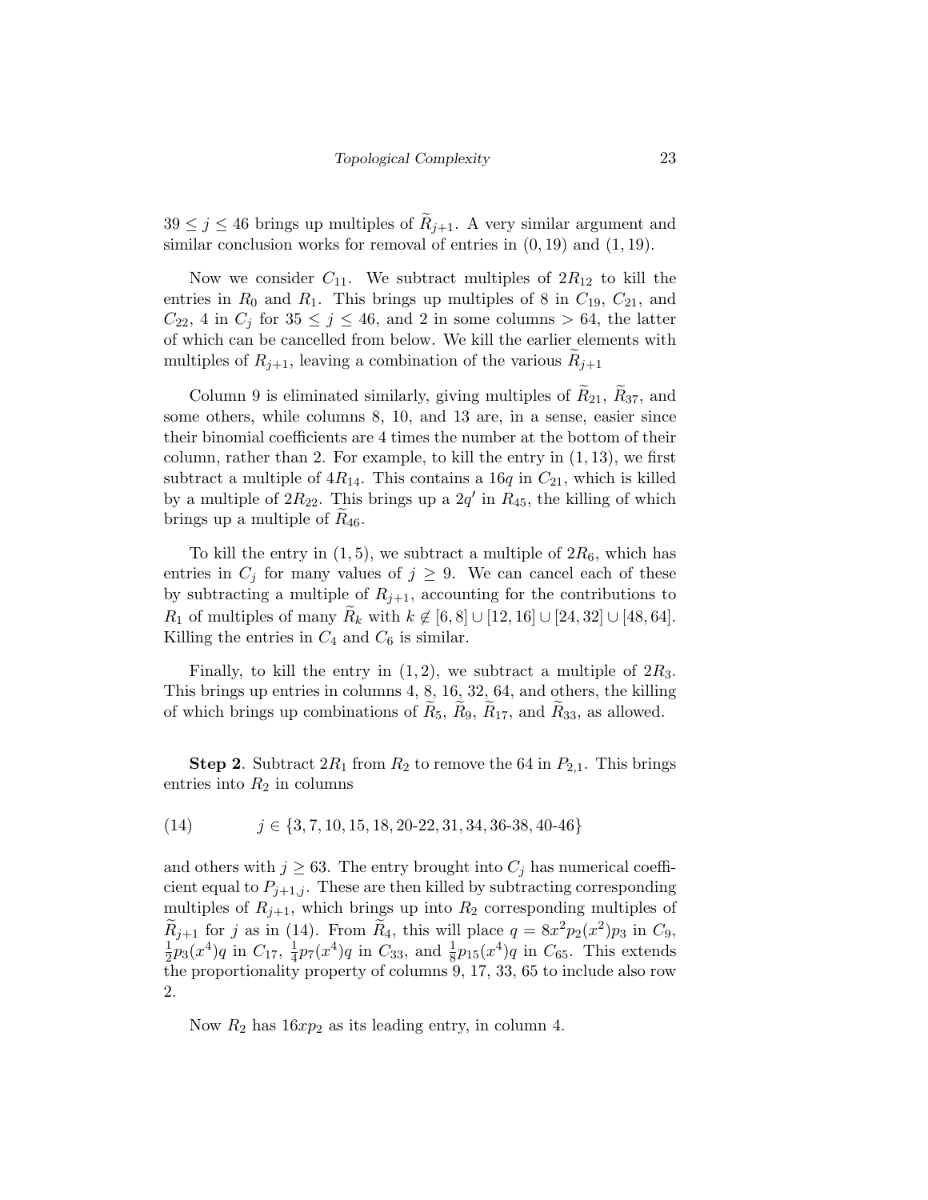$39 \le j \le 46$ brings up multiples of $\widetilde{R}_{j+1}$. A very similar argument and similar conclusion works for removal of entries in $(0, 19)$ and $(1, 19)$.

Now we consider $C_{11}$. We subtract multiples of $2R_{12}$ to kill the entries in $R_0$ and $R_1$. This brings up multiples of 8 in $C_{19}$, $C_{21}$, and $C_{22}$, 4 in $C_j$ for $35 \le j \le 46$, and 2 in some columns $> 64$, the latter of which can be cancelled from below. We kill the earlier elements with multiples of $R_{j+1}$, leaving a combination of the various $\widetilde{R}_{j+1}$

Column 9 is eliminated similarly, giving multiples of $\widetilde{R}_{21}$, $\widetilde{R}_{37}$, and some others, while columns 8, 10, and 13 are, in a sense, easier since their binomial coefficients are 4 times the number at the bottom of their column, rather than 2. For example, to kill the entry in $(1, 13)$, we first subtract a multiple of $4R_{14}$. This contains a $16q$ in $C_{21}$, which is killed by a multiple of $2R_{22}$. This brings up a $2q'$ in $R_{45}$, the killing of which brings up a multiple of $\widetilde{R}_{46}$.

To kill the entry in $(1, 5)$, we subtract a multiple of $2R_6$, which has entries in $C_j$ for many values of $j \ge 9$. We can cancel each of these by subtracting a multiple of $R_{j+1}$, accounting for the contributions to $R_1$ of multiples of many $\widetilde{R}_k$ with $k \notin [6, 8] \cup [12, 16] \cup [24, 32] \cup [48, 64]$. Killing the entries in $C_4$ and $C_6$ is similar.

Finally, to kill the entry in $(1, 2)$, we subtract a multiple of $2R_3$. This brings up entries in columns 4, 8, 16, 32, 64, and others, the killing of which brings up combinations of $\widetilde{R}_5$, $\widetilde{R}_9$, $\widetilde{R}_{17}$, and $\widetilde{R}_{33}$, as allowed.

**Step 2**. Subtract $2R_1$ from $R_2$ to remove the 64 in $P_{2,1}$. This brings entries into $R_2$ in columns

$$j \in \{3, 7, 10, 15, 18, 20\text{-}22, 31, 34, 36\text{-}38, 40\text{-}46\} \tag{14}$$

and others with $j \ge 63$. The entry brought into $C_j$ has numerical coefficient equal to $P_{j+1,j}$. These are then killed by subtracting corresponding multiples of $R_{j+1}$, which brings up into $R_2$ corresponding multiples of $\widetilde{R}_{j+1}$ for $j$ as in (14). From $\widetilde{R}_4$, this will place $q = 8x^2 p_2(x^2) p_3$ in $C_9$, $\frac{1}{2} p_3(x^4) q$ in $C_{17}$, $\frac{1}{4} p_7(x^4) q$ in $C_{33}$, and $\frac{1}{8} p_{15}(x^4) q$ in $C_{65}$. This extends the proportionality property of columns 9, 17, 33, 65 to include also row 2.

Now $R_2$ has $16xp_2$ as its leading entry, in column 4.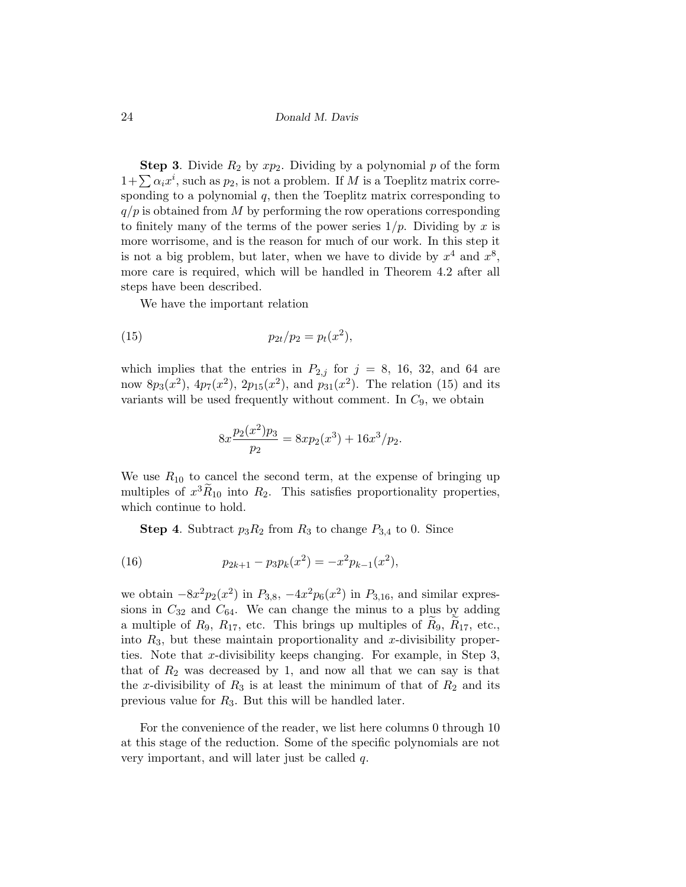**Step 3**. Divide $R_2$ by $xp_2$. Dividing by a polynomial $p$ of the form $1+\sum \alpha_i x^i$, such as $p_2$, is not a problem. If $M$ is a Toeplitz matrix corresponding to a polynomial $q$, then the Toeplitz matrix corresponding to $q/p$ is obtained from $M$ by performing the row operations corresponding to finitely many of the terms of the power series $1/p$. Dividing by $x$ is more worrisome, and is the reason for much of our work. In this step it is not a big problem, but later, when we have to divide by $x^4$ and $x^8$, more care is required, which will be handled in Theorem 4.2 after all steps have been described.

We have the important relation

$$p_{2t}/p_2 = p_t(x^2), \tag{15}$$

which implies that the entries in $P_{2,j}$ for $j = 8$, 16, 32, and 64 are now $8p_3(x^2)$, $4p_7(x^2)$, $2p_{15}(x^2)$, and $p_{31}(x^2)$. The relation (15) and its variants will be used frequently without comment. In $C_9$, we obtain

$$8x\frac{p_2(x^2)p_3}{p_2} = 8xp_2(x^3) + 16x^3/p_2.$$

We use $R_{10}$ to cancel the second term, at the expense of bringing up multiples of $x^3\widetilde{R}_{10}$ into $R_2$. This satisfies proportionality properties, which continue to hold.

**Step 4**. Subtract $p_3R_2$ from $R_3$ to change $P_{3,4}$ to 0. Since

$$p_{2k+1} - p_3p_k(x^2) = -x^2p_{k-1}(x^2), \tag{16}$$

we obtain $-8x^2p_2(x^2)$ in $P_{3,8}$, $-4x^2p_6(x^2)$ in $P_{3,16}$, and similar expressions in $C_{32}$ and $C_{64}$. We can change the minus to a plus by adding a multiple of $R_9$, $R_{17}$, etc. This brings up multiples of $\widetilde{R}_9$, $\widetilde{R}_{17}$, etc., into $R_3$, but these maintain proportionality and $x$-divisibility properties. Note that $x$-divisibility keeps changing. For example, in Step 3, that of $R_2$ was decreased by 1, and now all that we can say is that the $x$-divisibility of $R_3$ is at least the minimum of that of $R_2$ and its previous value for $R_3$. But this will be handled later.

For the convenience of the reader, we list here columns 0 through 10 at this stage of the reduction. Some of the specific polynomials are not very important, and will later just be called $q$.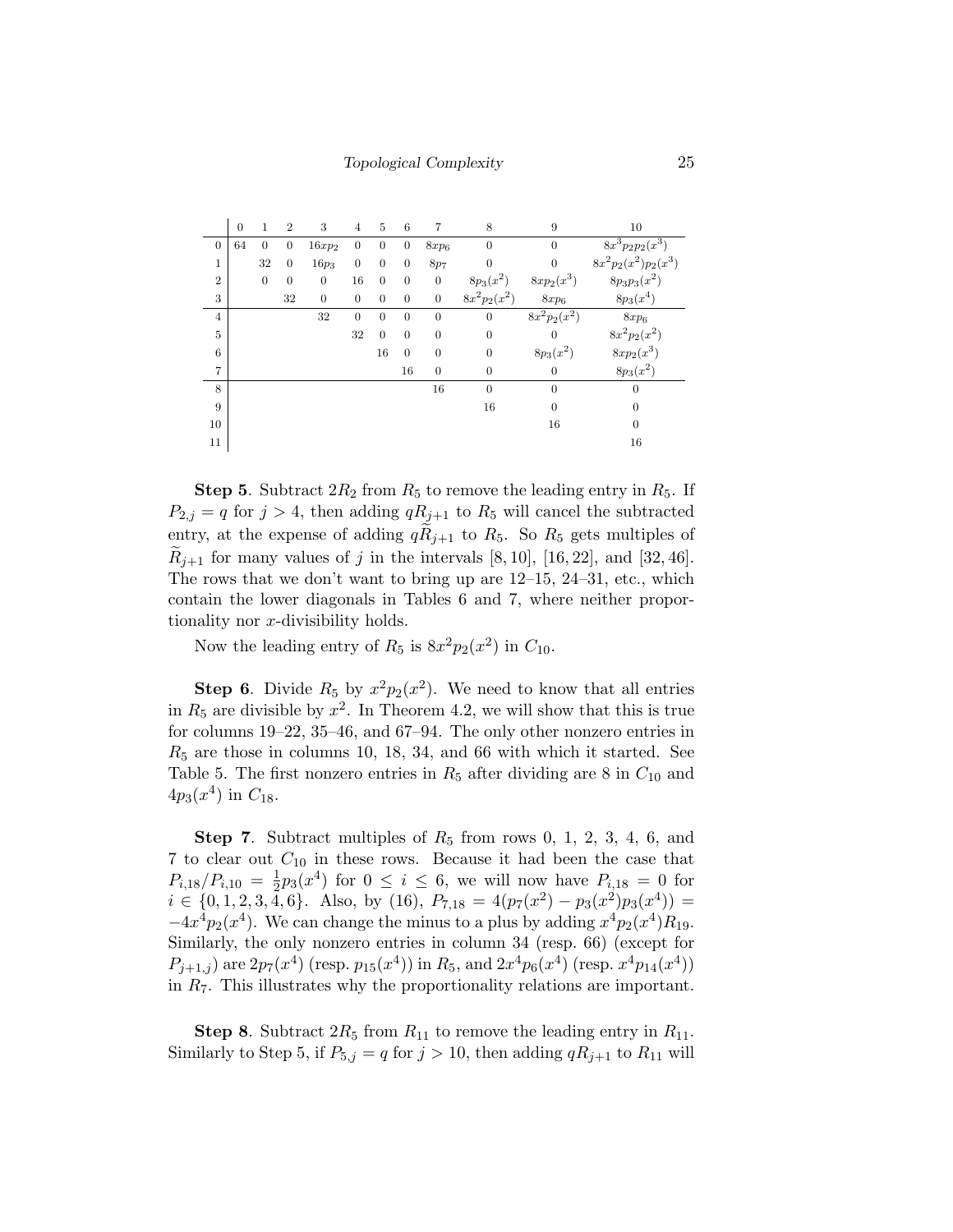| | 0 | 1 | 2 | 3 | 4 | 5 | 6 | 7 | 8 | 9 | 10 |
|---|---|---|---|---|---|---|---|---|---|---|---|
| 0 | 64 | 0 | 0 | $16xp_2$ | 0 | 0 | 0 | $8xp_6$ | 0 | 0 | $8x^3p_2p_2(x^3)$ |
| 1 | | 32 | 0 | $16p_3$ | 0 | 0 | 0 | $8p_7$ | 0 | 0 | $8x^2p_2(x^2)p_2(x^3)$ |
| 2 | | 0 | 0 | 0 | 16 | 0 | 0 | 0 | $8p_3(x^2)$ | $8xp_2(x^3)$ | $8p_3p_3(x^2)$ |
| 3 | | | 32 | 0 | 0 | 0 | 0 | 0 | $8x^2p_2(x^2)$ | $8xp_6$ | $8p_3(x^4)$ |
| 4 | | | | 32 | 0 | 0 | 0 | 0 | 0 | $8x^2p_2(x^2)$ | $8xp_6$ |
| 5 | | | | | 32 | 0 | 0 | 0 | 0 | 0 | $8x^2p_2(x^2)$ |
| 6 | | | | | | 16 | 0 | 0 | 0 | $8p_3(x^2)$ | $8xp_2(x^3)$ |
| 7 | | | | | | | 16 | 0 | 0 | 0 | $8p_3(x^2)$ |
| 8 | | | | | | | | 16 | 0 | 0 | 0 |
| 9 | | | | | | | | | 16 | 0 | 0 |
| 10 | | | | | | | | | | 16 | 0 |
| 11 | | | | | | | | | | | 16 |

**Step 5**. Subtract $2R_2$ from $R_5$ to remove the leading entry in $R_5$. If $P_{2,j} = q$ for $j > 4$, then adding $qR_{j+1}$ to $R_5$ will cancel the subtracted entry, at the expense of adding $q\widetilde{R}_{j+1}$ to $R_5$. So $R_5$ gets multiples of $\widetilde{R}_{j+1}$ for many values of $j$ in the intervals $[8, 10]$, $[16, 22]$, and $[32, 46]$. The rows that we don't want to bring up are 12–15, 24–31, etc., which contain the lower diagonals in Tables 6 and 7, where neither proportionality nor $x$-divisibility holds.

Now the leading entry of $R_5$ is $8x^2p_2(x^2)$ in $C_{10}$.

**Step 6**. Divide $R_5$ by $x^2p_2(x^2)$. We need to know that all entries in $R_5$ are divisible by $x^2$. In Theorem 4.2, we will show that this is true for columns 19–22, 35–46, and 67–94. The only other nonzero entries in $R_5$ are those in columns 10, 18, 34, and 66 with which it started. See Table 5. The first nonzero entries in $R_5$ after dividing are 8 in $C_{10}$ and $4p_3(x^4)$ in $C_{18}$.

**Step 7**. Subtract multiples of $R_5$ from rows 0, 1, 2, 3, 4, 6, and 7 to clear out $C_{10}$ in these rows. Because it had been the case that $P_{i,18}/P_{i,10} = \frac{1}{2}p_3(x^4)$ for $0 \le i \le 6$, we will now have $P_{i,18} = 0$ for $i \in \{0, 1, 2, 3, 4, 6\}$. Also, by (16), $P_{7,18} = 4(p_7(x^2) - p_3(x^2)p_3(x^4)) = -4x^4p_2(x^4)$. We can change the minus to a plus by adding $x^4p_2(x^4)R_{19}$. Similarly, the only nonzero entries in column 34 (resp. 66) (except for $P_{j+1,j}$) are $2p_7(x^4)$ (resp. $p_{15}(x^4)$) in $R_5$, and $2x^4p_6(x^4)$ (resp. $x^4p_{14}(x^4)$) in $R_7$. This illustrates why the proportionality relations are important.

**Step 8**. Subtract $2R_5$ from $R_{11}$ to remove the leading entry in $R_{11}$. Similarly to Step 5, if $P_{5,j} = q$ for $j > 10$, then adding $qR_{j+1}$ to $R_{11}$ will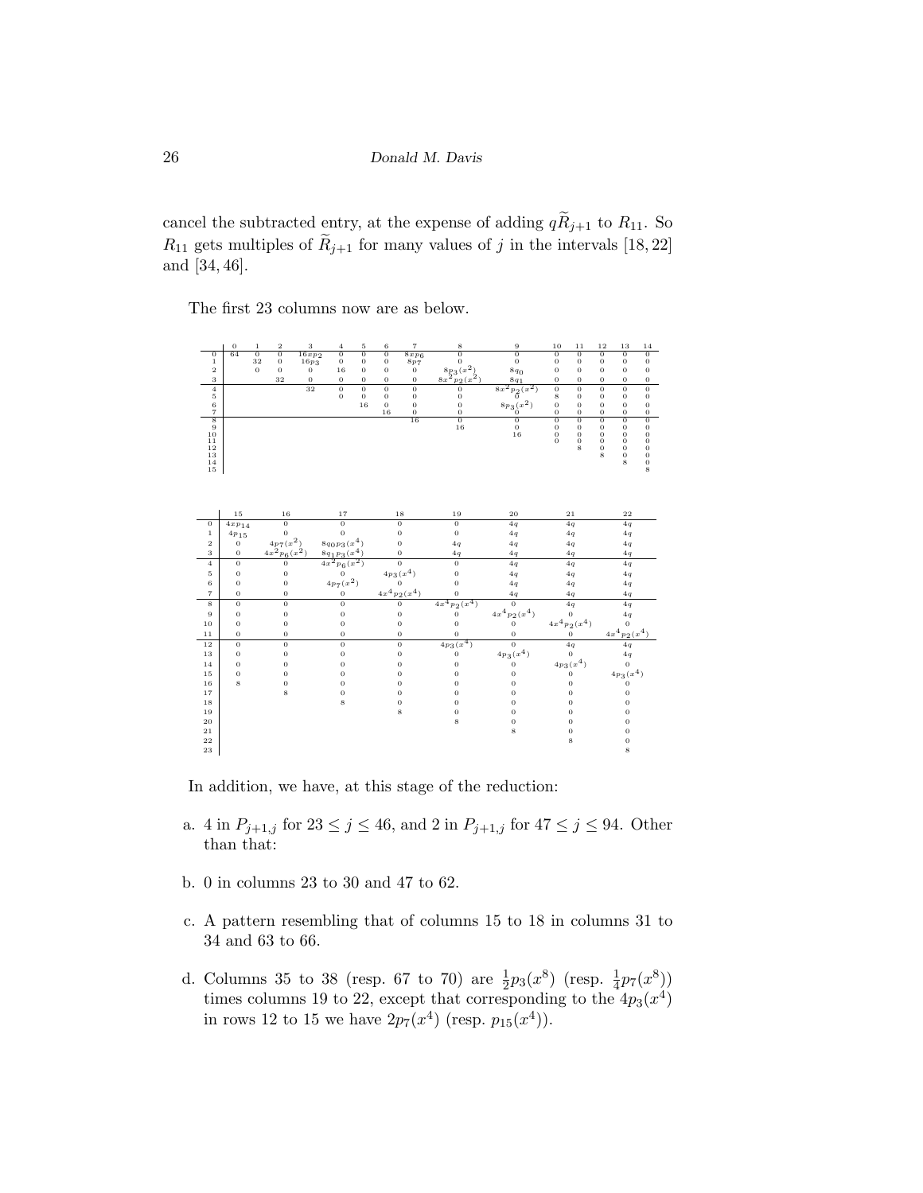cancel the subtracted entry, at the expense of adding $q\widetilde{R}_{j+1}$ to $R_{11}$. So $R_{11}$ gets multiples of $\widetilde{R}_{j+1}$ for many values of $j$ in the intervals $[18, 22]$ and $[34, 46]$.

The first 23 columns now are as below.

| | 0 | 1 | 2 | 3 | 4 | 5 | 6 | 7 | 8 | 9 | 10 | 11 | 12 | 13 | 14 |
|---|---|---|---|---|---|---|---|---|---|---|---|---|---|---|---|
| 0 | 64 | 0 | 0 | $16xp_2$ | 0 | 0 | 0 | $8xp_6$ | 0 | 0 | 0 | 0 | 0 | 0 | 0 |
| 1 | | 32 | 0 | $16p_3$ | 0 | 0 | 0 | $8p_7$ | 0 | 0 | 0 | 0 | 0 | 0 | 0 |
| 2 | | 0 | 0 | 0 | 16 | 0 | 0 | 0 | $8p_3(x^2)$ | $8q_0$ | 0 | 0 | 0 | 0 | 0 |
| 3 | | | 32 | 0 | 0 | 0 | 0 | 0 | $8x^2p_2(x^2)$ | $8q_1$ | 0 | 0 | 0 | 0 | 0 |
| 4 | | | | 32 | 0 | 0 | 0 | 0 | 0 | $8x^2p_2(x^2)$ | 0 | 0 | 0 | 0 | 0 |
| 5 | | | | | 0 | 0 | 0 | 0 | 0 | 0 | 8 | 0 | 0 | 0 | 0 |
| 6 | | | | | | 16 | 0 | 0 | 0 | $8p_3(x^2)$ | 0 | 0 | 0 | 0 | 0 |
| 7 | | | | | | | 16 | 0 | 0 | 0 | 0 | 0 | 0 | 0 | 0 |
| 8 | | | | | | | | 16 | 0 | 0 | 0 | 0 | 0 | 0 | 0 |
| 9 | | | | | | | | | 16 | 0 | 0 | 0 | 0 | 0 | 0 |
| 10 | | | | | | | | | | 16 | 0 | 0 | 0 | 0 | 0 |
| 11 | | | | | | | | | | | 0 | 0 | 0 | 0 | 0 |
| 12 | | | | | | | | | | | | 8 | 0 | 0 | 0 |
| 13 | | | | | | | | | | | | | 8 | 0 | 0 |
| 14 | | | | | | | | | | | | | | 8 | 0 |
| 15 | | | | | | | | | | | | | | | 8 |

| | 15 | 16 | 17 | 18 | 19 | 20 | 21 | 22 |
|---|---|---|---|---|---|---|---|---|
| 0 | $4xp_{14}$ | 0 | 0 | 0 | 0 | $4q$ | $4q$ | $4q$ |
| 1 | $4p_{15}$ | 0 | 0 | 0 | 0 | $4q$ | $4q$ | $4q$ |
| 2 | 0 | $4p_7(x^2)$ | $8q_0p_3(x^4)$ | 0 | $4q$ | $4q$ | $4q$ | $4q$ |
| 3 | 0 | $4x^2p_6(x^2)$ | $8q_1p_3(x^4)$ | 0 | $4q$ | $4q$ | $4q$ | $4q$ |
| 4 | 0 | 0 | $4x^2p_6(x^2)$ | 0 | 0 | $4q$ | $4q$ | $4q$ |
| 5 | 0 | 0 | 0 | $4p_3(x^4)$ | 0 | $4q$ | $4q$ | $4q$ |
| 6 | 0 | 0 | $4p_7(x^2)$ | 0 | 0 | $4q$ | $4q$ | $4q$ |
| 7 | 0 | 0 | 0 | $4x^4p_2(x^4)$ | 0 | $4q$ | $4q$ | $4q$ |
| 8 | 0 | 0 | 0 | 0 | $4x^4p_2(x^4)$ | 0 | $4q$ | $4q$ |
| 9 | 0 | 0 | 0 | 0 | 0 | $4x^4p_2(x^4)$ | 0 | $4q$ |
| 10 | 0 | 0 | 0 | 0 | 0 | 0 | $4x^4p_2(x^4)$ | 0 |
| 11 | 0 | 0 | 0 | 0 | 0 | 0 | 0 | $4x^4p_2(x^4)$ |
| 12 | 0 | 0 | 0 | 0 | $4p_3(x^4)$ | 0 | $4q$ | $4q$ |
| 13 | 0 | 0 | 0 | 0 | 0 | $4p_3(x^4)$ | 0 | $4q$ |
| 14 | 0 | 0 | 0 | 0 | 0 | 0 | $4p_3(x^4)$ | 0 |
| 15 | 0 | 0 | 0 | 0 | 0 | 0 | 0 | $4p_3(x^4)$ |
| 16 | 8 | 0 | 0 | 0 | 0 | 0 | 0 | 0 |
| 17 | | 8 | 0 | 0 | 0 | 0 | 0 | 0 |
| 18 | | | 8 | 0 | 0 | 0 | 0 | 0 |
| 19 | | | | 8 | 0 | 0 | 0 | 0 |
| 20 | | | | | 8 | 0 | 0 | 0 |
| 21 | | | | | | 8 | 0 | 0 |
| 22 | | | | | | | 8 | 0 |
| 23 | | | | | | | | 8 |

In addition, we have, at this stage of the reduction:

a. 4 in $P_{j+1,j}$ for $23 \le j \le 46$, and 2 in $P_{j+1,j}$ for $47 \le j \le 94$. Other than that:

b. 0 in columns 23 to 30 and 47 to 62.

c. A pattern resembling that of columns 15 to 18 in columns 31 to 34 and 63 to 66.

d. Columns 35 to 38 (resp. 67 to 70) are $\frac{1}{2}p_3(x^8)$ (resp. $\frac{1}{4}p_7(x^8)$) times columns 19 to 22, except that corresponding to the $4p_3(x^4)$ in rows 12 to 15 we have $2p_7(x^4)$ (resp. $p_{15}(x^4)$).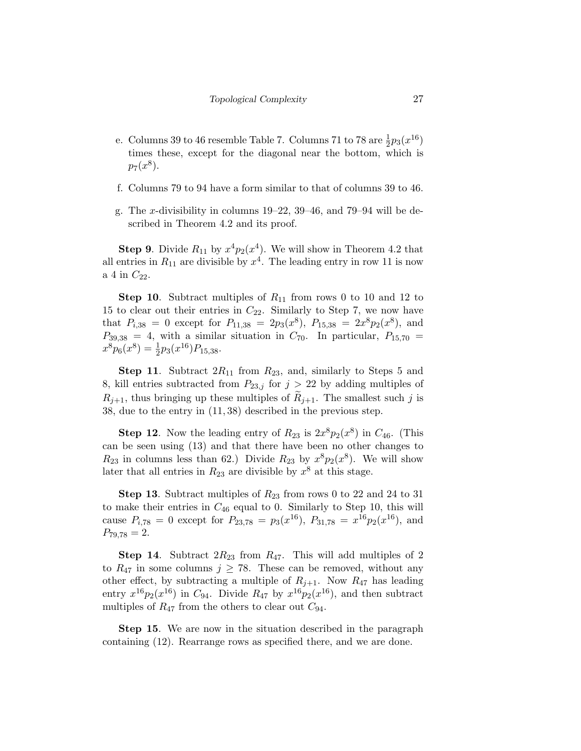e. Columns 39 to 46 resemble Table 7. Columns 71 to 78 are $\frac{1}{2}p_3(x^{16})$ times these, except for the diagonal near the bottom, which is $p_7(x^8)$.

f. Columns 79 to 94 have a form similar to that of columns 39 to 46.

g. The $x$-divisibility in columns 19–22, 39–46, and 79–94 will be described in Theorem 4.2 and its proof.

**Step 9**. Divide $R_{11}$ by $x^4p_2(x^4)$. We will show in Theorem 4.2 that all entries in $R_{11}$ are divisible by $x^4$. The leading entry in row 11 is now a 4 in $C_{22}$.

**Step 10**. Subtract multiples of $R_{11}$ from rows 0 to 10 and 12 to 15 to clear out their entries in $C_{22}$. Similarly to Step 7, we now have that $P_{i,38} = 0$ except for $P_{11,38} = 2p_3(x^8)$, $P_{15,38} = 2x^8p_2(x^8)$, and $P_{39,38} = 4$, with a similar situation in $C_{70}$. In particular, $P_{15,70} = x^8p_6(x^8) = \frac{1}{2}p_3(x^{16})P_{15,38}$.

**Step 11**. Subtract $2R_{11}$ from $R_{23}$, and, similarly to Steps 5 and 8, kill entries subtracted from $P_{23,j}$ for $j > 22$ by adding multiples of $R_{j+1}$, thus bringing up these multiples of $\widetilde{R}_{j+1}$. The smallest such $j$ is 38, due to the entry in $(11, 38)$ described in the previous step.

**Step 12**. Now the leading entry of $R_{23}$ is $2x^8p_2(x^8)$ in $C_{46}$. (This can be seen using (13) and that there have been no other changes to $R_{23}$ in columns less than 62.) Divide $R_{23}$ by $x^8p_2(x^8)$. We will show later that all entries in $R_{23}$ are divisible by $x^8$ at this stage.

**Step 13**. Subtract multiples of $R_{23}$ from rows 0 to 22 and 24 to 31 to make their entries in $C_{46}$ equal to 0. Similarly to Step 10, this will cause $P_{i,78} = 0$ except for $P_{23,78} = p_3(x^{16})$, $P_{31,78} = x^{16}p_2(x^{16})$, and $P_{79,78} = 2$.

**Step 14**. Subtract $2R_{23}$ from $R_{47}$. This will add multiples of 2 to $R_{47}$ in some columns $j \geq 78$. These can be removed, without any other effect, by subtracting a multiple of $R_{j+1}$. Now $R_{47}$ has leading entry $x^{16}p_2(x^{16})$ in $C_{94}$. Divide $R_{47}$ by $x^{16}p_2(x^{16})$, and then subtract multiples of $R_{47}$ from the others to clear out $C_{94}$.

**Step 15**. We are now in the situation described in the paragraph containing (12). Rearrange rows as specified there, and we are done.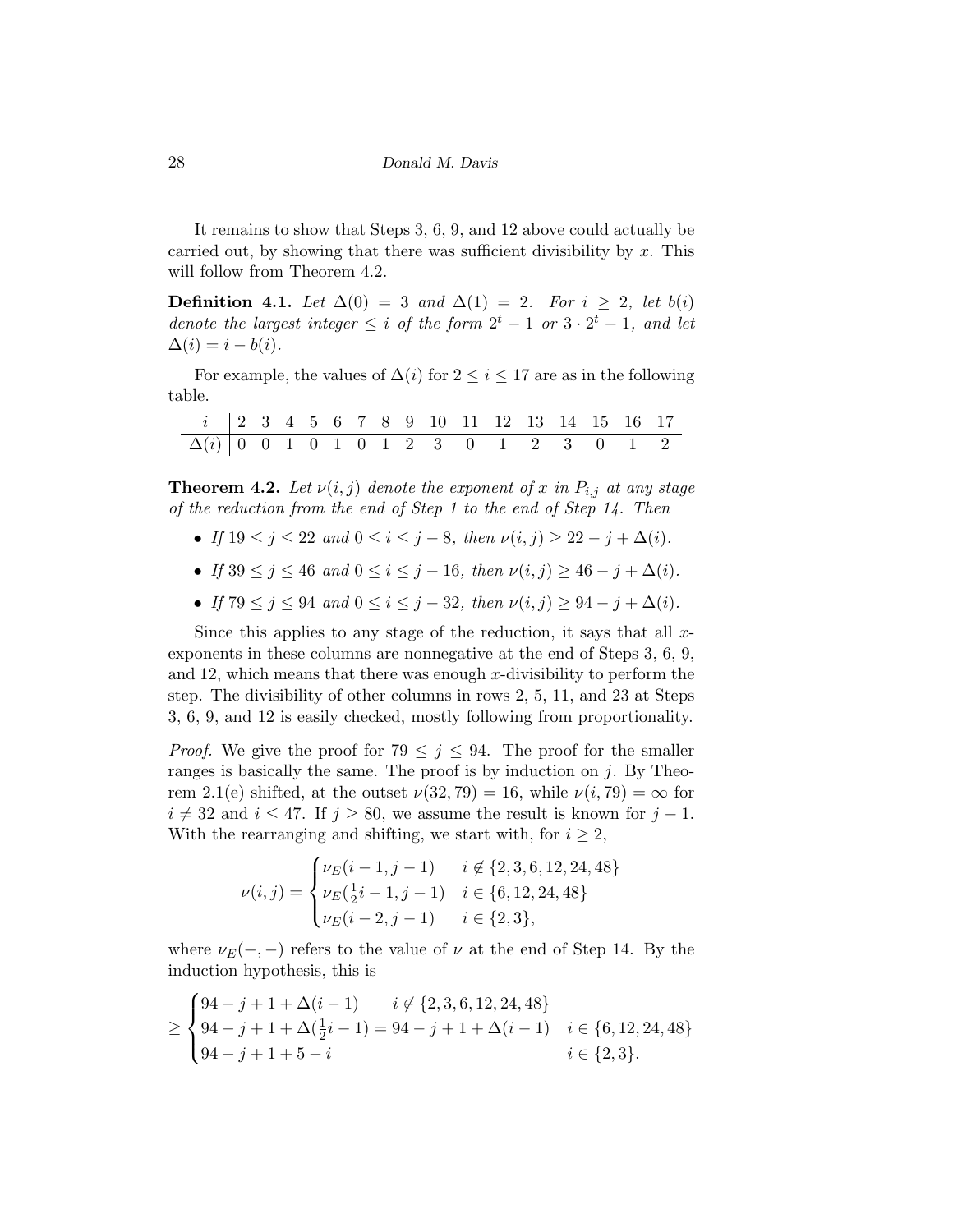It remains to show that Steps 3, 6, 9, and 12 above could actually be carried out, by showing that there was sufficient divisibility by $x$. This will follow from Theorem 4.2.

**Definition 4.1.** *Let $\Delta(0) = 3$ and $\Delta(1) = 2$. For $i \geq 2$, let $b(i)$ denote the largest integer $\leq i$ of the form $2^t - 1$ or $3 \cdot 2^t - 1$, and let $\Delta(i) = i - b(i)$.*

For example, the values of $\Delta(i)$ for $2 \leq i \leq 17$ are as in the following table.

| $i$ | 2 | 3 | 4 | 5 | 6 | 7 | 8 | 9 | 10 | 11 | 12 | 13 | 14 | 15 | 16 | 17 |
|---|---|---|---|---|---|---|---|---|---|---|---|---|---|---|---|---|
| $\Delta(i)$ | 0 | 0 | 1 | 0 | 1 | 0 | 1 | 2 | 3 | 0 | 1 | 2 | 3 | 0 | 1 | 2 |

**Theorem 4.2.** *Let $\nu(i,j)$ denote the exponent of $x$ in $P_{i,j}$ at any stage of the reduction from the end of Step 1 to the end of Step 14. Then*

- *If $19 \leq j \leq 22$ and $0 \leq i \leq j - 8$, then $\nu(i,j) \geq 22 - j + \Delta(i)$.*
- *If $39 \leq j \leq 46$ and $0 \leq i \leq j - 16$, then $\nu(i,j) \geq 46 - j + \Delta(i)$.*
- *If $79 \leq j \leq 94$ and $0 \leq i \leq j - 32$, then $\nu(i,j) \geq 94 - j + \Delta(i)$.*

Since this applies to any stage of the reduction, it says that all $x$-exponents in these columns are nonnegative at the end of Steps 3, 6, 9, and 12, which means that there was enough $x$-divisibility to perform the step. The divisibility of other columns in rows 2, 5, 11, and 23 at Steps 3, 6, 9, and 12 is easily checked, mostly following from proportionality.

*Proof.* We give the proof for $79 \leq j \leq 94$. The proof for the smaller ranges is basically the same. The proof is by induction on $j$. By Theorem 2.1(e) shifted, at the outset $\nu(32,79) = 16$, while $\nu(i,79) = \infty$ for $i \neq 32$ and $i \leq 47$. If $j \geq 80$, we assume the result is known for $j - 1$. With the rearranging and shifting, we start with, for $i \geq 2$,

$$\nu(i,j) = \begin{cases} \nu_E(i-1,j-1) & i \notin \{2,3,6,12,24,48\} \\ \nu_E(\frac{1}{2}i-1,j-1) & i \in \{6,12,24,48\} \\ \nu_E(i-2,j-1) & i \in \{2,3\}, \end{cases}$$

where $\nu_E(-,-)$ refers to the value of $\nu$ at the end of Step 14. By the induction hypothesis, this is

$$\geq \begin{cases} 94 - j + 1 + \Delta(i-1) & i \notin \{2,3,6,12,24,48\} \\ 94 - j + 1 + \Delta(\frac{1}{2}i - 1) = 94 - j + 1 + \Delta(i-1) & i \in \{6,12,24,48\} \\ 94 - j + 1 + 5 - i & i \in \{2,3\}. \end{cases}$$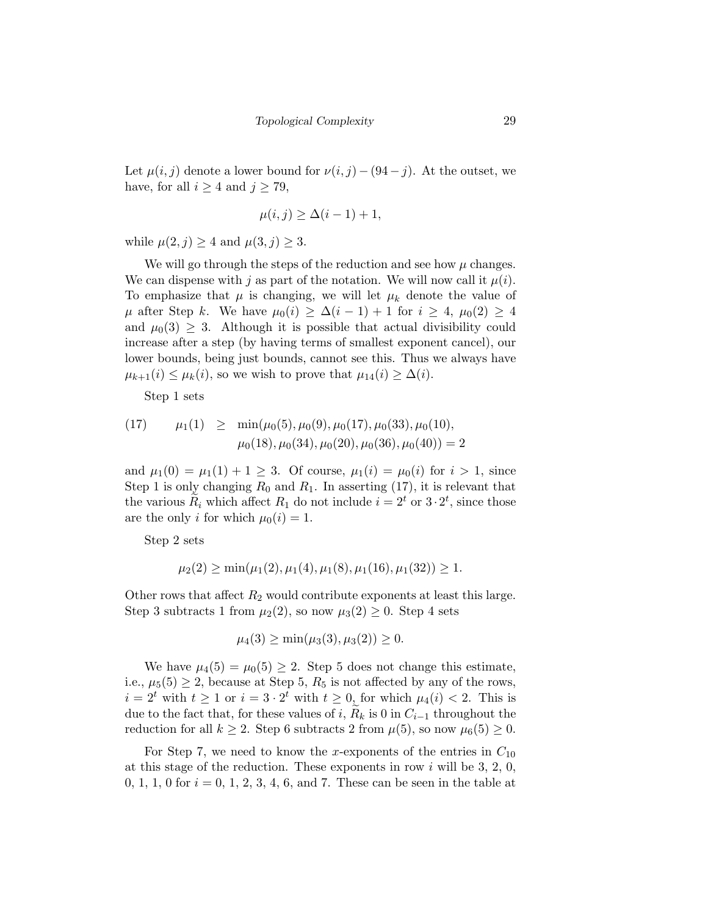Let $\mu(i,j)$ denote a lower bound for $\nu(i,j)-(94-j)$. At the outset, we have, for all $i\ge 4$ and $j\ge 79$,

$$\mu(i,j)\ge \Delta(i-1)+1,$$

while $\mu(2,j)\ge 4$ and $\mu(3,j)\ge 3$.

We will go through the steps of the reduction and see how $\mu$ changes. We can dispense with $j$ as part of the notation. We will now call it $\mu(i)$. To emphasize that $\mu$ is changing, we will let $\mu_k$ denote the value of $\mu$ after Step $k$. We have $\mu_0(i)\ge\Delta(i-1)+1$ for $i\ge 4$, $\mu_0(2)\ge 4$ and $\mu_0(3)\ge 3$. Although it is possible that actual divisibility could increase after a step (by having terms of smallest exponent cancel), our lower bounds, being just bounds, cannot see this. Thus we always have $\mu_{k+1}(i)\le\mu_k(i)$, so we wish to prove that $\mu_{14}(i)\ge\Delta(i)$.

Step 1 sets

$$\begin{aligned}\mu_1(1) \ \ \ge\ \ & \min(\mu_0(5),\mu_0(9),\mu_0(17),\mu_0(33),\mu_0(10),\\ & \mu_0(18),\mu_0(34),\mu_0(20),\mu_0(36),\mu_0(40))=2\end{aligned}\tag{17}$$

and $\mu_1(0)=\mu_1(1)+1\ge 3$. Of course, $\mu_1(i)=\mu_0(i)$ for $i>1$, since Step 1 is only changing $R_0$ and $R_1$. In asserting (17), it is relevant that the various $\widetilde{R}_i$ which affect $R_1$ do not include $i=2^t$ or $3\cdot 2^t$, since those are the only $i$ for which $\mu_0(i)=1$.

Step 2 sets

$$\mu_2(2)\ge\min(\mu_1(2),\mu_1(4),\mu_1(8),\mu_1(16),\mu_1(32))\ge 1.$$

Other rows that affect $R_2$ would contribute exponents at least this large. Step 3 subtracts 1 from $\mu_2(2)$, so now $\mu_3(2)\ge 0$. Step 4 sets

$$\mu_4(3)\ge\min(\mu_3(3),\mu_3(2))\ge 0.$$

We have $\mu_4(5)=\mu_0(5)\ge 2$. Step 5 does not change this estimate, i.e., $\mu_5(5)\ge 2$, because at Step 5, $R_5$ is not affected by any of the rows, $i=2^t$ with $t\ge 1$ or $i=3\cdot 2^t$ with $t\ge 0$, for which $\mu_4(i)<2$. This is due to the fact that, for these values of $i$, $\widetilde{R}_k$ is 0 in $C_{i-1}$ throughout the reduction for all $k\ge 2$. Step 6 subtracts 2 from $\mu(5)$, so now $\mu_6(5)\ge 0$.

For Step 7, we need to know the $x$-exponents of the entries in $C_{10}$ at this stage of the reduction. These exponents in row $i$ will be 3, 2, 0, 0, 1, 1, 0 for $i=0$, 1, 2, 3, 4, 6, and 7. These can be seen in the table at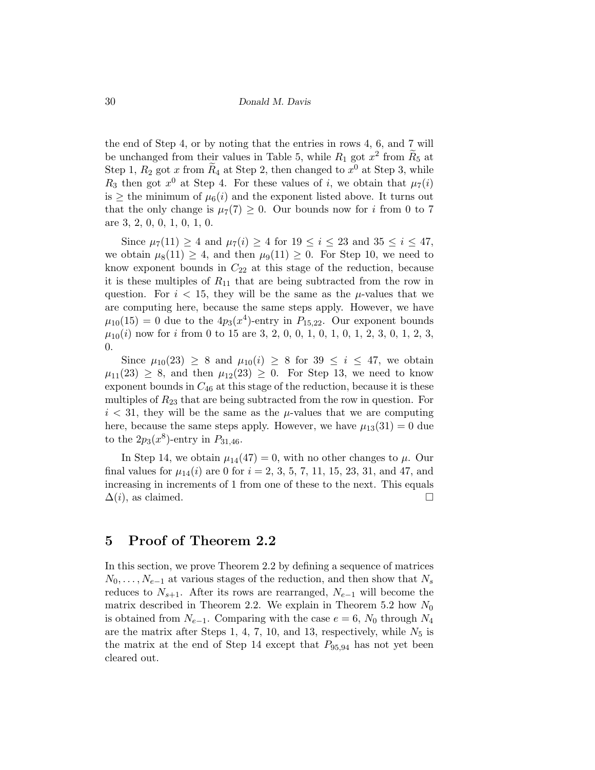the end of Step 4, or by noting that the entries in rows 4, 6, and 7 will be unchanged from their values in Table 5, while $R_1$ got $x^2$ from $\widetilde{R}_5$ at Step 1, $R_2$ got $x$ from $\widetilde{R}_4$ at Step 2, then changed to $x^0$ at Step 3, while $R_3$ then got $x^0$ at Step 4. For these values of $i$, we obtain that $\mu_7(i)$ is $\ge$ the minimum of $\mu_6(i)$ and the exponent listed above. It turns out that the only change is $\mu_7(7) \ge 0$. Our bounds now for $i$ from 0 to 7 are 3, 2, 0, 0, 1, 0, 1, 0.

Since $\mu_7(11) \ge 4$ and $\mu_7(i) \ge 4$ for $19 \le i \le 23$ and $35 \le i \le 47$, we obtain $\mu_8(11) \ge 4$, and then $\mu_9(11) \ge 0$. For Step 10, we need to know exponent bounds in $C_{22}$ at this stage of the reduction, because it is these multiples of $R_{11}$ that are being subtracted from the row in question. For $i < 15$, they will be the same as the $\mu$-values that we are computing here, because the same steps apply. However, we have $\mu_{10}(15) = 0$ due to the $4p_3(x^4)$-entry in $P_{15,22}$. Our exponent bounds $\mu_{10}(i)$ now for $i$ from 0 to 15 are 3, 2, 0, 0, 1, 0, 1, 0, 1, 2, 3, 0, 1, 2, 3, 0.

Since $\mu_{10}(23) \ge 8$ and $\mu_{10}(i) \ge 8$ for $39 \le i \le 47$, we obtain $\mu_{11}(23) \ge 8$, and then $\mu_{12}(23) \ge 0$. For Step 13, we need to know exponent bounds in $C_{46}$ at this stage of the reduction, because it is these multiples of $R_{23}$ that are being subtracted from the row in question. For $i < 31$, they will be the same as the $\mu$-values that we are computing here, because the same steps apply. However, we have $\mu_{13}(31) = 0$ due to the $2p_3(x^8)$-entry in $P_{31,46}$.

In Step 14, we obtain $\mu_{14}(47) = 0$, with no other changes to $\mu$. Our final values for $\mu_{14}(i)$ are 0 for $i = 2, 3, 5, 7, 11, 15, 23, 31$, and 47, and increasing in increments of 1 from one of these to the next. This equals $\Delta(i)$, as claimed. $\square$

## 5 Proof of Theorem 2.2

In this section, we prove Theorem 2.2 by defining a sequence of matrices $N_0, \ldots, N_{e-1}$ at various stages of the reduction, and then show that $N_s$ reduces to $N_{s+1}$. After its rows are rearranged, $N_{e-1}$ will become the matrix described in Theorem 2.2. We explain in Theorem 5.2 how $N_0$ is obtained from $N_{e-1}$. Comparing with the case $e = 6$, $N_0$ through $N_4$ are the matrix after Steps 1, 4, 7, 10, and 13, respectively, while $N_5$ is the matrix at the end of Step 14 except that $P_{95,94}$ has not yet been cleared out.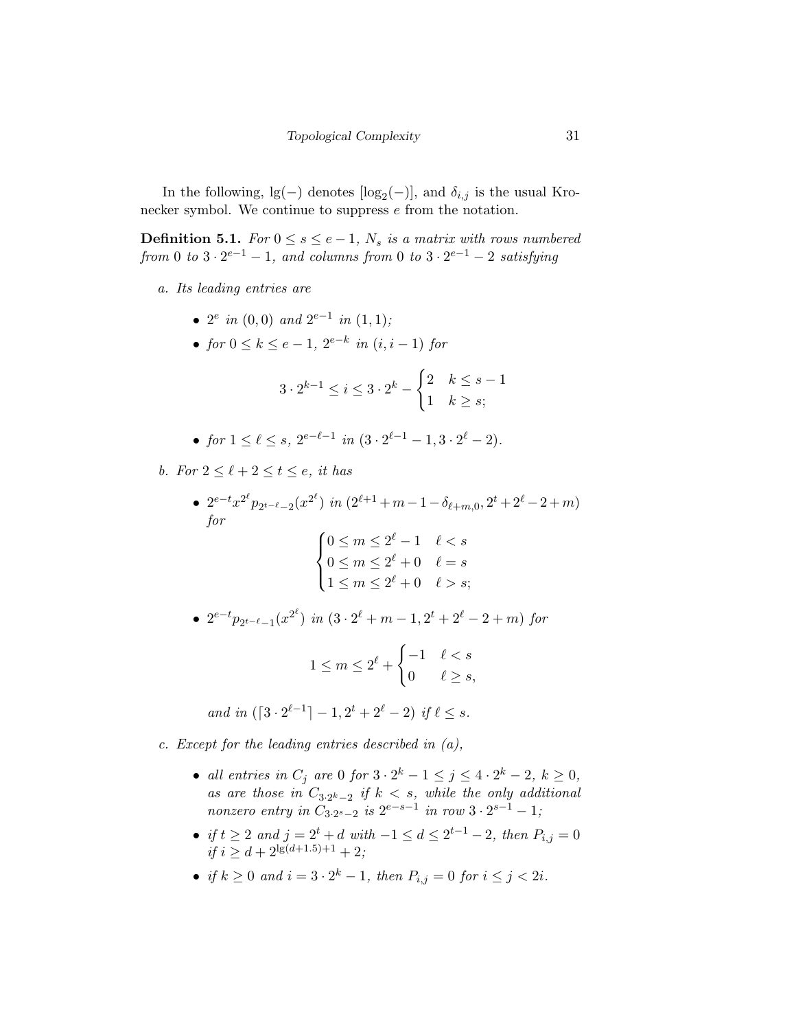In the following, $\lg(-)$ denotes $[\log_2(-)]$, and $\delta_{i,j}$ is the usual Kronecker symbol. We continue to suppress $e$ from the notation.

**Definition 5.1.** *For $0 \le s \le e-1$, $N_s$ is a matrix with rows numbered from 0 to $3 \cdot 2^{e-1} - 1$, and columns from 0 to $3 \cdot 2^{e-1} - 2$ satisfying*

*a. Its leading entries are*

- $2^e$ *in* $(0,0)$ *and* $2^{e-1}$ *in* $(1,1)$;
- *for* $0 \le k \le e-1$, $2^{e-k}$ *in* $(i, i-1)$ *for*

$$3 \cdot 2^{k-1} \le i \le 3 \cdot 2^k - \begin{cases} 2 & k \le s-1 \\ 1 & k \ge s; \end{cases}$$

- *for* $1 \le \ell \le s$, $2^{e-\ell-1}$ *in* $(3 \cdot 2^{\ell-1} - 1, 3 \cdot 2^\ell - 2)$.

*b. For $2 \le \ell + 2 \le t \le e$, it has*

- $2^{e-t} x^{2^\ell} p_{2^{t-\ell}-2}(x^{2^\ell})$ *in* $(2^{\ell+1} + m - 1 - \delta_{\ell+m,0}, 2^t + 2^\ell - 2 + m)$ *for*

$$\begin{cases} 0 \le m \le 2^\ell - 1 & \ell < s \\ 0 \le m \le 2^\ell + 0 & \ell = s \\ 1 \le m \le 2^\ell + 0 & \ell > s; \end{cases}$$

- $2^{e-t} p_{2^{t-\ell}-1}(x^{2^\ell})$ *in* $(3 \cdot 2^\ell + m - 1, 2^t + 2^\ell - 2 + m)$ *for*

$$1 \le m \le 2^\ell + \begin{cases} -1 & \ell < s \\ 0 & \ell \ge s, \end{cases}$$

*and in* $(\lceil 3 \cdot 2^{\ell-1} \rceil - 1, 2^t + 2^\ell - 2)$ *if* $\ell \le s$.

*c. Except for the leading entries described in (a),*

- *all entries in* $C_j$ *are 0 for* $3 \cdot 2^k - 1 \le j \le 4 \cdot 2^k - 2$, $k \ge 0$, *as are those in* $C_{3 \cdot 2^k - 2}$ *if* $k < s$, *while the only additional nonzero entry in* $C_{3 \cdot 2^s - 2}$ *is* $2^{e-s-1}$ *in row* $3 \cdot 2^{s-1} - 1$;
- *if* $t \ge 2$ *and* $j = 2^t + d$ *with* $-1 \le d \le 2^{t-1} - 2$, *then* $P_{i,j} = 0$ *if* $i \ge d + 2^{\lg(d+1.5)+1} + 2$;
- *if* $k \ge 0$ *and* $i = 3 \cdot 2^k - 1$, *then* $P_{i,j} = 0$ *for* $i \le j < 2i$.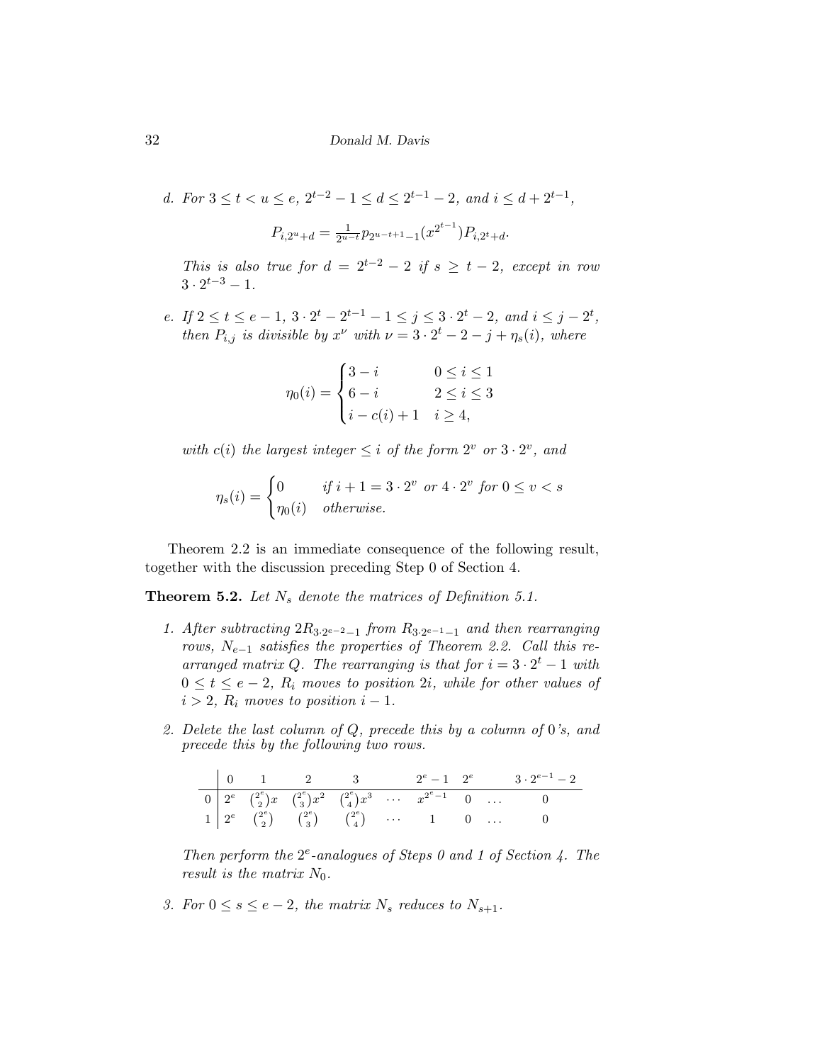d. *For $3 \le t < u \le e$, $2^{t-2} - 1 \le d \le 2^{t-1} - 2$, and $i \le d + 2^{t-1}$,*

$$P_{i,2^u+d} = \tfrac{1}{2^{u-t}} p_{2^{u-t+1}-1}(x^{2^{t-1}}) P_{i,2^t+d}.$$

*This is also true for $d = 2^{t-2} - 2$ if $s \ge t-2$, except in row $3 \cdot 2^{t-3} - 1$.*

e. *If $2 \le t \le e-1$, $3 \cdot 2^t - 2^{t-1} - 1 \le j \le 3 \cdot 2^t - 2$, and $i \le j - 2^t$, then $P_{i,j}$ is divisible by $x^\nu$ with $\nu = 3 \cdot 2^t - 2 - j + \eta_s(i)$, where*

$$\eta_0(i) = \begin{cases} 3 - i & 0 \le i \le 1 \\ 6 - i & 2 \le i \le 3 \\ i - c(i) + 1 & i \ge 4, \end{cases}$$

*with $c(i)$ the largest integer $\le i$ of the form $2^v$ or $3 \cdot 2^v$, and*

$$\eta_s(i) = \begin{cases} 0 & \text{if } i+1 = 3 \cdot 2^v \text{ or } 4 \cdot 2^v \text{ for } 0 \le v < s \\ \eta_0(i) & \text{otherwise.} \end{cases}$$

Theorem 2.2 is an immediate consequence of the following result, together with the discussion preceding Step 0 of Section 4.

**Theorem 5.2.** *Let $N_s$ denote the matrices of Definition 5.1.*

1. *After subtracting $2R_{3 \cdot 2^{e-2}-1}$ from $R_{3 \cdot 2^{e-1}-1}$ and then rearranging rows, $N_{e-1}$ satisfies the properties of Theorem 2.2. Call this rearranged matrix $Q$. The rearranging is that for $i = 3 \cdot 2^t - 1$ with $0 \le t \le e-2$, $R_i$ moves to position $2i$, while for other values of $i > 2$, $R_i$ moves to position $i - 1$.*

2. *Delete the last column of $Q$, precede this by a column of 0's, and precede this by the following two rows.*

| | 0 | 1 | 2 | 3 | | $2^e - 1$ | $2^e$ | | $3 \cdot 2^{e-1} - 2$ |
|---|---|---|---|---|---|---|---|---|---|
| 0 | $2^e$ | $\binom{2^e}{2}x$ | $\binom{2^e}{3}x^2$ | $\binom{2^e}{4}x^3$ | $\cdots$ | $x^{2^e-1}$ | 0 | $\ldots$ | 0 |
| 1 | $2^e$ | $\binom{2^e}{2}$ | $\binom{2^e}{3}$ | $\binom{2^e}{4}$ | $\cdots$ | 1 | 0 | $\ldots$ | 0 |

*Then perform the $2^e$-analogues of Steps 0 and 1 of Section 4. The result is the matrix $N_0$.*

3. *For $0 \le s \le e-2$, the matrix $N_s$ reduces to $N_{s+1}$.*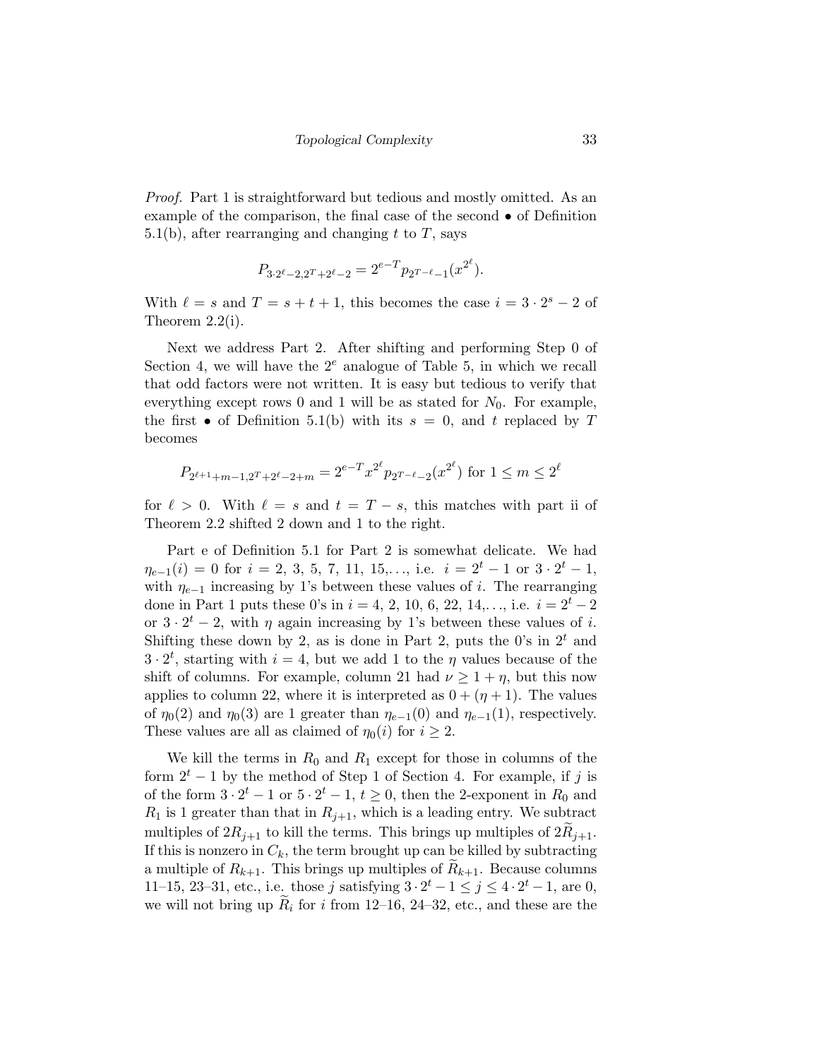*Proof.* Part 1 is straightforward but tedious and mostly omitted. As an example of the comparison, the final case of the second • of Definition 5.1(b), after rearranging and changing $t$ to $T$, says

$$P_{3\cdot 2^\ell-2,2^T+2^\ell-2} = 2^{e-T} p_{2^{T-\ell}-1}(x^{2^\ell}).$$

With $\ell = s$ and $T = s+t+1$, this becomes the case $i = 3\cdot 2^s - 2$ of Theorem 2.2(i).

Next we address Part 2. After shifting and performing Step 0 of Section 4, we will have the $2^e$ analogue of Table 5, in which we recall that odd factors were not written. It is easy but tedious to verify that everything except rows 0 and 1 will be as stated for $N_0$. For example, the first • of Definition 5.1(b) with its $s = 0$, and $t$ replaced by $T$ becomes

$$P_{2^{\ell+1}+m-1,2^T+2^\ell-2+m} = 2^{e-T} x^{2^\ell} p_{2^{T-\ell}-2}(x^{2^\ell}) \text{ for } 1 \le m \le 2^\ell$$

for $\ell > 0$. With $\ell = s$ and $t = T - s$, this matches with part ii of Theorem 2.2 shifted 2 down and 1 to the right.

Part e of Definition 5.1 for Part 2 is somewhat delicate. We had $\eta_{e-1}(i) = 0$ for $i = 2, 3, 5, 7, 11, 15, \ldots$, i.e. $i = 2^t - 1$ or $3\cdot 2^t - 1$, with $\eta_{e-1}$ increasing by 1's between these values of $i$. The rearranging done in Part 1 puts these 0's in $i = 4, 2, 10, 6, 22, 14, \ldots$, i.e. $i = 2^t - 2$ or $3\cdot 2^t - 2$, with $\eta$ again increasing by 1's between these values of $i$. Shifting these down by 2, as is done in Part 2, puts the 0's in $2^t$ and $3\cdot 2^t$, starting with $i = 4$, but we add 1 to the $\eta$ values because of the shift of columns. For example, column 21 had $\nu \ge 1+\eta$, but this now applies to column 22, where it is interpreted as $0 + (\eta + 1)$. The values of $\eta_0(2)$ and $\eta_0(3)$ are 1 greater than $\eta_{e-1}(0)$ and $\eta_{e-1}(1)$, respectively. These values are all as claimed of $\eta_0(i)$ for $i \ge 2$.

We kill the terms in $R_0$ and $R_1$ except for those in columns of the form $2^t - 1$ by the method of Step 1 of Section 4. For example, if $j$ is of the form $3\cdot 2^t - 1$ or $5\cdot 2^t - 1$, $t \ge 0$, then the 2-exponent in $R_0$ and $R_1$ is 1 greater than that in $R_{j+1}$, which is a leading entry. We subtract multiples of $2R_{j+1}$ to kill the terms. This brings up multiples of $2\widetilde{R}_{j+1}$. If this is nonzero in $C_k$, the term brought up can be killed by subtracting a multiple of $R_{k+1}$. This brings up multiples of $\widetilde{R}_{k+1}$. Because columns 11–15, 23–31, etc., i.e. those $j$ satisfying $3\cdot 2^t - 1 \le j \le 4\cdot 2^t - 1$, are 0, we will not bring up $\widetilde{R}_i$ for $i$ from 12–16, 24–32, etc., and these are the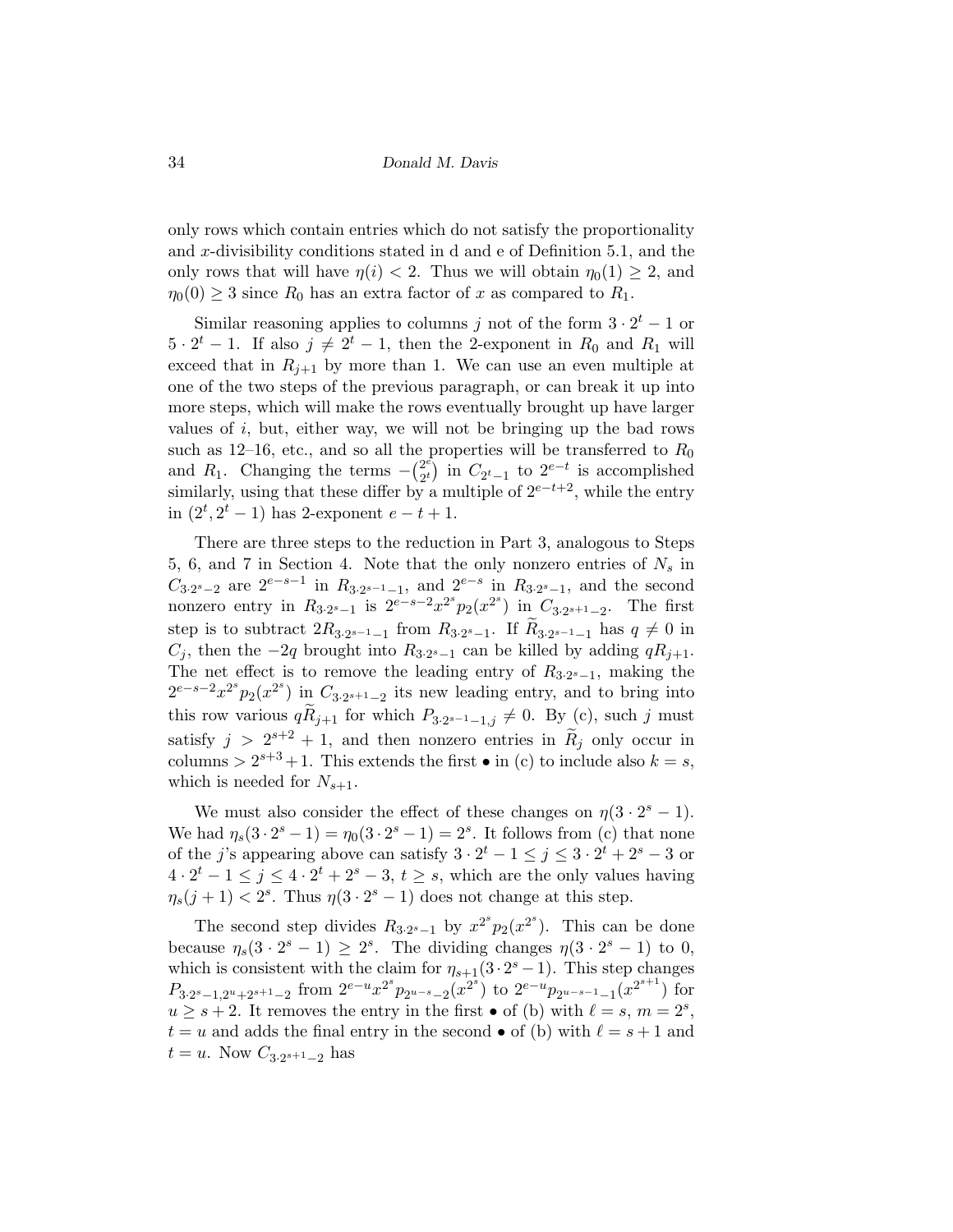only rows which contain entries which do not satisfy the proportionality and $x$-divisibility conditions stated in d and e of Definition 5.1, and the only rows that will have $\eta(i) < 2$. Thus we will obtain $\eta_0(1) \geq 2$, and $\eta_0(0) \geq 3$ since $R_0$ has an extra factor of $x$ as compared to $R_1$.

Similar reasoning applies to columns $j$ not of the form $3 \cdot 2^t - 1$ or $5 \cdot 2^t - 1$. If also $j \neq 2^t - 1$, then the 2-exponent in $R_0$ and $R_1$ will exceed that in $R_{j+1}$ by more than 1. We can use an even multiple at one of the two steps of the previous paragraph, or can break it up into more steps, which will make the rows eventually brought up have larger values of $i$, but, either way, we will not be bringing up the bad rows such as 12–16, etc., and so all the properties will be transferred to $R_0$ and $R_1$. Changing the terms $-\binom{2^e}{2^t}$ in $C_{2^t-1}$ to $2^{e-t}$ is accomplished similarly, using that these differ by a multiple of $2^{e-t+2}$, while the entry in $(2^t, 2^t - 1)$ has 2-exponent $e - t + 1$.

There are three steps to the reduction in Part 3, analogous to Steps 5, 6, and 7 in Section 4. Note that the only nonzero entries of $N_s$ in $C_{3\cdot 2^s - 2}$ are $2^{e-s-1}$ in $R_{3\cdot 2^{s-1}-1}$, and $2^{e-s}$ in $R_{3\cdot 2^s - 1}$, and the second nonzero entry in $R_{3\cdot 2^s-1}$ is $2^{e-s-2}x^{2^s}p_2(x^{2^s})$ in $C_{3\cdot 2^{s+1}-2}$. The first step is to subtract $2R_{3\cdot 2^{s-1}-1}$ from $R_{3\cdot 2^s - 1}$. If $\widetilde{R}_{3\cdot 2^{s-1}-1}$ has $q \neq 0$ in $C_j$, then the $-2q$ brought into $R_{3\cdot 2^s-1}$ can be killed by adding $qR_{j+1}$. The net effect is to remove the leading entry of $R_{3\cdot 2^s - 1}$, making the $2^{e-s-2}x^{2^s}p_2(x^{2^s})$ in $C_{3\cdot 2^{s+1}-2}$ its new leading entry, and to bring into this row various $q\widetilde{R}_{j+1}$ for which $P_{3\cdot 2^{s-1}-1,j} \neq 0$. By (c), such $j$ must satisfy $j > 2^{s+2} + 1$, and then nonzero entries in $\widetilde{R}_j$ only occur in columns $> 2^{s+3} + 1$. This extends the first • in (c) to include also $k = s$, which is needed for $N_{s+1}$.

We must also consider the effect of these changes on $\eta(3 \cdot 2^s - 1)$. We had $\eta_s(3 \cdot 2^s - 1) = \eta_0(3 \cdot 2^s - 1) = 2^s$. It follows from (c) that none of the $j$'s appearing above can satisfy $3 \cdot 2^t - 1 \leq j \leq 3 \cdot 2^t + 2^s - 3$ or $4 \cdot 2^t - 1 \leq j \leq 4 \cdot 2^t + 2^s - 3$, $t \geq s$, which are the only values having $\eta_s(j+1) < 2^s$. Thus $\eta(3 \cdot 2^s - 1)$ does not change at this step.

The second step divides $R_{3\cdot 2^s - 1}$ by $x^{2^s}p_2(x^{2^s})$. This can be done because $\eta_s(3 \cdot 2^s - 1) \geq 2^s$. The dividing changes $\eta(3 \cdot 2^s - 1)$ to 0, which is consistent with the claim for $\eta_{s+1}(3 \cdot 2^s - 1)$. This step changes $P_{3\cdot 2^s - 1, 2^u + 2^{s+1} - 2}$ from $2^{e-u}x^{2^s}p_{2^{u-s}-2}(x^{2^s})$ to $2^{e-u}p_{2^{u-s-1}-1}(x^{2^{s+1}})$ for $u \geq s+2$. It removes the entry in the first • of (b) with $\ell = s$, $m = 2^s$, $t = u$ and adds the final entry in the second • of (b) with $\ell = s+1$ and $t = u$. Now $C_{3\cdot 2^{s+1}-2}$ has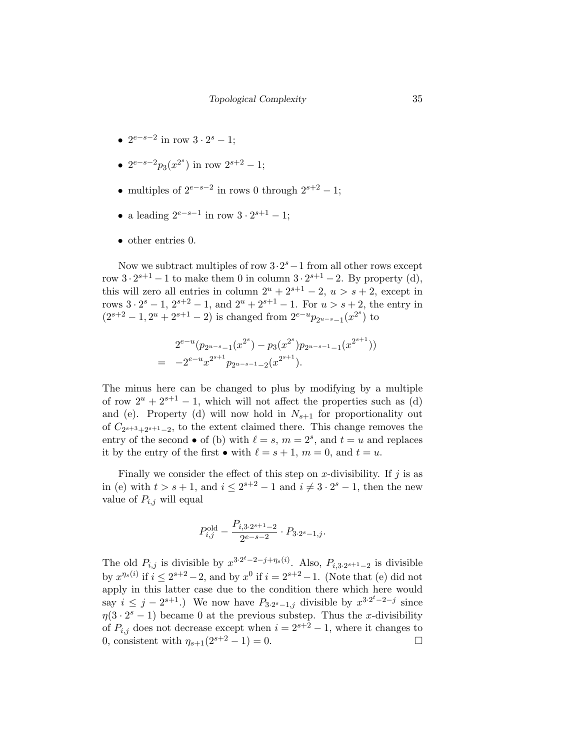- $2^{e-s-2}$ in row $3 \cdot 2^s - 1$;
- $2^{e-s-2} p_3(x^{2^s})$ in row $2^{s+2} - 1$;
- multiples of $2^{e-s-2}$ in rows 0 through $2^{s+2} - 1$;
- a leading $2^{e-s-1}$ in row $3 \cdot 2^{s+1} - 1$;
- other entries 0.

Now we subtract multiples of row $3 \cdot 2^s - 1$ from all other rows except row $3 \cdot 2^{s+1} - 1$ to make them 0 in column $3 \cdot 2^{s+1} - 2$. By property (d), this will zero all entries in column $2^u + 2^{s+1} - 2$, $u > s+2$, except in rows $3 \cdot 2^s - 1$, $2^{s+2} - 1$, and $2^u + 2^{s+1} - 1$. For $u > s+2$, the entry in $(2^{s+2} - 1, 2^u + 2^{s+1} - 2)$ is changed from $2^{e-u} p_{2^{u-s}-1}(x^{2^s})$ to

$$
\begin{aligned}
& 2^{e-u}(p_{2^{u-s}-1}(x^{2^s}) - p_3(x^{2^s}) p_{2^{u-s-1}-1}(x^{2^{s+1}})) \\
= \;& -2^{e-u} x^{2^{s+1}} p_{2^{u-s-1}-2}(x^{2^{s+1}}).
\end{aligned}
$$

The minus here can be changed to plus by modifying by a multiple of row $2^u + 2^{s+1} - 1$, which will not affect the properties such as (d) and (e). Property (d) will now hold in $N_{s+1}$ for proportionality out of $C_{2^{s+3}+2^{s+1}-2}$, to the extent claimed there. This change removes the entry of the second • of (b) with $\ell = s$, $m = 2^s$, and $t = u$ and replaces it by the entry of the first • with $\ell = s+1$, $m = 0$, and $t = u$.

Finally we consider the effect of this step on $x$-divisibility. If $j$ is as in (e) with $t > s+1$, and $i \le 2^{s+2} - 1$ and $i \ne 3 \cdot 2^s - 1$, then the new value of $P_{i,j}$ will equal

$$
P_{i,j}^{\text{old}} - \frac{P_{i,3 \cdot 2^{s+1}-2}}{2^{e-s-2}} \cdot P_{3 \cdot 2^s - 1, j}.
$$

The old $P_{i,j}$ is divisible by $x^{3 \cdot 2^t - 2 - j + \eta_s(i)}$. Also, $P_{i,3 \cdot 2^{s+1}-2}$ is divisible by $x^{\eta_s(i)}$ if $i \le 2^{s+2} - 2$, and by $x^0$ if $i = 2^{s+2} - 1$. (Note that (e) did not apply in this latter case due to the condition there which here would say $i \le j - 2^{s+1}$.) We now have $P_{3 \cdot 2^s - 1, j}$ divisible by $x^{3 \cdot 2^t - 2 - j}$ since $\eta(3 \cdot 2^s - 1)$ became 0 at the previous substep. Thus the $x$-divisibility of $P_{i,j}$ does not decrease except when $i = 2^{s+2} - 1$, where it changes to 0, consistent with $\eta_{s+1}(2^{s+2} - 1) = 0$. $\square$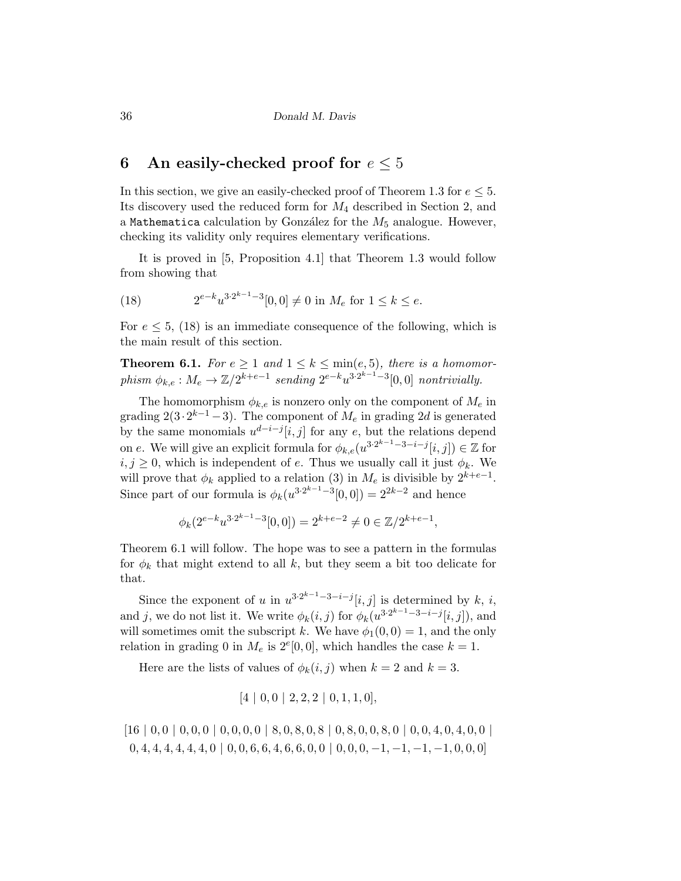## 6 An easily-checked proof for $e \le 5$

In this section, we give an easily-checked proof of Theorem 1.3 for $e \le 5$. Its discovery used the reduced form for $M_4$ described in Section 2, and a `Mathematica` calculation by González for the $M_5$ analogue. However, checking its validity only requires elementary verifications.

It is proved in [5, Proposition 4.1] that Theorem 1.3 would follow from showing that

$$2^{e-k}u^{3\cdot 2^{k-1}-3}[0,0] \ne 0 \text{ in } M_e \text{ for } 1 \le k \le e. \tag{18}$$

For $e \le 5$, (18) is an immediate consequence of the following, which is the main result of this section.

**Theorem 6.1.** *For $e \ge 1$ and $1 \le k \le \min(e,5)$, there is a homomorphism $\phi_{k,e}: M_e \to \mathbb{Z}/2^{k+e-1}$ sending $2^{e-k}u^{3\cdot 2^{k-1}-3}[0,0]$ nontrivially.*

The homomorphism $\phi_{k,e}$ is nonzero only on the component of $M_e$ in grading $2(3\cdot 2^{k-1}-3)$. The component of $M_e$ in grading $2d$ is generated by the same monomials $u^{d-i-j}[i,j]$ for any $e$, but the relations depend on $e$. We will give an explicit formula for $\phi_{k,e}(u^{3\cdot 2^{k-1}-3-i-j}[i,j]) \in \mathbb{Z}$ for $i,j \ge 0$, which is independent of $e$. Thus we usually call it just $\phi_k$. We will prove that $\phi_k$ applied to a relation (3) in $M_e$ is divisible by $2^{k+e-1}$. Since part of our formula is $\phi_k(u^{3\cdot 2^{k-1}-3}[0,0]) = 2^{2k-2}$ and hence

$$\phi_k(2^{e-k}u^{3\cdot 2^{k-1}-3}[0,0]) = 2^{k+e-2} \ne 0 \in \mathbb{Z}/2^{k+e-1},$$

Theorem 6.1 will follow. The hope was to see a pattern in the formulas for $\phi_k$ that might extend to all $k$, but they seem a bit too delicate for that.

Since the exponent of $u$ in $u^{3\cdot 2^{k-1}-3-i-j}[i,j]$ is determined by $k$, $i$, and $j$, we do not list it. We write $\phi_k(i,j)$ for $\phi_k(u^{3\cdot 2^{k-1}-3-i-j}[i,j])$, and will sometimes omit the subscript $k$. We have $\phi_1(0,0) = 1$, and the only relation in grading 0 in $M_e$ is $2^e[0,0]$, which handles the case $k=1$.

Here are the lists of values of $\phi_k(i,j)$ when $k=2$ and $k=3$.

$$[4 \mid 0,0 \mid 2,2,2 \mid 0,1,1,0],$$

$$[16 \mid 0,0 \mid 0,0,0 \mid 0,0,0,0 \mid 8,0,8,0,8 \mid 0,8,0,0,8,0 \mid 0,0,4,0,4,0,0 \mid$$
$$0,4,4,4,4,4,4,0 \mid 0,0,6,6,4,6,6,0,0 \mid 0,0,0,-1,-1,-1,-1,0,0,0]$$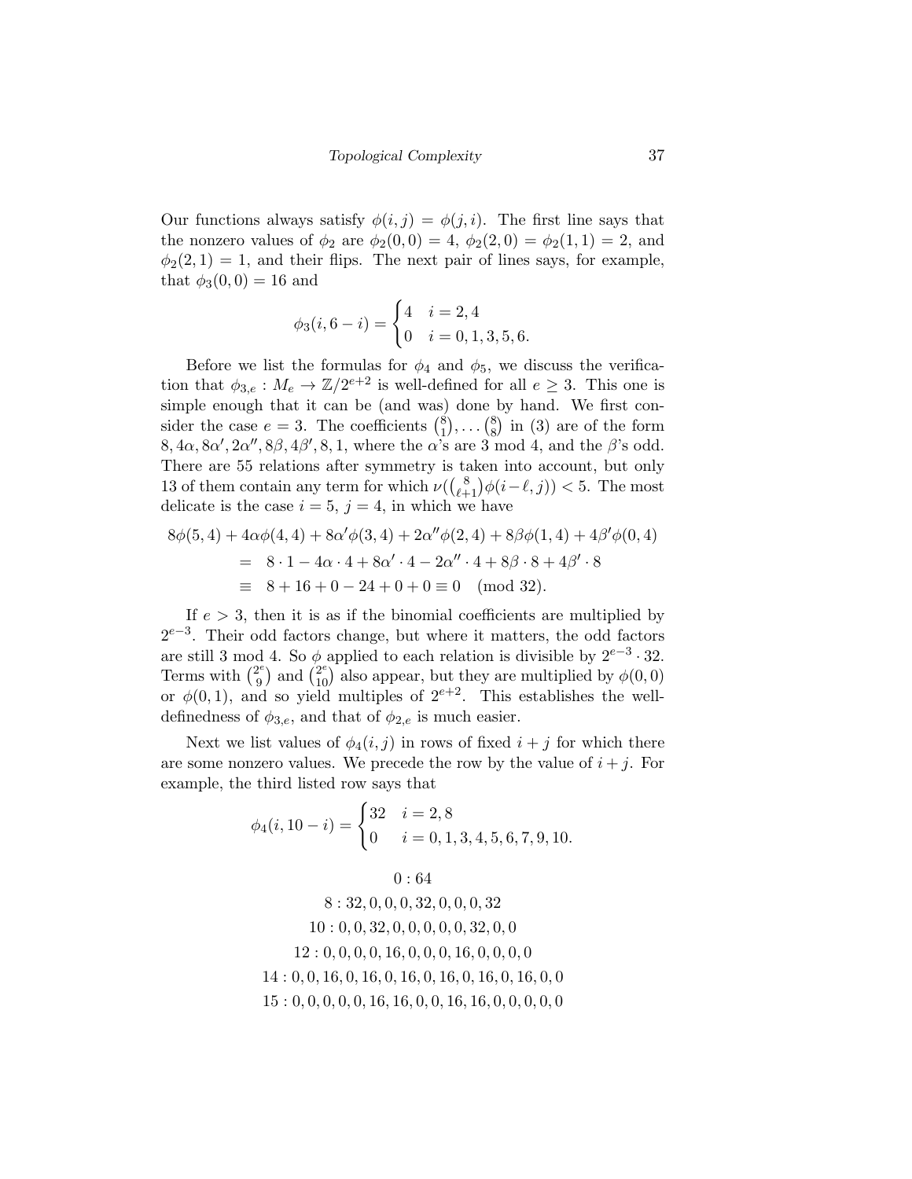Our functions always satisfy $\phi(i,j) = \phi(j,i)$. The first line says that the nonzero values of $\phi_2$ are $\phi_2(0,0) = 4$, $\phi_2(2,0) = \phi_2(1,1) = 2$, and $\phi_2(2,1) = 1$, and their flips. The next pair of lines says, for example, that $\phi_3(0,0) = 16$ and

$$\phi_3(i, 6-i) = \begin{cases} 4 & i = 2,4 \\ 0 & i = 0,1,3,5,6. \end{cases}$$

Before we list the formulas for $\phi_4$ and $\phi_5$, we discuss the verification that $\phi_{3,e} : M_e \to \mathbb{Z}/2^{e+2}$ is well-defined for all $e \geq 3$. This one is simple enough that it can be (and was) done by hand. We first consider the case $e = 3$. The coefficients $\binom{8}{1}, \ldots \binom{8}{8}$ in (3) are of the form $8, 4\alpha, 8\alpha', 2\alpha'', 8\beta, 4\beta', 8, 1$, where the $\alpha$'s are 3 mod 4, and the $\beta$'s odd. There are 55 relations after symmetry is taken into account, but only 13 of them contain any term for which $\nu(\binom{8}{\ell+1}\phi(i-\ell,j)) < 5$. The most delicate is the case $i = 5$, $j = 4$, in which we have

$$\begin{aligned} 8\phi(5,4) &+ 4\alpha\phi(4,4) + 8\alpha'\phi(3,4) + 2\alpha''\phi(2,4) + 8\beta\phi(1,4) + 4\beta'\phi(0,4) \\ &= 8 \cdot 1 - 4\alpha \cdot 4 + 8\alpha' \cdot 4 - 2\alpha'' \cdot 4 + 8\beta \cdot 8 + 4\beta' \cdot 8 \\ &\equiv 8 + 16 + 0 - 24 + 0 + 0 \equiv 0 \pmod{32}. \end{aligned}$$

If $e > 3$, then it is as if the binomial coefficients are multiplied by $2^{e-3}$. Their odd factors change, but where it matters, the odd factors are still 3 mod 4. So $\phi$ applied to each relation is divisible by $2^{e-3} \cdot 32$. Terms with $\binom{2^e}{9}$ and $\binom{2^e}{10}$ also appear, but they are multiplied by $\phi(0,0)$ or $\phi(0,1)$, and so yield multiples of $2^{e+2}$. This establishes the well-definedness of $\phi_{3,e}$, and that of $\phi_{2,e}$ is much easier.

Next we list values of $\phi_4(i,j)$ in rows of fixed $i+j$ for which there are some nonzero values. We precede the row by the value of $i+j$. For example, the third listed row says that

$$\phi_4(i, 10-i) = \begin{cases} 32 & i = 2,8 \\ 0 & i = 0,1,3,4,5,6,7,9,10. \end{cases}$$

$$\begin{gathered} 0 : 64 \\ 8 : 32, 0, 0, 0, 32, 0, 0, 0, 32 \\ 10 : 0, 0, 32, 0, 0, 0, 0, 0, 32, 0, 0 \\ 12 : 0, 0, 0, 0, 16, 0, 0, 0, 16, 0, 0, 0, 0 \\ 14 : 0, 0, 16, 0, 16, 0, 16, 0, 16, 0, 16, 0, 16, 0, 0 \\ 15 : 0, 0, 0, 0, 0, 16, 16, 0, 0, 16, 16, 0, 0, 0, 0, 0 \end{gathered}$$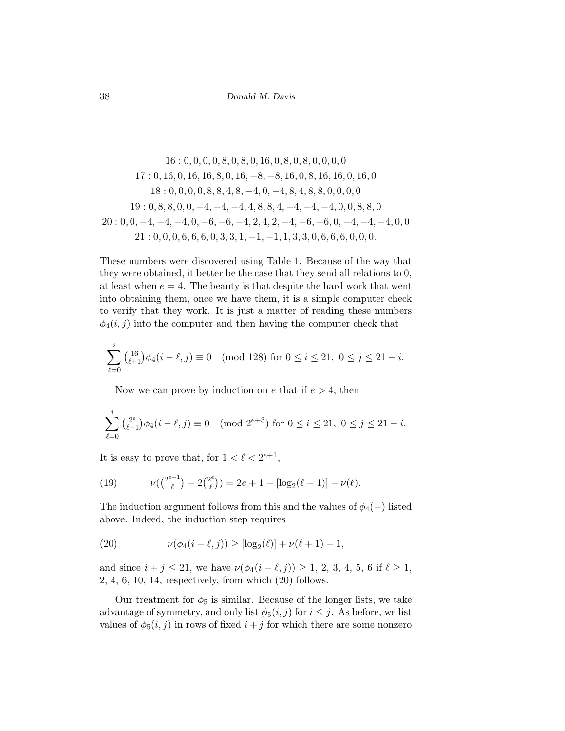$$16: 0, 0, 0, 0, 8, 0, 8, 0, 16, 0, 8, 0, 8, 0, 0, 0, 0$$

$$17: 0, 16, 0, 16, 16, 8, 0, 16, -8, -8, 16, 0, 8, 16, 16, 0, 16, 0$$

$$18: 0, 0, 0, 0, 8, 8, 4, 8, -4, 0, -4, 8, 4, 8, 8, 0, 0, 0, 0$$

$$19: 0, 8, 8, 0, 0, -4, -4, -4, 4, 8, 8, 4, -4, -4, -4, 0, 0, 8, 8, 0$$

$$20: 0, 0, -4, -4, -4, 0, -6, -6, -4, 2, 4, 2, -4, -6, -6, 0, -4, -4, -4, 0, 0$$

$$21: 0, 0, 0, 6, 6, 6, 0, 3, 3, 1, -1, -1, 1, 3, 3, 0, 6, 6, 6, 0, 0, 0.$$

These numbers were discovered using Table 1. Because of the way that they were obtained, it better be the case that they send all relations to 0, at least when $e = 4$. The beauty is that despite the hard work that went into obtaining them, once we have them, it is a simple computer check to verify that they work. It is just a matter of reading these numbers $\phi_4(i, j)$ into the computer and then having the computer check that

$$\sum_{\ell=0}^{i} \tbinom{16}{\ell+1}\phi_4(i-\ell, j) \equiv 0 \pmod{128} \text{ for } 0 \le i \le 21,\ 0 \le j \le 21 - i.$$

Now we can prove by induction on $e$ that if $e > 4$, then

$$\sum_{\ell=0}^{i} \tbinom{2^e}{\ell+1}\phi_4(i-\ell, j) \equiv 0 \pmod{2^{e+3}} \text{ for } 0 \le i \le 21,\ 0 \le j \le 21 - i.$$

It is easy to prove that, for $1 < \ell < 2^{e+1}$,

$$\nu(\tbinom{2^{e+1}}{\ell} - 2\tbinom{2^e}{\ell}) = 2e + 1 - [\log_2(\ell - 1)] - \nu(\ell). \tag{19}$$

The induction argument follows from this and the values of $\phi_4(-)$ listed above. Indeed, the induction step requires

$$\nu(\phi_4(i - \ell, j)) \ge [\log_2(\ell)] + \nu(\ell + 1) - 1, \tag{20}$$

and since $i + j \le 21$, we have $\nu(\phi_4(i - \ell, j)) \ge 1,\ 2,\ 3,\ 4,\ 5,\ 6$ if $\ell \ge 1$, 2, 4, 6, 10, 14, respectively, from which (20) follows.

Our treatment for $\phi_5$ is similar. Because of the longer lists, we take advantage of symmetry, and only list $\phi_5(i, j)$ for $i \le j$. As before, we list values of $\phi_5(i, j)$ in rows of fixed $i + j$ for which there are some nonzero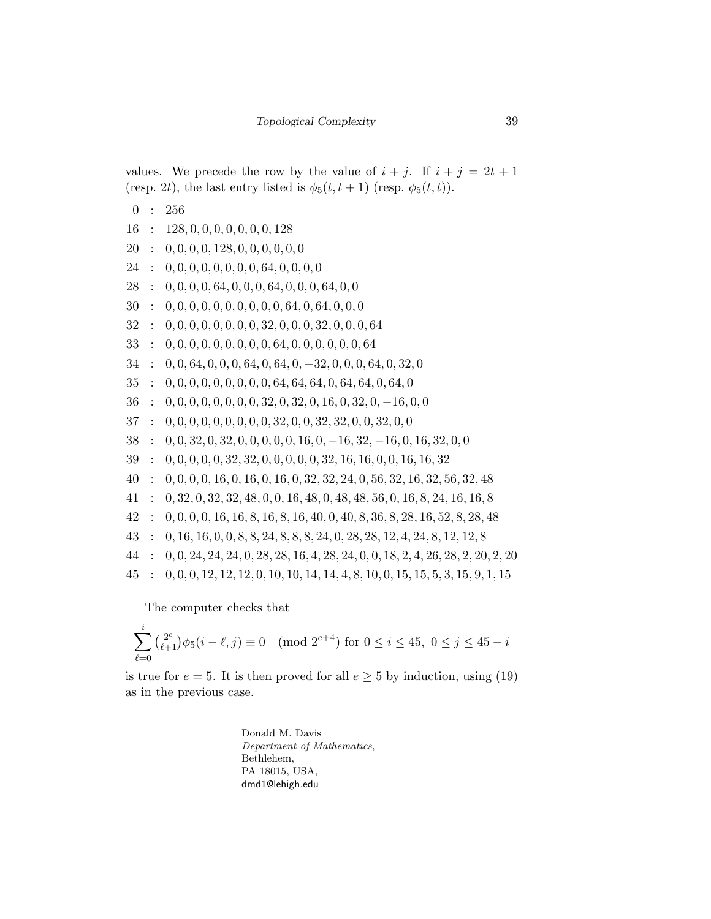values. We precede the row by the value of $i + j$. If $i + j = 2t + 1$ (resp. $2t$), the last entry listed is $\phi_5(t, t + 1)$ (resp. $\phi_5(t, t)$).

0 : $256$

16 : $128, 0, 0, 0, 0, 0, 0, 0, 128$

20 : $0, 0, 0, 0, 128, 0, 0, 0, 0, 0, 0$

24 : $0, 0, 0, 0, 0, 0, 0, 0, 64, 0, 0, 0, 0$

28 : $0, 0, 0, 0, 64, 0, 0, 0, 64, 0, 0, 0, 64, 0, 0$

30 : $0, 0, 0, 0, 0, 0, 0, 0, 0, 0, 64, 0, 64, 0, 0, 0$

32 : $0, 0, 0, 0, 0, 0, 0, 0, 32, 0, 0, 0, 32, 0, 0, 0, 64$

33 : $0, 0, 0, 0, 0, 0, 0, 0, 0, 64, 0, 0, 0, 0, 0, 0, 64$

34 : $0, 0, 64, 0, 0, 0, 64, 0, 64, 0, -32, 0, 0, 0, 64, 0, 32, 0$

35 : $0, 0, 0, 0, 0, 0, 0, 0, 0, 64, 64, 64, 0, 64, 64, 0, 64, 0$

36 : $0, 0, 0, 0, 0, 0, 0, 0, 32, 0, 32, 0, 16, 0, 32, 0, -16, 0, 0$

37 : $0, 0, 0, 0, 0, 0, 0, 0, 0, 32, 0, 0, 32, 32, 0, 0, 32, 0, 0$

38 : $0, 0, 32, 0, 32, 0, 0, 0, 0, 0, 16, 0, -16, 32, -16, 0, 16, 32, 0, 0$

39 : $0, 0, 0, 0, 0, 32, 32, 0, 0, 0, 0, 0, 32, 16, 16, 0, 0, 16, 16, 32$

40 : $0, 0, 0, 0, 16, 0, 16, 0, 16, 0, 32, 32, 24, 0, 56, 32, 16, 32, 56, 32, 48$

41 : $0, 32, 0, 32, 32, 48, 0, 0, 16, 48, 0, 48, 48, 56, 0, 16, 8, 24, 16, 16, 8$

42 : $0, 0, 0, 0, 16, 16, 8, 16, 8, 16, 40, 0, 40, 8, 36, 8, 28, 16, 52, 8, 28, 48$

43 : $0, 16, 16, 0, 0, 8, 8, 24, 8, 8, 8, 24, 0, 28, 28, 12, 4, 24, 8, 12, 12, 8$

44 : $0, 0, 24, 24, 24, 0, 28, 28, 16, 4, 28, 24, 0, 0, 18, 2, 4, 26, 28, 2, 20, 2, 20$

45 : $0, 0, 0, 12, 12, 12, 0, 10, 10, 14, 14, 4, 8, 10, 0, 15, 15, 5, 3, 15, 9, 1, 15$

The computer checks that

$$\sum_{\ell=0}^{i} \binom{2^e}{\ell+1} \phi_5(i - \ell, j) \equiv 0 \pmod{2^{e+4}} \text{ for } 0 \le i \le 45,\ 0 \le j \le 45 - i$$

is true for $e = 5$. It is then proved for all $e \geq 5$ by induction, using (19) as in the previous case.

Donald M. Davis
*Department of Mathematics*,
Bethlehem,
PA 18015, USA,
dmd1@lehigh.edu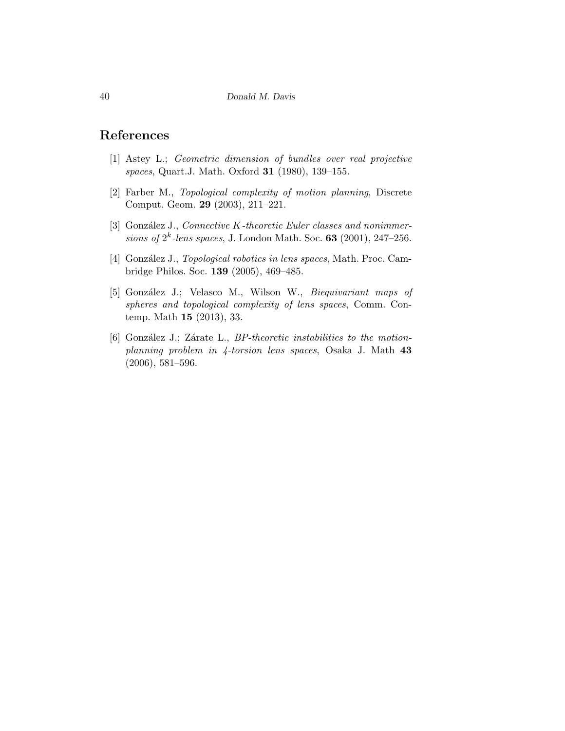## References

[1] Astey L.; *Geometric dimension of bundles over real projective spaces*, Quart.J. Math. Oxford **31** (1980), 139–155.

[2] Farber M., *Topological complexity of motion planning*, Discrete Comput. Geom. **29** (2003), 211–221.

[3] González J., *Connective $K$-theoretic Euler classes and nonimmersions of $2^k$-lens spaces*, J. London Math. Soc. **63** (2001), 247–256.

[4] González J., *Topological robotics in lens spaces*, Math. Proc. Cambridge Philos. Soc. **139** (2005), 469–485.

[5] González J.; Velasco M., Wilson W., *Biequivariant maps of spheres and topological complexity of lens spaces*, Comm. Contemp. Math **15** (2013), 33.

[6] González J.; Zárate L., *BP-theoretic instabilities to the motion-planning problem in 4-torsion lens spaces*, Osaka J. Math **43** (2006), 581–596.